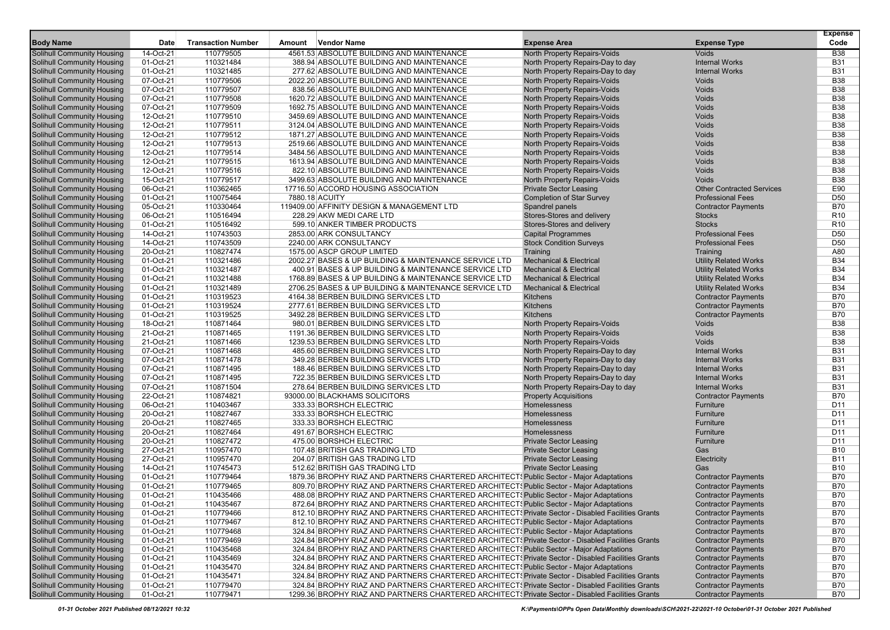| Body Name | Date | Transaction Number | Amount | Vendor Name | Expense Area | Expense Type | Expense Code |
|---|---|---|---|---|---|---|---|
| Solihull Community Housing | 14-Oct-21 | 110779505 | 4561.53 | ABSOLUTE BUILDING AND MAINTENANCE | North Property Repairs-Voids | Voids | B38 |
| Solihull Community Housing | 01-Oct-21 | 110321484 | 388.94 | ABSOLUTE BUILDING AND MAINTENANCE | North Property Repairs-Day to day | Internal Works | B31 |
| Solihull Community Housing | 01-Oct-21 | 110321485 | 277.62 | ABSOLUTE BUILDING AND MAINTENANCE | North Property Repairs-Day to day | Internal Works | B31 |
| Solihull Community Housing | 07-Oct-21 | 110779506 | 2022.20 | ABSOLUTE BUILDING AND MAINTENANCE | North Property Repairs-Voids | Voids | B38 |
| Solihull Community Housing | 07-Oct-21 | 110779507 | 838.56 | ABSOLUTE BUILDING AND MAINTENANCE | North Property Repairs-Voids | Voids | B38 |
| Solihull Community Housing | 07-Oct-21 | 110779508 | 1620.72 | ABSOLUTE BUILDING AND MAINTENANCE | North Property Repairs-Voids | Voids | B38 |
| Solihull Community Housing | 07-Oct-21 | 110779509 | 1692.75 | ABSOLUTE BUILDING AND MAINTENANCE | North Property Repairs-Voids | Voids | B38 |
| Solihull Community Housing | 12-Oct-21 | 110779510 | 3459.69 | ABSOLUTE BUILDING AND MAINTENANCE | North Property Repairs-Voids | Voids | B38 |
| Solihull Community Housing | 12-Oct-21 | 110779511 | 3124.04 | ABSOLUTE BUILDING AND MAINTENANCE | North Property Repairs-Voids | Voids | B38 |
| Solihull Community Housing | 12-Oct-21 | 110779512 | 1871.27 | ABSOLUTE BUILDING AND MAINTENANCE | North Property Repairs-Voids | Voids | B38 |
| Solihull Community Housing | 12-Oct-21 | 110779513 | 2519.66 | ABSOLUTE BUILDING AND MAINTENANCE | North Property Repairs-Voids | Voids | B38 |
| Solihull Community Housing | 12-Oct-21 | 110779514 | 3484.56 | ABSOLUTE BUILDING AND MAINTENANCE | North Property Repairs-Voids | Voids | B38 |
| Solihull Community Housing | 12-Oct-21 | 110779515 | 1613.94 | ABSOLUTE BUILDING AND MAINTENANCE | North Property Repairs-Voids | Voids | B38 |
| Solihull Community Housing | 12-Oct-21 | 110779516 | 822.10 | ABSOLUTE BUILDING AND MAINTENANCE | North Property Repairs-Voids | Voids | B38 |
| Solihull Community Housing | 15-Oct-21 | 110779517 | 3499.63 | ABSOLUTE BUILDING AND MAINTENANCE | North Property Repairs-Voids | Voids | B38 |
| Solihull Community Housing | 06-Oct-21 | 110362465 | 17716.50 | ACCORD HOUSING ASSOCIATION | Private Sector Leasing | Other Contracted Services | E90 |
| Solihull Community Housing | 01-Oct-21 | 110075464 | 7880.18 | ACUITY | Completion of Star Survey | Professional Fees | D50 |
| Solihull Community Housing | 05-Oct-21 | 110330464 | 119409.00 | AFFINITY DESIGN & MANAGEMENT LTD | Spandrel panels | Contractor Payments | B70 |
| Solihull Community Housing | 06-Oct-21 | 110516494 | 228.29 | AKW MEDI CARE LTD | Stores-Stores and delivery | Stocks | R10 |
| Solihull Community Housing | 01-Oct-21 | 110516492 | 599.10 | ANKER TIMBER PRODUCTS | Stores-Stores and delivery | Stocks | R10 |
| Solihull Community Housing | 14-Oct-21 | 110743503 | 2853.00 | ARK CONSULTANCY | Capital Programmes | Professional Fees | D50 |
| Solihull Community Housing | 14-Oct-21 | 110743509 | 2240.00 | ARK CONSULTANCY | Stock Condition Surveys | Professional Fees | D50 |
| Solihull Community Housing | 20-Oct-21 | 110827474 | 1575.00 | ASCP GROUP LIMITED | Training | Training | A80 |
| Solihull Community Housing | 01-Oct-21 | 110321486 | 2002.27 | BASES & UP BUILDING & MAINTENANCE SERVICE LTD | Mechanical & Electrical | Utility Related Works | B34 |
| Solihull Community Housing | 01-Oct-21 | 110321487 | 400.91 | BASES & UP BUILDING & MAINTENANCE SERVICE LTD | Mechanical & Electrical | Utility Related Works | B34 |
| Solihull Community Housing | 01-Oct-21 | 110321488 | 1768.89 | BASES & UP BUILDING & MAINTENANCE SERVICE LTD | Mechanical & Electrical | Utility Related Works | B34 |
| Solihull Community Housing | 01-Oct-21 | 110321489 | 2706.25 | BASES & UP BUILDING & MAINTENANCE SERVICE LTD | Mechanical & Electrical | Utility Related Works | B34 |
| Solihull Community Housing | 01-Oct-21 | 110319523 | 4164.38 | BERBEN BUILDING SERVICES LTD | Kitchens | Contractor Payments | B70 |
| Solihull Community Housing | 01-Oct-21 | 110319524 | 2777.61 | BERBEN BUILDING SERVICES LTD | Kitchens | Contractor Payments | B70 |
| Solihull Community Housing | 01-Oct-21 | 110319525 | 3492.28 | BERBEN BUILDING SERVICES LTD | Kitchens | Contractor Payments | B70 |
| Solihull Community Housing | 18-Oct-21 | 110871464 | 980.01 | BERBEN BUILDING SERVICES LTD | North Property Repairs-Voids | Voids | B38 |
| Solihull Community Housing | 21-Oct-21 | 110871465 | 1191.36 | BERBEN BUILDING SERVICES LTD | North Property Repairs-Voids | Voids | B38 |
| Solihull Community Housing | 21-Oct-21 | 110871466 | 1239.53 | BERBEN BUILDING SERVICES LTD | North Property Repairs-Voids | Voids | B38 |
| Solihull Community Housing | 07-Oct-21 | 110871468 | 485.60 | BERBEN BUILDING SERVICES LTD | North Property Repairs-Day to day | Internal Works | B31 |
| Solihull Community Housing | 07-Oct-21 | 110871478 | 349.28 | BERBEN BUILDING SERVICES LTD | North Property Repairs-Day to day | Internal Works | B31 |
| Solihull Community Housing | 07-Oct-21 | 110871495 | 188.46 | BERBEN BUILDING SERVICES LTD | North Property Repairs-Day to day | Internal Works | B31 |
| Solihull Community Housing | 07-Oct-21 | 110871495 | 722.35 | BERBEN BUILDING SERVICES LTD | North Property Repairs-Day to day | Internal Works | B31 |
| Solihull Community Housing | 07-Oct-21 | 110871504 | 278.64 | BERBEN BUILDING SERVICES LTD | North Property Repairs-Day to day | Internal Works | B31 |
| Solihull Community Housing | 22-Oct-21 | 110874821 | 93000.00 | BLACKHAMS SOLICITORS | Property Acquisitions | Contractor Payments | B70 |
| Solihull Community Housing | 06-Oct-21 | 110403467 | 333.33 | BORSHCH ELECTRIC | Homelessness | Furniture | D11 |
| Solihull Community Housing | 20-Oct-21 | 110827467 | 333.33 | BORSHCH ELECTRIC | Homelessness | Furniture | D11 |
| Solihull Community Housing | 20-Oct-21 | 110827465 | 333.33 | BORSHCH ELECTRIC | Homelessness | Furniture | D11 |
| Solihull Community Housing | 20-Oct-21 | 110827464 | 491.67 | BORSHCH ELECTRIC | Homelessness | Furniture | D11 |
| Solihull Community Housing | 20-Oct-21 | 110827472 | 475.00 | BORSHCH ELECTRIC | Private Sector Leasing | Furniture | D11 |
| Solihull Community Housing | 27-Oct-21 | 110957470 | 107.48 | BRITISH GAS TRADING LTD | Private Sector Leasing | Gas | B10 |
| Solihull Community Housing | 27-Oct-21 | 110957470 | 204.07 | BRITISH GAS TRADING LTD | Private Sector Leasing | Electricity | B11 |
| Solihull Community Housing | 14-Oct-21 | 110745473 | 512.62 | BRITISH GAS TRADING LTD | Private Sector Leasing | Gas | B10 |
| Solihull Community Housing | 01-Oct-21 | 110779464 | 1879.36 | BROPHY RIAZ AND PARTNERS CHARTERED ARCHITECTS | Public Sector - Major Adaptations | Contractor Payments | B70 |
| Solihull Community Housing | 01-Oct-21 | 110779465 | 809.70 | BROPHY RIAZ AND PARTNERS CHARTERED ARCHITECTS | Public Sector - Major Adaptations | Contractor Payments | B70 |
| Solihull Community Housing | 01-Oct-21 | 110435466 | 488.08 | BROPHY RIAZ AND PARTNERS CHARTERED ARCHITECTS | Public Sector - Major Adaptations | Contractor Payments | B70 |
| Solihull Community Housing | 01-Oct-21 | 110435467 | 872.64 | BROPHY RIAZ AND PARTNERS CHARTERED ARCHITECTS | Public Sector - Major Adaptations | Contractor Payments | B70 |
| Solihull Community Housing | 01-Oct-21 | 110779466 | 812.10 | BROPHY RIAZ AND PARTNERS CHARTERED ARCHITECTS | Private Sector - Disabled Facilities Grants | Contractor Payments | B70 |
| Solihull Community Housing | 01-Oct-21 | 110779467 | 812.10 | BROPHY RIAZ AND PARTNERS CHARTERED ARCHITECTS | Public Sector - Major Adaptations | Contractor Payments | B70 |
| Solihull Community Housing | 01-Oct-21 | 110779468 | 324.84 | BROPHY RIAZ AND PARTNERS CHARTERED ARCHITECTS | Public Sector - Major Adaptations | Contractor Payments | B70 |
| Solihull Community Housing | 01-Oct-21 | 110779469 | 324.84 | BROPHY RIAZ AND PARTNERS CHARTERED ARCHITECTS | Private Sector - Disabled Facilities Grants | Contractor Payments | B70 |
| Solihull Community Housing | 01-Oct-21 | 110435468 | 324.84 | BROPHY RIAZ AND PARTNERS CHARTERED ARCHITECTS | Public Sector - Major Adaptations | Contractor Payments | B70 |
| Solihull Community Housing | 01-Oct-21 | 110435469 | 324.84 | BROPHY RIAZ AND PARTNERS CHARTERED ARCHITECTS | Private Sector - Disabled Facilities Grants | Contractor Payments | B70 |
| Solihull Community Housing | 01-Oct-21 | 110435470 | 324.84 | BROPHY RIAZ AND PARTNERS CHARTERED ARCHITECTS | Public Sector - Major Adaptations | Contractor Payments | B70 |
| Solihull Community Housing | 01-Oct-21 | 110435471 | 324.84 | BROPHY RIAZ AND PARTNERS CHARTERED ARCHITECTS | Private Sector - Disabled Facilities Grants | Contractor Payments | B70 |
| Solihull Community Housing | 01-Oct-21 | 110779470 | 324.84 | BROPHY RIAZ AND PARTNERS CHARTERED ARCHITECTS | Private Sector - Disabled Facilities Grants | Contractor Payments | B70 |
| Solihull Community Housing | 01-Oct-21 | 110779471 | 1299.36 | BROPHY RIAZ AND PARTNERS CHARTERED ARCHITECTS | Private Sector - Disabled Facilities Grants | Contractor Payments | B70 |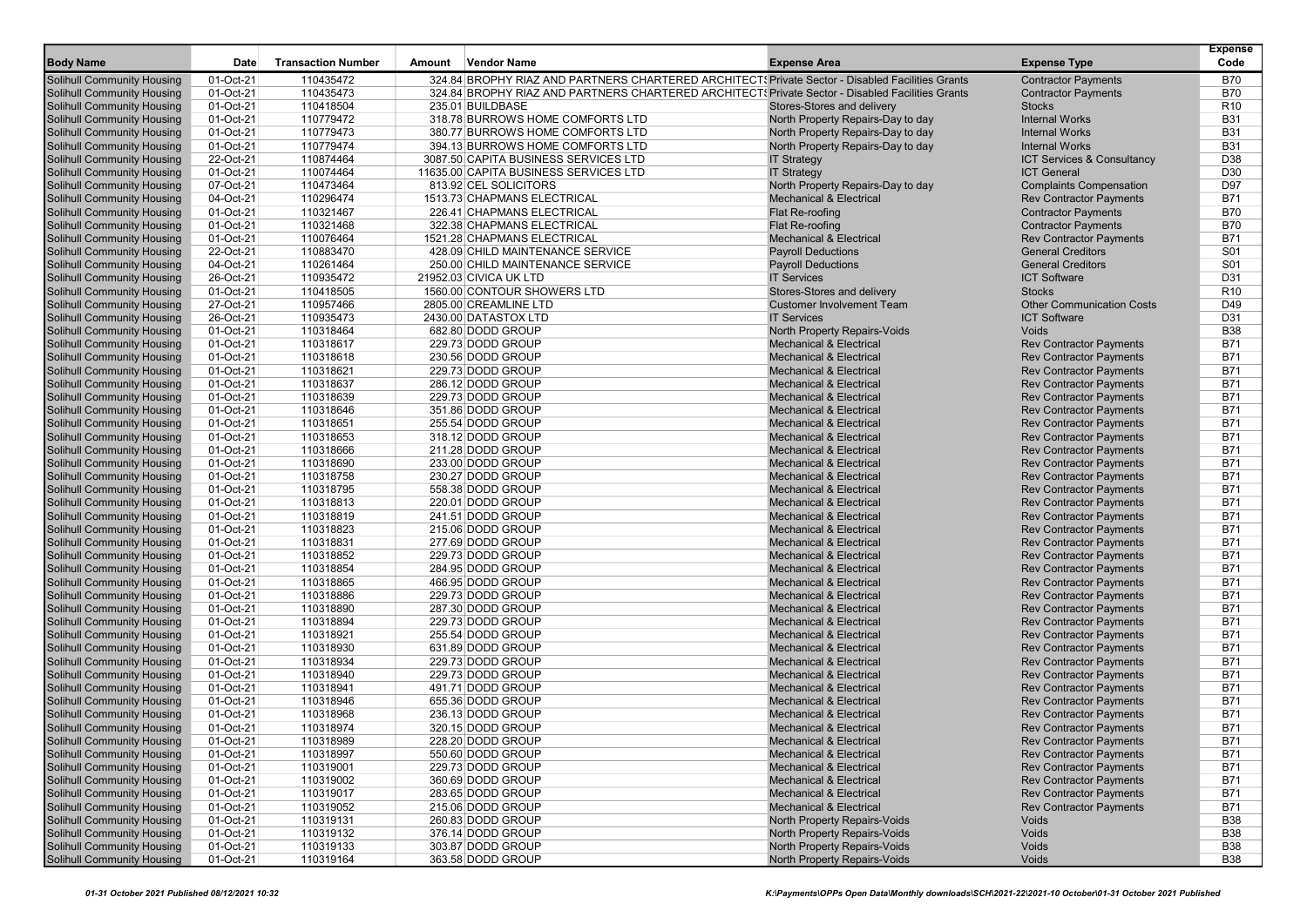| Body Name | Date | Transaction Number | Amount | Vendor Name | Expense Area | Expense Type | Expense Code |
|---|---|---|---|---|---|---|---|
| Solihull Community Housing | 01-Oct-21 | 110435472 | 324.84 | BROPHY RIAZ AND PARTNERS CHARTERED ARCHITECTS | Private Sector - Disabled Facilities Grants | Contractor Payments | B70 |
| Solihull Community Housing | 01-Oct-21 | 110435473 | 324.84 | BROPHY RIAZ AND PARTNERS CHARTERED ARCHITECTS | Private Sector - Disabled Facilities Grants | Contractor Payments | B70 |
| Solihull Community Housing | 01-Oct-21 | 110418504 | 235.01 | BUILDBASE | Stores-Stores and delivery | Stocks | R10 |
| Solihull Community Housing | 01-Oct-21 | 110779472 | 318.78 | BURROWS HOME COMFORTS LTD | North Property Repairs-Day to day | Internal Works | B31 |
| Solihull Community Housing | 01-Oct-21 | 110779473 | 380.77 | BURROWS HOME COMFORTS LTD | North Property Repairs-Day to day | Internal Works | B31 |
| Solihull Community Housing | 01-Oct-21 | 110779474 | 394.13 | BURROWS HOME COMFORTS LTD | North Property Repairs-Day to day | Internal Works | B31 |
| Solihull Community Housing | 22-Oct-21 | 110874464 | 3087.50 | CAPITA BUSINESS SERVICES LTD | IT Strategy | ICT Services & Consultancy | D38 |
| Solihull Community Housing | 01-Oct-21 | 110074464 | 11635.00 | CAPITA BUSINESS SERVICES LTD | IT Strategy | ICT General | D30 |
| Solihull Community Housing | 07-Oct-21 | 110473464 | 813.92 | CEL SOLICITORS | North Property Repairs-Day to day | Complaints Compensation | D97 |
| Solihull Community Housing | 04-Oct-21 | 110296474 | 1513.73 | CHAPMANS ELECTRICAL | Mechanical & Electrical | Rev Contractor Payments | B71 |
| Solihull Community Housing | 01-Oct-21 | 110321467 | 226.41 | CHAPMANS ELECTRICAL | Flat Re-roofing | Contractor Payments | B70 |
| Solihull Community Housing | 01-Oct-21 | 110321468 | 322.38 | CHAPMANS ELECTRICAL | Flat Re-roofing | Contractor Payments | B70 |
| Solihull Community Housing | 01-Oct-21 | 110076464 | 1521.28 | CHAPMANS ELECTRICAL | Mechanical & Electrical | Rev Contractor Payments | B71 |
| Solihull Community Housing | 22-Oct-21 | 110883470 | 428.09 | CHILD MAINTENANCE SERVICE | Payroll Deductions | General Creditors | S01 |
| Solihull Community Housing | 04-Oct-21 | 110261464 | 250.00 | CHILD MAINTENANCE SERVICE | Payroll Deductions | General Creditors | S01 |
| Solihull Community Housing | 26-Oct-21 | 110935472 | 21952.03 | CIVICA UK LTD | IT Services | ICT Software | D31 |
| Solihull Community Housing | 01-Oct-21 | 110418505 | 1560.00 | CONTOUR SHOWERS LTD | Stores-Stores and delivery | Stocks | R10 |
| Solihull Community Housing | 27-Oct-21 | 110957466 | 2805.00 | CREAMLINE LTD | Customer Involvement Team | Other Communication Costs | D49 |
| Solihull Community Housing | 26-Oct-21 | 110935473 | 2430.00 | DATASTOX LTD | IT Services | ICT Software | D31 |
| Solihull Community Housing | 01-Oct-21 | 110318464 | 682.80 | DODD GROUP | North Property Repairs-Voids | Voids | B38 |
| Solihull Community Housing | 01-Oct-21 | 110318617 | 229.73 | DODD GROUP | Mechanical & Electrical | Rev Contractor Payments | B71 |
| Solihull Community Housing | 01-Oct-21 | 110318618 | 230.56 | DODD GROUP | Mechanical & Electrical | Rev Contractor Payments | B71 |
| Solihull Community Housing | 01-Oct-21 | 110318621 | 229.73 | DODD GROUP | Mechanical & Electrical | Rev Contractor Payments | B71 |
| Solihull Community Housing | 01-Oct-21 | 110318637 | 286.12 | DODD GROUP | Mechanical & Electrical | Rev Contractor Payments | B71 |
| Solihull Community Housing | 01-Oct-21 | 110318639 | 229.73 | DODD GROUP | Mechanical & Electrical | Rev Contractor Payments | B71 |
| Solihull Community Housing | 01-Oct-21 | 110318646 | 351.86 | DODD GROUP | Mechanical & Electrical | Rev Contractor Payments | B71 |
| Solihull Community Housing | 01-Oct-21 | 110318651 | 255.54 | DODD GROUP | Mechanical & Electrical | Rev Contractor Payments | B71 |
| Solihull Community Housing | 01-Oct-21 | 110318653 | 318.12 | DODD GROUP | Mechanical & Electrical | Rev Contractor Payments | B71 |
| Solihull Community Housing | 01-Oct-21 | 110318666 | 211.28 | DODD GROUP | Mechanical & Electrical | Rev Contractor Payments | B71 |
| Solihull Community Housing | 01-Oct-21 | 110318690 | 233.00 | DODD GROUP | Mechanical & Electrical | Rev Contractor Payments | B71 |
| Solihull Community Housing | 01-Oct-21 | 110318758 | 230.27 | DODD GROUP | Mechanical & Electrical | Rev Contractor Payments | B71 |
| Solihull Community Housing | 01-Oct-21 | 110318795 | 558.38 | DODD GROUP | Mechanical & Electrical | Rev Contractor Payments | B71 |
| Solihull Community Housing | 01-Oct-21 | 110318813 | 220.01 | DODD GROUP | Mechanical & Electrical | Rev Contractor Payments | B71 |
| Solihull Community Housing | 01-Oct-21 | 110318819 | 241.51 | DODD GROUP | Mechanical & Electrical | Rev Contractor Payments | B71 |
| Solihull Community Housing | 01-Oct-21 | 110318823 | 215.06 | DODD GROUP | Mechanical & Electrical | Rev Contractor Payments | B71 |
| Solihull Community Housing | 01-Oct-21 | 110318831 | 277.69 | DODD GROUP | Mechanical & Electrical | Rev Contractor Payments | B71 |
| Solihull Community Housing | 01-Oct-21 | 110318852 | 229.73 | DODD GROUP | Mechanical & Electrical | Rev Contractor Payments | B71 |
| Solihull Community Housing | 01-Oct-21 | 110318854 | 284.95 | DODD GROUP | Mechanical & Electrical | Rev Contractor Payments | B71 |
| Solihull Community Housing | 01-Oct-21 | 110318865 | 466.95 | DODD GROUP | Mechanical & Electrical | Rev Contractor Payments | B71 |
| Solihull Community Housing | 01-Oct-21 | 110318886 | 229.73 | DODD GROUP | Mechanical & Electrical | Rev Contractor Payments | B71 |
| Solihull Community Housing | 01-Oct-21 | 110318890 | 287.30 | DODD GROUP | Mechanical & Electrical | Rev Contractor Payments | B71 |
| Solihull Community Housing | 01-Oct-21 | 110318894 | 229.73 | DODD GROUP | Mechanical & Electrical | Rev Contractor Payments | B71 |
| Solihull Community Housing | 01-Oct-21 | 110318921 | 255.54 | DODD GROUP | Mechanical & Electrical | Rev Contractor Payments | B71 |
| Solihull Community Housing | 01-Oct-21 | 110318930 | 631.89 | DODD GROUP | Mechanical & Electrical | Rev Contractor Payments | B71 |
| Solihull Community Housing | 01-Oct-21 | 110318934 | 229.73 | DODD GROUP | Mechanical & Electrical | Rev Contractor Payments | B71 |
| Solihull Community Housing | 01-Oct-21 | 110318940 | 229.73 | DODD GROUP | Mechanical & Electrical | Rev Contractor Payments | B71 |
| Solihull Community Housing | 01-Oct-21 | 110318941 | 491.71 | DODD GROUP | Mechanical & Electrical | Rev Contractor Payments | B71 |
| Solihull Community Housing | 01-Oct-21 | 110318946 | 655.36 | DODD GROUP | Mechanical & Electrical | Rev Contractor Payments | B71 |
| Solihull Community Housing | 01-Oct-21 | 110318968 | 236.13 | DODD GROUP | Mechanical & Electrical | Rev Contractor Payments | B71 |
| Solihull Community Housing | 01-Oct-21 | 110318974 | 320.15 | DODD GROUP | Mechanical & Electrical | Rev Contractor Payments | B71 |
| Solihull Community Housing | 01-Oct-21 | 110318989 | 228.20 | DODD GROUP | Mechanical & Electrical | Rev Contractor Payments | B71 |
| Solihull Community Housing | 01-Oct-21 | 110318997 | 550.60 | DODD GROUP | Mechanical & Electrical | Rev Contractor Payments | B71 |
| Solihull Community Housing | 01-Oct-21 | 110319001 | 229.73 | DODD GROUP | Mechanical & Electrical | Rev Contractor Payments | B71 |
| Solihull Community Housing | 01-Oct-21 | 110319002 | 360.69 | DODD GROUP | Mechanical & Electrical | Rev Contractor Payments | B71 |
| Solihull Community Housing | 01-Oct-21 | 110319017 | 283.65 | DODD GROUP | Mechanical & Electrical | Rev Contractor Payments | B71 |
| Solihull Community Housing | 01-Oct-21 | 110319052 | 215.06 | DODD GROUP | Mechanical & Electrical | Rev Contractor Payments | B71 |
| Solihull Community Housing | 01-Oct-21 | 110319131 | 260.83 | DODD GROUP | North Property Repairs-Voids | Voids | B38 |
| Solihull Community Housing | 01-Oct-21 | 110319132 | 376.14 | DODD GROUP | North Property Repairs-Voids | Voids | B38 |
| Solihull Community Housing | 01-Oct-21 | 110319133 | 303.87 | DODD GROUP | North Property Repairs-Voids | Voids | B38 |
| Solihull Community Housing | 01-Oct-21 | 110319164 | 363.58 | DODD GROUP | North Property Repairs-Voids | Voids | B38 |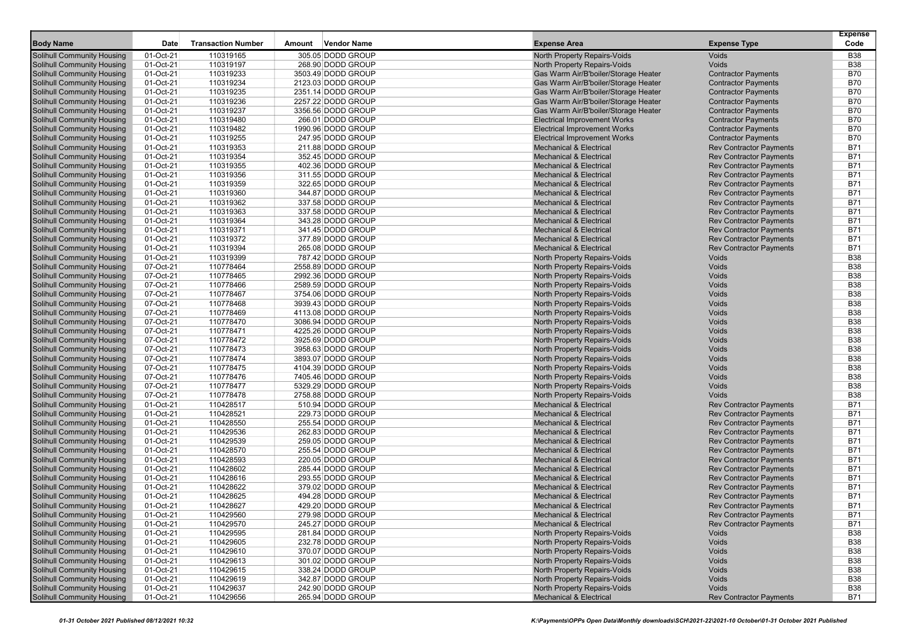| Body Name | Date | Transaction Number | Amount | Vendor Name | Expense Area | Expense Type | Expense Code |
|---|---|---|---|---|---|---|---|
| Solihull Community Housing | 01-Oct-21 | 110319165 | 305.05 | DODD GROUP | North Property Repairs-Voids | Voids | B38 |
| Solihull Community Housing | 01-Oct-21 | 110319197 | 268.90 | DODD GROUP | North Property Repairs-Voids | Voids | B38 |
| Solihull Community Housing | 01-Oct-21 | 110319233 | 3503.49 | DODD GROUP | Gas Warm Air/B'boiler/Storage Heater | Contractor Payments | B70 |
| Solihull Community Housing | 01-Oct-21 | 110319234 | 2123.03 | DODD GROUP | Gas Warm Air/B'boiler/Storage Heater | Contractor Payments | B70 |
| Solihull Community Housing | 01-Oct-21 | 110319235 | 2351.14 | DODD GROUP | Gas Warm Air/B'boiler/Storage Heater | Contractor Payments | B70 |
| Solihull Community Housing | 01-Oct-21 | 110319236 | 2257.22 | DODD GROUP | Gas Warm Air/B'boiler/Storage Heater | Contractor Payments | B70 |
| Solihull Community Housing | 01-Oct-21 | 110319237 | 3356.56 | DODD GROUP | Gas Warm Air/B'boiler/Storage Heater | Contractor Payments | B70 |
| Solihull Community Housing | 01-Oct-21 | 110319480 | 266.01 | DODD GROUP | Electrical Improvement Works | Contractor Payments | B70 |
| Solihull Community Housing | 01-Oct-21 | 110319482 | 1990.96 | DODD GROUP | Electrical Improvement Works | Contractor Payments | B70 |
| Solihull Community Housing | 01-Oct-21 | 110319255 | 247.95 | DODD GROUP | Electrical Improvement Works | Contractor Payments | B70 |
| Solihull Community Housing | 01-Oct-21 | 110319353 | 211.88 | DODD GROUP | Mechanical & Electrical | Rev Contractor Payments | B71 |
| Solihull Community Housing | 01-Oct-21 | 110319354 | 352.45 | DODD GROUP | Mechanical & Electrical | Rev Contractor Payments | B71 |
| Solihull Community Housing | 01-Oct-21 | 110319355 | 402.36 | DODD GROUP | Mechanical & Electrical | Rev Contractor Payments | B71 |
| Solihull Community Housing | 01-Oct-21 | 110319356 | 311.55 | DODD GROUP | Mechanical & Electrical | Rev Contractor Payments | B71 |
| Solihull Community Housing | 01-Oct-21 | 110319359 | 322.65 | DODD GROUP | Mechanical & Electrical | Rev Contractor Payments | B71 |
| Solihull Community Housing | 01-Oct-21 | 110319360 | 344.87 | DODD GROUP | Mechanical & Electrical | Rev Contractor Payments | B71 |
| Solihull Community Housing | 01-Oct-21 | 110319362 | 337.58 | DODD GROUP | Mechanical & Electrical | Rev Contractor Payments | B71 |
| Solihull Community Housing | 01-Oct-21 | 110319363 | 337.58 | DODD GROUP | Mechanical & Electrical | Rev Contractor Payments | B71 |
| Solihull Community Housing | 01-Oct-21 | 110319364 | 343.28 | DODD GROUP | Mechanical & Electrical | Rev Contractor Payments | B71 |
| Solihull Community Housing | 01-Oct-21 | 110319371 | 341.45 | DODD GROUP | Mechanical & Electrical | Rev Contractor Payments | B71 |
| Solihull Community Housing | 01-Oct-21 | 110319372 | 377.89 | DODD GROUP | Mechanical & Electrical | Rev Contractor Payments | B71 |
| Solihull Community Housing | 01-Oct-21 | 110319394 | 265.08 | DODD GROUP | Mechanical & Electrical | Rev Contractor Payments | B71 |
| Solihull Community Housing | 01-Oct-21 | 110319399 | 787.42 | DODD GROUP | North Property Repairs-Voids | Voids | B38 |
| Solihull Community Housing | 07-Oct-21 | 110778464 | 2558.89 | DODD GROUP | North Property Repairs-Voids | Voids | B38 |
| Solihull Community Housing | 07-Oct-21 | 110778465 | 2992.36 | DODD GROUP | North Property Repairs-Voids | Voids | B38 |
| Solihull Community Housing | 07-Oct-21 | 110778466 | 2589.59 | DODD GROUP | North Property Repairs-Voids | Voids | B38 |
| Solihull Community Housing | 07-Oct-21 | 110778467 | 3754.06 | DODD GROUP | North Property Repairs-Voids | Voids | B38 |
| Solihull Community Housing | 07-Oct-21 | 110778468 | 3939.43 | DODD GROUP | North Property Repairs-Voids | Voids | B38 |
| Solihull Community Housing | 07-Oct-21 | 110778469 | 4113.08 | DODD GROUP | North Property Repairs-Voids | Voids | B38 |
| Solihull Community Housing | 07-Oct-21 | 110778470 | 3086.94 | DODD GROUP | North Property Repairs-Voids | Voids | B38 |
| Solihull Community Housing | 07-Oct-21 | 110778471 | 4225.26 | DODD GROUP | North Property Repairs-Voids | Voids | B38 |
| Solihull Community Housing | 07-Oct-21 | 110778472 | 3925.69 | DODD GROUP | North Property Repairs-Voids | Voids | B38 |
| Solihull Community Housing | 07-Oct-21 | 110778473 | 3958.63 | DODD GROUP | North Property Repairs-Voids | Voids | B38 |
| Solihull Community Housing | 07-Oct-21 | 110778474 | 3893.07 | DODD GROUP | North Property Repairs-Voids | Voids | B38 |
| Solihull Community Housing | 07-Oct-21 | 110778475 | 4104.39 | DODD GROUP | North Property Repairs-Voids | Voids | B38 |
| Solihull Community Housing | 07-Oct-21 | 110778476 | 7405.46 | DODD GROUP | North Property Repairs-Voids | Voids | B38 |
| Solihull Community Housing | 07-Oct-21 | 110778477 | 5329.29 | DODD GROUP | North Property Repairs-Voids | Voids | B38 |
| Solihull Community Housing | 07-Oct-21 | 110778478 | 2758.88 | DODD GROUP | North Property Repairs-Voids | Voids | B38 |
| Solihull Community Housing | 01-Oct-21 | 110428517 | 510.94 | DODD GROUP | Mechanical & Electrical | Rev Contractor Payments | B71 |
| Solihull Community Housing | 01-Oct-21 | 110428521 | 229.73 | DODD GROUP | Mechanical & Electrical | Rev Contractor Payments | B71 |
| Solihull Community Housing | 01-Oct-21 | 110428550 | 255.54 | DODD GROUP | Mechanical & Electrical | Rev Contractor Payments | B71 |
| Solihull Community Housing | 01-Oct-21 | 110429536 | 262.83 | DODD GROUP | Mechanical & Electrical | Rev Contractor Payments | B71 |
| Solihull Community Housing | 01-Oct-21 | 110429539 | 259.05 | DODD GROUP | Mechanical & Electrical | Rev Contractor Payments | B71 |
| Solihull Community Housing | 01-Oct-21 | 110428570 | 255.54 | DODD GROUP | Mechanical & Electrical | Rev Contractor Payments | B71 |
| Solihull Community Housing | 01-Oct-21 | 110428593 | 220.05 | DODD GROUP | Mechanical & Electrical | Rev Contractor Payments | B71 |
| Solihull Community Housing | 01-Oct-21 | 110428602 | 285.44 | DODD GROUP | Mechanical & Electrical | Rev Contractor Payments | B71 |
| Solihull Community Housing | 01-Oct-21 | 110428616 | 293.55 | DODD GROUP | Mechanical & Electrical | Rev Contractor Payments | B71 |
| Solihull Community Housing | 01-Oct-21 | 110428622 | 379.02 | DODD GROUP | Mechanical & Electrical | Rev Contractor Payments | B71 |
| Solihull Community Housing | 01-Oct-21 | 110428625 | 494.28 | DODD GROUP | Mechanical & Electrical | Rev Contractor Payments | B71 |
| Solihull Community Housing | 01-Oct-21 | 110428627 | 429.20 | DODD GROUP | Mechanical & Electrical | Rev Contractor Payments | B71 |
| Solihull Community Housing | 01-Oct-21 | 110429560 | 279.98 | DODD GROUP | Mechanical & Electrical | Rev Contractor Payments | B71 |
| Solihull Community Housing | 01-Oct-21 | 110429570 | 245.27 | DODD GROUP | Mechanical & Electrical | Rev Contractor Payments | B71 |
| Solihull Community Housing | 01-Oct-21 | 110429595 | 281.84 | DODD GROUP | North Property Repairs-Voids | Voids | B38 |
| Solihull Community Housing | 01-Oct-21 | 110429605 | 232.78 | DODD GROUP | North Property Repairs-Voids | Voids | B38 |
| Solihull Community Housing | 01-Oct-21 | 110429610 | 370.07 | DODD GROUP | North Property Repairs-Voids | Voids | B38 |
| Solihull Community Housing | 01-Oct-21 | 110429613 | 301.02 | DODD GROUP | North Property Repairs-Voids | Voids | B38 |
| Solihull Community Housing | 01-Oct-21 | 110429615 | 338.24 | DODD GROUP | North Property Repairs-Voids | Voids | B38 |
| Solihull Community Housing | 01-Oct-21 | 110429619 | 342.87 | DODD GROUP | North Property Repairs-Voids | Voids | B38 |
| Solihull Community Housing | 01-Oct-21 | 110429637 | 242.90 | DODD GROUP | North Property Repairs-Voids | Voids | B38 |
| Solihull Community Housing | 01-Oct-21 | 110429656 | 265.94 | DODD GROUP | Mechanical & Electrical | Rev Contractor Payments | B71 |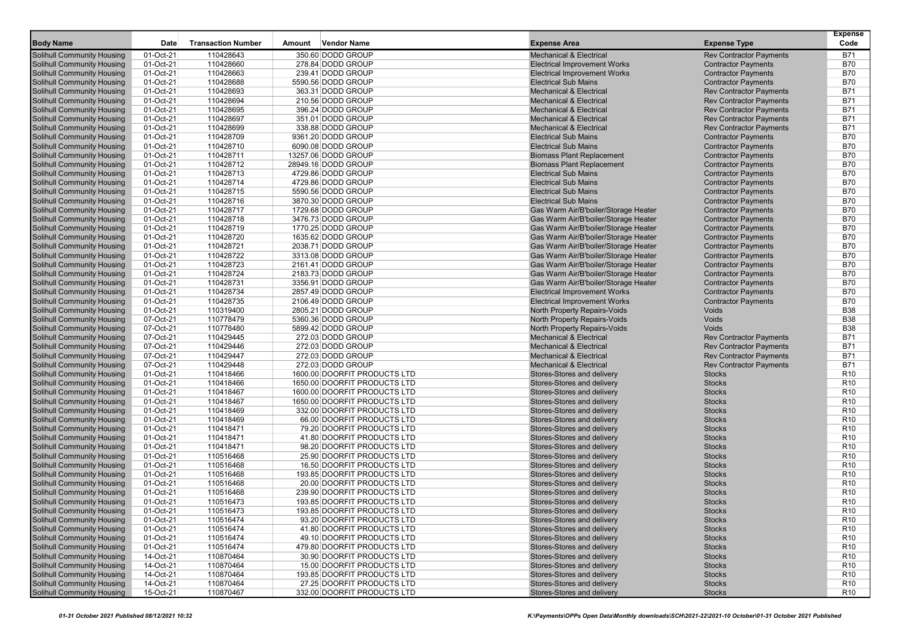| Body Name | Date | Transaction Number | Amount | Vendor Name | Expense Area | Expense Type | Expense Code |
|---|---|---|---|---|---|---|---|
| Solihull Community Housing | 01-Oct-21 | 110428643 | 350.60 | DODD GROUP | Mechanical & Electrical | Rev Contractor Payments | B71 |
| Solihull Community Housing | 01-Oct-21 | 110428660 | 278.84 | DODD GROUP | Electrical Improvement Works | Contractor Payments | B70 |
| Solihull Community Housing | 01-Oct-21 | 110428663 | 239.41 | DODD GROUP | Electrical Improvement Works | Contractor Payments | B70 |
| Solihull Community Housing | 01-Oct-21 | 110428688 | 5590.56 | DODD GROUP | Electrical Sub Mains | Contractor Payments | B70 |
| Solihull Community Housing | 01-Oct-21 | 110428693 | 363.31 | DODD GROUP | Mechanical & Electrical | Rev Contractor Payments | B71 |
| Solihull Community Housing | 01-Oct-21 | 110428694 | 210.56 | DODD GROUP | Mechanical & Electrical | Rev Contractor Payments | B71 |
| Solihull Community Housing | 01-Oct-21 | 110428695 | 396.24 | DODD GROUP | Mechanical & Electrical | Rev Contractor Payments | B71 |
| Solihull Community Housing | 01-Oct-21 | 110428697 | 351.01 | DODD GROUP | Mechanical & Electrical | Rev Contractor Payments | B71 |
| Solihull Community Housing | 01-Oct-21 | 110428699 | 338.88 | DODD GROUP | Mechanical & Electrical | Rev Contractor Payments | B71 |
| Solihull Community Housing | 01-Oct-21 | 110428709 | 9361.20 | DODD GROUP | Electrical Sub Mains | Contractor Payments | B70 |
| Solihull Community Housing | 01-Oct-21 | 110428710 | 6090.08 | DODD GROUP | Electrical Sub Mains | Contractor Payments | B70 |
| Solihull Community Housing | 01-Oct-21 | 110428711 | 13257.06 | DODD GROUP | Biomass Plant Replacement | Contractor Payments | B70 |
| Solihull Community Housing | 01-Oct-21 | 110428712 | 28949.16 | DODD GROUP | Biomass Plant Replacement | Contractor Payments | B70 |
| Solihull Community Housing | 01-Oct-21 | 110428713 | 4729.86 | DODD GROUP | Electrical Sub Mains | Contractor Payments | B70 |
| Solihull Community Housing | 01-Oct-21 | 110428714 | 4729.86 | DODD GROUP | Electrical Sub Mains | Contractor Payments | B70 |
| Solihull Community Housing | 01-Oct-21 | 110428715 | 5590.56 | DODD GROUP | Electrical Sub Mains | Contractor Payments | B70 |
| Solihull Community Housing | 01-Oct-21 | 110428716 | 3870.30 | DODD GROUP | Electrical Sub Mains | Contractor Payments | B70 |
| Solihull Community Housing | 01-Oct-21 | 110428717 | 1729.68 | DODD GROUP | Gas Warm Air/B'boiler/Storage Heater | Contractor Payments | B70 |
| Solihull Community Housing | 01-Oct-21 | 110428718 | 3476.73 | DODD GROUP | Gas Warm Air/B'boiler/Storage Heater | Contractor Payments | B70 |
| Solihull Community Housing | 01-Oct-21 | 110428719 | 1770.25 | DODD GROUP | Gas Warm Air/B'boiler/Storage Heater | Contractor Payments | B70 |
| Solihull Community Housing | 01-Oct-21 | 110428720 | 1635.62 | DODD GROUP | Gas Warm Air/B'boiler/Storage Heater | Contractor Payments | B70 |
| Solihull Community Housing | 01-Oct-21 | 110428721 | 2038.71 | DODD GROUP | Gas Warm Air/B'boiler/Storage Heater | Contractor Payments | B70 |
| Solihull Community Housing | 01-Oct-21 | 110428722 | 3313.08 | DODD GROUP | Gas Warm Air/B'boiler/Storage Heater | Contractor Payments | B70 |
| Solihull Community Housing | 01-Oct-21 | 110428723 | 2161.41 | DODD GROUP | Gas Warm Air/B'boiler/Storage Heater | Contractor Payments | B70 |
| Solihull Community Housing | 01-Oct-21 | 110428724 | 2183.73 | DODD GROUP | Gas Warm Air/B'boiler/Storage Heater | Contractor Payments | B70 |
| Solihull Community Housing | 01-Oct-21 | 110428731 | 3356.91 | DODD GROUP | Gas Warm Air/B'boiler/Storage Heater | Contractor Payments | B70 |
| Solihull Community Housing | 01-Oct-21 | 110428734 | 2857.49 | DODD GROUP | Electrical Improvement Works | Contractor Payments | B70 |
| Solihull Community Housing | 01-Oct-21 | 110428735 | 2106.49 | DODD GROUP | Electrical Improvement Works | Contractor Payments | B70 |
| Solihull Community Housing | 01-Oct-21 | 110319400 | 2805.21 | DODD GROUP | North Property Repairs-Voids | Voids | B38 |
| Solihull Community Housing | 07-Oct-21 | 110778479 | 5360.36 | DODD GROUP | North Property Repairs-Voids | Voids | B38 |
| Solihull Community Housing | 07-Oct-21 | 110778480 | 5899.42 | DODD GROUP | North Property Repairs-Voids | Voids | B38 |
| Solihull Community Housing | 07-Oct-21 | 110429445 | 272.03 | DODD GROUP | Mechanical & Electrical | Rev Contractor Payments | B71 |
| Solihull Community Housing | 07-Oct-21 | 110429446 | 272.03 | DODD GROUP | Mechanical & Electrical | Rev Contractor Payments | B71 |
| Solihull Community Housing | 07-Oct-21 | 110429447 | 272.03 | DODD GROUP | Mechanical & Electrical | Rev Contractor Payments | B71 |
| Solihull Community Housing | 07-Oct-21 | 110429448 | 272.03 | DODD GROUP | Mechanical & Electrical | Rev Contractor Payments | B71 |
| Solihull Community Housing | 01-Oct-21 | 110418466 | 1600.00 | DOORFIT PRODUCTS LTD | Stores-Stores and delivery | Stocks | R10 |
| Solihull Community Housing | 01-Oct-21 | 110418466 | 1650.00 | DOORFIT PRODUCTS LTD | Stores-Stores and delivery | Stocks | R10 |
| Solihull Community Housing | 01-Oct-21 | 110418467 | 1600.00 | DOORFIT PRODUCTS LTD | Stores-Stores and delivery | Stocks | R10 |
| Solihull Community Housing | 01-Oct-21 | 110418467 | 1650.00 | DOORFIT PRODUCTS LTD | Stores-Stores and delivery | Stocks | R10 |
| Solihull Community Housing | 01-Oct-21 | 110418469 | 332.00 | DOORFIT PRODUCTS LTD | Stores-Stores and delivery | Stocks | R10 |
| Solihull Community Housing | 01-Oct-21 | 110418469 | 66.00 | DOORFIT PRODUCTS LTD | Stores-Stores and delivery | Stocks | R10 |
| Solihull Community Housing | 01-Oct-21 | 110418471 | 79.20 | DOORFIT PRODUCTS LTD | Stores-Stores and delivery | Stocks | R10 |
| Solihull Community Housing | 01-Oct-21 | 110418471 | 41.80 | DOORFIT PRODUCTS LTD | Stores-Stores and delivery | Stocks | R10 |
| Solihull Community Housing | 01-Oct-21 | 110418471 | 98.20 | DOORFIT PRODUCTS LTD | Stores-Stores and delivery | Stocks | R10 |
| Solihull Community Housing | 01-Oct-21 | 110516468 | 25.90 | DOORFIT PRODUCTS LTD | Stores-Stores and delivery | Stocks | R10 |
| Solihull Community Housing | 01-Oct-21 | 110516468 | 16.50 | DOORFIT PRODUCTS LTD | Stores-Stores and delivery | Stocks | R10 |
| Solihull Community Housing | 01-Oct-21 | 110516468 | 193.85 | DOORFIT PRODUCTS LTD | Stores-Stores and delivery | Stocks | R10 |
| Solihull Community Housing | 01-Oct-21 | 110516468 | 20.00 | DOORFIT PRODUCTS LTD | Stores-Stores and delivery | Stocks | R10 |
| Solihull Community Housing | 01-Oct-21 | 110516468 | 239.90 | DOORFIT PRODUCTS LTD | Stores-Stores and delivery | Stocks | R10 |
| Solihull Community Housing | 01-Oct-21 | 110516473 | 193.85 | DOORFIT PRODUCTS LTD | Stores-Stores and delivery | Stocks | R10 |
| Solihull Community Housing | 01-Oct-21 | 110516473 | 193.85 | DOORFIT PRODUCTS LTD | Stores-Stores and delivery | Stocks | R10 |
| Solihull Community Housing | 01-Oct-21 | 110516474 | 93.20 | DOORFIT PRODUCTS LTD | Stores-Stores and delivery | Stocks | R10 |
| Solihull Community Housing | 01-Oct-21 | 110516474 | 41.80 | DOORFIT PRODUCTS LTD | Stores-Stores and delivery | Stocks | R10 |
| Solihull Community Housing | 01-Oct-21 | 110516474 | 49.10 | DOORFIT PRODUCTS LTD | Stores-Stores and delivery | Stocks | R10 |
| Solihull Community Housing | 01-Oct-21 | 110516474 | 479.80 | DOORFIT PRODUCTS LTD | Stores-Stores and delivery | Stocks | R10 |
| Solihull Community Housing | 14-Oct-21 | 110870464 | 30.90 | DOORFIT PRODUCTS LTD | Stores-Stores and delivery | Stocks | R10 |
| Solihull Community Housing | 14-Oct-21 | 110870464 | 15.00 | DOORFIT PRODUCTS LTD | Stores-Stores and delivery | Stocks | R10 |
| Solihull Community Housing | 14-Oct-21 | 110870464 | 193.85 | DOORFIT PRODUCTS LTD | Stores-Stores and delivery | Stocks | R10 |
| Solihull Community Housing | 14-Oct-21 | 110870464 | 27.25 | DOORFIT PRODUCTS LTD | Stores-Stores and delivery | Stocks | R10 |
| Solihull Community Housing | 15-Oct-21 | 110870467 | 332.00 | DOORFIT PRODUCTS LTD | Stores-Stores and delivery | Stocks | R10 |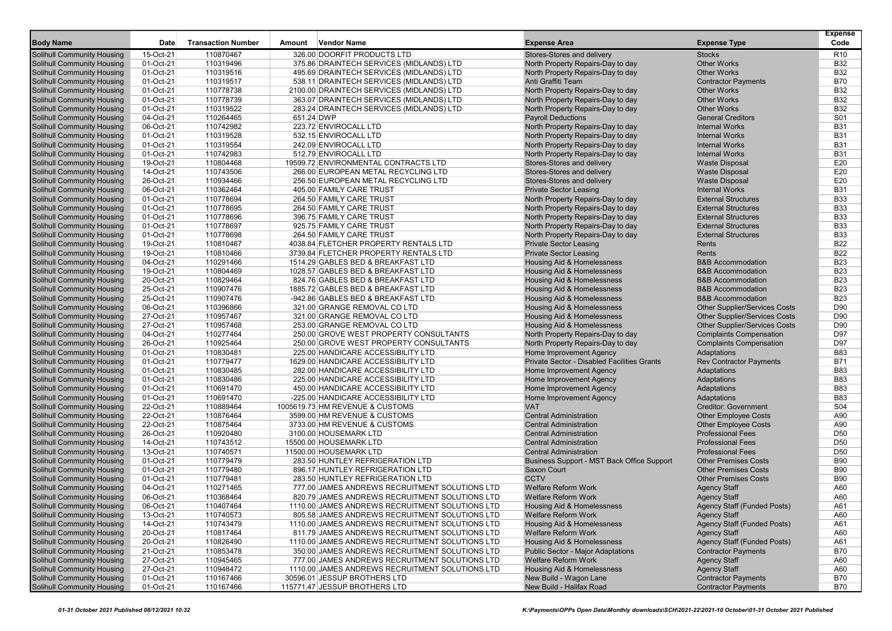| Body Name | Date | Transaction Number | Amount | Vendor Name | Expense Area | Expense Type | Expense Code |
|---|---|---|---|---|---|---|---|
| Solihull Community Housing | 15-Oct-21 | 110870467 | 326.00 | DOORFIT PRODUCTS LTD | Stores-Stores and delivery | Stocks | R10 |
| Solihull Community Housing | 01-Oct-21 | 110319496 | 375.86 | DRAINTECH SERVICES (MIDLANDS) LTD | North Property Repairs-Day to day | Other Works | B32 |
| Solihull Community Housing | 01-Oct-21 | 110319516 | 495.69 | DRAINTECH SERVICES (MIDLANDS) LTD | North Property Repairs-Day to day | Other Works | B32 |
| Solihull Community Housing | 01-Oct-21 | 110319517 | 538.11 | DRAINTECH SERVICES (MIDLANDS) LTD | Anti Graffiti Team | Contractor Payments | B70 |
| Solihull Community Housing | 01-Oct-21 | 110778738 | 2100.00 | DRAINTECH SERVICES (MIDLANDS) LTD | North Property Repairs-Day to day | Other Works | B32 |
| Solihull Community Housing | 01-Oct-21 | 110778739 | 363.07 | DRAINTECH SERVICES (MIDLANDS) LTD | North Property Repairs-Day to day | Other Works | B32 |
| Solihull Community Housing | 01-Oct-21 | 110319522 | 283.24 | DRAINTECH SERVICES (MIDLANDS) LTD | North Property Repairs-Day to day | Other Works | B32 |
| Solihull Community Housing | 04-Oct-21 | 110264465 | 651.24 | DWP | Payroll Deductions | General Creditors | S01 |
| Solihull Community Housing | 06-Oct-21 | 110742982 | 223.72 | ENVIROCALL LTD | North Property Repairs-Day to day | Internal Works | B31 |
| Solihull Community Housing | 01-Oct-21 | 110319528 | 532.15 | ENVIROCALL LTD | North Property Repairs-Day to day | Internal Works | B31 |
| Solihull Community Housing | 01-Oct-21 | 110319554 | 242.09 | ENVIROCALL LTD | North Property Repairs-Day to day | Internal Works | B31 |
| Solihull Community Housing | 01-Oct-21 | 110742983 | 512.79 | ENVIROCALL LTD | North Property Repairs-Day to day | Internal Works | B31 |
| Solihull Community Housing | 19-Oct-21 | 110804468 | 19599.72 | ENVIRONMENTAL CONTRACTS LTD | Stores-Stores and delivery | Waste Disposal | E20 |
| Solihull Community Housing | 14-Oct-21 | 110743506 | 266.00 | EUROPEAN METAL RECYCLING LTD | Stores-Stores and delivery | Waste Disposal | E20 |
| Solihull Community Housing | 26-Oct-21 | 110934466 | 256.50 | EUROPEAN METAL RECYCLING LTD | Stores-Stores and delivery | Waste Disposal | E20 |
| Solihull Community Housing | 06-Oct-21 | 110362464 | 405.00 | FAMILY CARE TRUST | Private Sector Leasing | Internal Works | B31 |
| Solihull Community Housing | 01-Oct-21 | 110778694 | 264.50 | FAMILY CARE TRUST | North Property Repairs-Day to day | External Structures | B33 |
| Solihull Community Housing | 01-Oct-21 | 110778695 | 264.50 | FAMILY CARE TRUST | North Property Repairs-Day to day | External Structures | B33 |
| Solihull Community Housing | 01-Oct-21 | 110778696 | 396.75 | FAMILY CARE TRUST | North Property Repairs-Day to day | External Structures | B33 |
| Solihull Community Housing | 01-Oct-21 | 110778697 | 925.75 | FAMILY CARE TRUST | North Property Repairs-Day to day | External Structures | B33 |
| Solihull Community Housing | 01-Oct-21 | 110778698 | 264.50 | FAMILY CARE TRUST | North Property Repairs-Day to day | External Structures | B33 |
| Solihull Community Housing | 19-Oct-21 | 110810467 | 4038.84 | FLETCHER PROPERTY RENTALS LTD | Private Sector Leasing | Rents | B22 |
| Solihull Community Housing | 19-Oct-21 | 110810466 | 3739.84 | FLETCHER PROPERTY RENTALS LTD | Private Sector Leasing | Rents | B22 |
| Solihull Community Housing | 04-Oct-21 | 110291466 | 1514.29 | GABLES BED & BREAKFAST LTD | Housing Aid & Homelessness | B&B Accommodation | B23 |
| Solihull Community Housing | 19-Oct-21 | 110804469 | 1028.57 | GABLES BED & BREAKFAST LTD | Housing Aid & Homelessness | B&B Accommodation | B23 |
| Solihull Community Housing | 20-Oct-21 | 110829464 | 824.76 | GABLES BED & BREAKFAST LTD | Housing Aid & Homelessness | B&B Accommodation | B23 |
| Solihull Community Housing | 25-Oct-21 | 110907476 | 1885.72 | GABLES BED & BREAKFAST LTD | Housing Aid & Homelessness | B&B Accommodation | B23 |
| Solihull Community Housing | 25-Oct-21 | 110907476 | -942.86 | GABLES BED & BREAKFAST LTD | Housing Aid & Homelessness | B&B Accommodation | B23 |
| Solihull Community Housing | 06-Oct-21 | 110396866 | 321.00 | GRANGE REMOVAL CO LTD | Housing Aid & Homelessness | Other Supplier/Services Costs | D90 |
| Solihull Community Housing | 27-Oct-21 | 110957467 | 321.00 | GRANGE REMOVAL CO LTD | Housing Aid & Homelessness | Other Supplier/Services Costs | D90 |
| Solihull Community Housing | 27-Oct-21 | 110957468 | 253.00 | GRANGE REMOVAL CO LTD | Housing Aid & Homelessness | Other Supplier/Services Costs | D90 |
| Solihull Community Housing | 04-Oct-21 | 110277464 | 250.00 | GROVE WEST PROPERTY CONSULTANTS | North Property Repairs-Day to day | Complaints Compensation | D97 |
| Solihull Community Housing | 26-Oct-21 | 110925464 | 250.00 | GROVE WEST PROPERTY CONSULTANTS | North Property Repairs-Day to day | Complaints Compensation | D97 |
| Solihull Community Housing | 01-Oct-21 | 110830481 | 225.00 | HANDICARE ACCESSIBILITY LTD | Home Improvement Agency | Adaptations | B83 |
| Solihull Community Housing | 01-Oct-21 | 110779477 | 1629.00 | HANDICARE ACCESSIBILITY LTD | Private Sector - Disabled Facilities Grants | Rev Contractor Payments | B71 |
| Solihull Community Housing | 01-Oct-21 | 110830485 | 282.00 | HANDICARE ACCESSIBILITY LTD | Home Improvement Agency | Adaptations | B83 |
| Solihull Community Housing | 01-Oct-21 | 110830486 | 225.00 | HANDICARE ACCESSIBILITY LTD | Home Improvement Agency | Adaptations | B83 |
| Solihull Community Housing | 01-Oct-21 | 110691470 | 450.00 | HANDICARE ACCESSIBILITY LTD | Home Improvement Agency | Adaptations | B83 |
| Solihull Community Housing | 01-Oct-21 | 110691470 | -225.00 | HANDICARE ACCESSIBILITY LTD | Home Improvement Agency | Adaptations | B83 |
| Solihull Community Housing | 22-Oct-21 | 110889464 | 1005619.73 | HM REVENUE & CUSTOMS | VAT | Creditor: Government | S04 |
| Solihull Community Housing | 22-Oct-21 | 110876464 | 3599.00 | HM REVENUE & CUSTOMS | Central Administration | Other Employee Costs | A90 |
| Solihull Community Housing | 22-Oct-21 | 110875464 | 3733.00 | HM REVENUE & CUSTOMS | Central Administration | Other Employee Costs | A90 |
| Solihull Community Housing | 26-Oct-21 | 110920480 | 3100.00 | HOUSEMARK LTD | Central Administration | Professional Fees | D50 |
| Solihull Community Housing | 14-Oct-21 | 110743512 | 15500.00 | HOUSEMARK LTD | Central Administration | Professional Fees | D50 |
| Solihull Community Housing | 13-Oct-21 | 110740571 | 11500.00 | HOUSEMARK LTD | Central Administration | Professional Fees | D50 |
| Solihull Community Housing | 01-Oct-21 | 110779479 | 283.50 | HUNTLEY REFRIGERATION LTD | Business Support - MST Back Office Support | Other Premises Costs | B90 |
| Solihull Community Housing | 01-Oct-21 | 110779480 | 896.17 | HUNTLEY REFRIGERATION LTD | Saxon Court | Other Premises Costs | B90 |
| Solihull Community Housing | 01-Oct-21 | 110779481 | 283.50 | HUNTLEY REFRIGERATION LTD | CCTV | Other Premises Costs | B90 |
| Solihull Community Housing | 04-Oct-21 | 110271465 | 777.00 | JAMES ANDREWS RECRUITMENT SOLUTIONS LTD | Welfare Reform Work | Agency Staff | A60 |
| Solihull Community Housing | 06-Oct-21 | 110368464 | 820.79 | JAMES ANDREWS RECRUITMENT SOLUTIONS LTD | Welfare Reform Work | Agency Staff | A60 |
| Solihull Community Housing | 06-Oct-21 | 110407464 | 1110.00 | JAMES ANDREWS RECRUITMENT SOLUTIONS LTD | Housing Aid & Homelessness | Agency Staff (Funded Posts) | A61 |
| Solihull Community Housing | 13-Oct-21 | 110740573 | 805.58 | JAMES ANDREWS RECRUITMENT SOLUTIONS LTD | Welfare Reform Work | Agency Staff | A60 |
| Solihull Community Housing | 14-Oct-21 | 110743479 | 1110.00 | JAMES ANDREWS RECRUITMENT SOLUTIONS LTD | Housing Aid & Homelessness | Agency Staff (Funded Posts) | A61 |
| Solihull Community Housing | 20-Oct-21 | 110817464 | 811.79 | JAMES ANDREWS RECRUITMENT SOLUTIONS LTD | Welfare Reform Work | Agency Staff | A60 |
| Solihull Community Housing | 20-Oct-21 | 110826490 | 1110.00 | JAMES ANDREWS RECRUITMENT SOLUTIONS LTD | Housing Aid & Homelessness | Agency Staff (Funded Posts) | A61 |
| Solihull Community Housing | 21-Oct-21 | 110853478 | 350.00 | JAMES ANDREWS RECRUITMENT SOLUTIONS LTD | Public Sector - Major Adaptations | Contractor Payments | B70 |
| Solihull Community Housing | 27-Oct-21 | 110945465 | 777.00 | JAMES ANDREWS RECRUITMENT SOLUTIONS LTD | Welfare Reform Work | Agency Staff | A60 |
| Solihull Community Housing | 27-Oct-21 | 110948472 | 1110.00 | JAMES ANDREWS RECRUITMENT SOLUTIONS LTD | Housing Aid & Homelessness | Agency Staff | A60 |
| Solihull Community Housing | 01-Oct-21 | 110167466 | 30596.01 | JESSUP BROTHERS LTD | New Build - Wagon Lane | Contractor Payments | B70 |
| Solihull Community Housing | 01-Oct-21 | 110167466 | 115771.47 | JESSUP BROTHERS LTD | New Build - Halifax Road | Contractor Payments | B70 |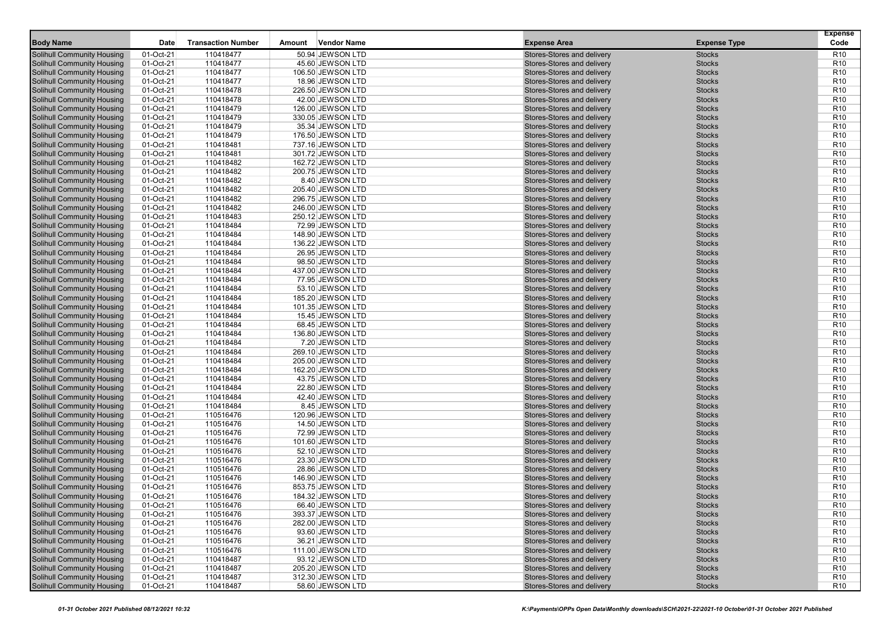| Body Name | Date | Transaction Number | Amount | Vendor Name | Expense Area | Expense Type | Expense Code |
|---|---|---|---|---|---|---|---|
| Solihull Community Housing | 01-Oct-21 | 110418477 | 50.94 | JEWSON LTD | Stores-Stores and delivery | Stocks | R10 |
| Solihull Community Housing | 01-Oct-21 | 110418477 | 45.60 | JEWSON LTD | Stores-Stores and delivery | Stocks | R10 |
| Solihull Community Housing | 01-Oct-21 | 110418477 | 106.50 | JEWSON LTD | Stores-Stores and delivery | Stocks | R10 |
| Solihull Community Housing | 01-Oct-21 | 110418477 | 18.96 | JEWSON LTD | Stores-Stores and delivery | Stocks | R10 |
| Solihull Community Housing | 01-Oct-21 | 110418478 | 226.50 | JEWSON LTD | Stores-Stores and delivery | Stocks | R10 |
| Solihull Community Housing | 01-Oct-21 | 110418478 | 42.00 | JEWSON LTD | Stores-Stores and delivery | Stocks | R10 |
| Solihull Community Housing | 01-Oct-21 | 110418479 | 126.00 | JEWSON LTD | Stores-Stores and delivery | Stocks | R10 |
| Solihull Community Housing | 01-Oct-21 | 110418479 | 330.05 | JEWSON LTD | Stores-Stores and delivery | Stocks | R10 |
| Solihull Community Housing | 01-Oct-21 | 110418479 | 35.34 | JEWSON LTD | Stores-Stores and delivery | Stocks | R10 |
| Solihull Community Housing | 01-Oct-21 | 110418479 | 176.50 | JEWSON LTD | Stores-Stores and delivery | Stocks | R10 |
| Solihull Community Housing | 01-Oct-21 | 110418481 | 737.16 | JEWSON LTD | Stores-Stores and delivery | Stocks | R10 |
| Solihull Community Housing | 01-Oct-21 | 110418481 | 301.72 | JEWSON LTD | Stores-Stores and delivery | Stocks | R10 |
| Solihull Community Housing | 01-Oct-21 | 110418482 | 162.72 | JEWSON LTD | Stores-Stores and delivery | Stocks | R10 |
| Solihull Community Housing | 01-Oct-21 | 110418482 | 200.75 | JEWSON LTD | Stores-Stores and delivery | Stocks | R10 |
| Solihull Community Housing | 01-Oct-21 | 110418482 | 8.40 | JEWSON LTD | Stores-Stores and delivery | Stocks | R10 |
| Solihull Community Housing | 01-Oct-21 | 110418482 | 205.40 | JEWSON LTD | Stores-Stores and delivery | Stocks | R10 |
| Solihull Community Housing | 01-Oct-21 | 110418482 | 296.75 | JEWSON LTD | Stores-Stores and delivery | Stocks | R10 |
| Solihull Community Housing | 01-Oct-21 | 110418482 | 246.00 | JEWSON LTD | Stores-Stores and delivery | Stocks | R10 |
| Solihull Community Housing | 01-Oct-21 | 110418483 | 250.12 | JEWSON LTD | Stores-Stores and delivery | Stocks | R10 |
| Solihull Community Housing | 01-Oct-21 | 110418484 | 72.99 | JEWSON LTD | Stores-Stores and delivery | Stocks | R10 |
| Solihull Community Housing | 01-Oct-21 | 110418484 | 148.90 | JEWSON LTD | Stores-Stores and delivery | Stocks | R10 |
| Solihull Community Housing | 01-Oct-21 | 110418484 | 136.22 | JEWSON LTD | Stores-Stores and delivery | Stocks | R10 |
| Solihull Community Housing | 01-Oct-21 | 110418484 | 26.95 | JEWSON LTD | Stores-Stores and delivery | Stocks | R10 |
| Solihull Community Housing | 01-Oct-21 | 110418484 | 98.50 | JEWSON LTD | Stores-Stores and delivery | Stocks | R10 |
| Solihull Community Housing | 01-Oct-21 | 110418484 | 437.00 | JEWSON LTD | Stores-Stores and delivery | Stocks | R10 |
| Solihull Community Housing | 01-Oct-21 | 110418484 | 77.95 | JEWSON LTD | Stores-Stores and delivery | Stocks | R10 |
| Solihull Community Housing | 01-Oct-21 | 110418484 | 53.10 | JEWSON LTD | Stores-Stores and delivery | Stocks | R10 |
| Solihull Community Housing | 01-Oct-21 | 110418484 | 185.20 | JEWSON LTD | Stores-Stores and delivery | Stocks | R10 |
| Solihull Community Housing | 01-Oct-21 | 110418484 | 101.35 | JEWSON LTD | Stores-Stores and delivery | Stocks | R10 |
| Solihull Community Housing | 01-Oct-21 | 110418484 | 15.45 | JEWSON LTD | Stores-Stores and delivery | Stocks | R10 |
| Solihull Community Housing | 01-Oct-21 | 110418484 | 68.45 | JEWSON LTD | Stores-Stores and delivery | Stocks | R10 |
| Solihull Community Housing | 01-Oct-21 | 110418484 | 136.80 | JEWSON LTD | Stores-Stores and delivery | Stocks | R10 |
| Solihull Community Housing | 01-Oct-21 | 110418484 | 7.20 | JEWSON LTD | Stores-Stores and delivery | Stocks | R10 |
| Solihull Community Housing | 01-Oct-21 | 110418484 | 269.10 | JEWSON LTD | Stores-Stores and delivery | Stocks | R10 |
| Solihull Community Housing | 01-Oct-21 | 110418484 | 205.00 | JEWSON LTD | Stores-Stores and delivery | Stocks | R10 |
| Solihull Community Housing | 01-Oct-21 | 110418484 | 162.20 | JEWSON LTD | Stores-Stores and delivery | Stocks | R10 |
| Solihull Community Housing | 01-Oct-21 | 110418484 | 43.75 | JEWSON LTD | Stores-Stores and delivery | Stocks | R10 |
| Solihull Community Housing | 01-Oct-21 | 110418484 | 22.80 | JEWSON LTD | Stores-Stores and delivery | Stocks | R10 |
| Solihull Community Housing | 01-Oct-21 | 110418484 | 42.40 | JEWSON LTD | Stores-Stores and delivery | Stocks | R10 |
| Solihull Community Housing | 01-Oct-21 | 110418484 | 8.45 | JEWSON LTD | Stores-Stores and delivery | Stocks | R10 |
| Solihull Community Housing | 01-Oct-21 | 110516476 | 120.96 | JEWSON LTD | Stores-Stores and delivery | Stocks | R10 |
| Solihull Community Housing | 01-Oct-21 | 110516476 | 14.50 | JEWSON LTD | Stores-Stores and delivery | Stocks | R10 |
| Solihull Community Housing | 01-Oct-21 | 110516476 | 72.99 | JEWSON LTD | Stores-Stores and delivery | Stocks | R10 |
| Solihull Community Housing | 01-Oct-21 | 110516476 | 101.60 | JEWSON LTD | Stores-Stores and delivery | Stocks | R10 |
| Solihull Community Housing | 01-Oct-21 | 110516476 | 52.10 | JEWSON LTD | Stores-Stores and delivery | Stocks | R10 |
| Solihull Community Housing | 01-Oct-21 | 110516476 | 23.30 | JEWSON LTD | Stores-Stores and delivery | Stocks | R10 |
| Solihull Community Housing | 01-Oct-21 | 110516476 | 28.86 | JEWSON LTD | Stores-Stores and delivery | Stocks | R10 |
| Solihull Community Housing | 01-Oct-21 | 110516476 | 146.90 | JEWSON LTD | Stores-Stores and delivery | Stocks | R10 |
| Solihull Community Housing | 01-Oct-21 | 110516476 | 853.75 | JEWSON LTD | Stores-Stores and delivery | Stocks | R10 |
| Solihull Community Housing | 01-Oct-21 | 110516476 | 184.32 | JEWSON LTD | Stores-Stores and delivery | Stocks | R10 |
| Solihull Community Housing | 01-Oct-21 | 110516476 | 66.40 | JEWSON LTD | Stores-Stores and delivery | Stocks | R10 |
| Solihull Community Housing | 01-Oct-21 | 110516476 | 393.37 | JEWSON LTD | Stores-Stores and delivery | Stocks | R10 |
| Solihull Community Housing | 01-Oct-21 | 110516476 | 282.00 | JEWSON LTD | Stores-Stores and delivery | Stocks | R10 |
| Solihull Community Housing | 01-Oct-21 | 110516476 | 93.60 | JEWSON LTD | Stores-Stores and delivery | Stocks | R10 |
| Solihull Community Housing | 01-Oct-21 | 110516476 | 36.21 | JEWSON LTD | Stores-Stores and delivery | Stocks | R10 |
| Solihull Community Housing | 01-Oct-21 | 110516476 | 111.00 | JEWSON LTD | Stores-Stores and delivery | Stocks | R10 |
| Solihull Community Housing | 01-Oct-21 | 110418487 | 93.12 | JEWSON LTD | Stores-Stores and delivery | Stocks | R10 |
| Solihull Community Housing | 01-Oct-21 | 110418487 | 205.20 | JEWSON LTD | Stores-Stores and delivery | Stocks | R10 |
| Solihull Community Housing | 01-Oct-21 | 110418487 | 312.30 | JEWSON LTD | Stores-Stores and delivery | Stocks | R10 |
| Solihull Community Housing | 01-Oct-21 | 110418487 | 58.60 | JEWSON LTD | Stores-Stores and delivery | Stocks | R10 |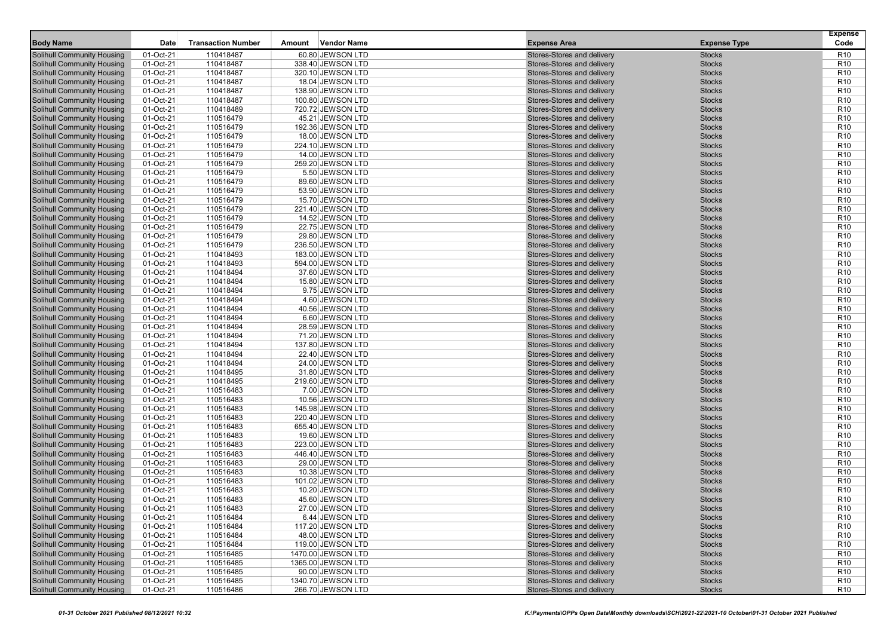| Body Name | Date | Transaction Number | Amount | Vendor Name | Expense Area | Expense Type | Expense Code |
|---|---|---|---|---|---|---|---|
| Solihull Community Housing | 01-Oct-21 | 110418487 | 60.80 | JEWSON LTD | Stores-Stores and delivery | Stocks | R10 |
| Solihull Community Housing | 01-Oct-21 | 110418487 | 338.40 | JEWSON LTD | Stores-Stores and delivery | Stocks | R10 |
| Solihull Community Housing | 01-Oct-21 | 110418487 | 320.10 | JEWSON LTD | Stores-Stores and delivery | Stocks | R10 |
| Solihull Community Housing | 01-Oct-21 | 110418487 | 18.04 | JEWSON LTD | Stores-Stores and delivery | Stocks | R10 |
| Solihull Community Housing | 01-Oct-21 | 110418487 | 138.90 | JEWSON LTD | Stores-Stores and delivery | Stocks | R10 |
| Solihull Community Housing | 01-Oct-21 | 110418487 | 100.80 | JEWSON LTD | Stores-Stores and delivery | Stocks | R10 |
| Solihull Community Housing | 01-Oct-21 | 110418489 | 720.72 | JEWSON LTD | Stores-Stores and delivery | Stocks | R10 |
| Solihull Community Housing | 01-Oct-21 | 110516479 | 45.21 | JEWSON LTD | Stores-Stores and delivery | Stocks | R10 |
| Solihull Community Housing | 01-Oct-21 | 110516479 | 192.36 | JEWSON LTD | Stores-Stores and delivery | Stocks | R10 |
| Solihull Community Housing | 01-Oct-21 | 110516479 | 18.00 | JEWSON LTD | Stores-Stores and delivery | Stocks | R10 |
| Solihull Community Housing | 01-Oct-21 | 110516479 | 224.10 | JEWSON LTD | Stores-Stores and delivery | Stocks | R10 |
| Solihull Community Housing | 01-Oct-21 | 110516479 | 14.00 | JEWSON LTD | Stores-Stores and delivery | Stocks | R10 |
| Solihull Community Housing | 01-Oct-21 | 110516479 | 259.20 | JEWSON LTD | Stores-Stores and delivery | Stocks | R10 |
| Solihull Community Housing | 01-Oct-21 | 110516479 | 5.50 | JEWSON LTD | Stores-Stores and delivery | Stocks | R10 |
| Solihull Community Housing | 01-Oct-21 | 110516479 | 89.60 | JEWSON LTD | Stores-Stores and delivery | Stocks | R10 |
| Solihull Community Housing | 01-Oct-21 | 110516479 | 53.90 | JEWSON LTD | Stores-Stores and delivery | Stocks | R10 |
| Solihull Community Housing | 01-Oct-21 | 110516479 | 15.70 | JEWSON LTD | Stores-Stores and delivery | Stocks | R10 |
| Solihull Community Housing | 01-Oct-21 | 110516479 | 221.40 | JEWSON LTD | Stores-Stores and delivery | Stocks | R10 |
| Solihull Community Housing | 01-Oct-21 | 110516479 | 14.52 | JEWSON LTD | Stores-Stores and delivery | Stocks | R10 |
| Solihull Community Housing | 01-Oct-21 | 110516479 | 22.75 | JEWSON LTD | Stores-Stores and delivery | Stocks | R10 |
| Solihull Community Housing | 01-Oct-21 | 110516479 | 29.80 | JEWSON LTD | Stores-Stores and delivery | Stocks | R10 |
| Solihull Community Housing | 01-Oct-21 | 110516479 | 236.50 | JEWSON LTD | Stores-Stores and delivery | Stocks | R10 |
| Solihull Community Housing | 01-Oct-21 | 110418493 | 183.00 | JEWSON LTD | Stores-Stores and delivery | Stocks | R10 |
| Solihull Community Housing | 01-Oct-21 | 110418493 | 594.00 | JEWSON LTD | Stores-Stores and delivery | Stocks | R10 |
| Solihull Community Housing | 01-Oct-21 | 110418494 | 37.60 | JEWSON LTD | Stores-Stores and delivery | Stocks | R10 |
| Solihull Community Housing | 01-Oct-21 | 110418494 | 15.80 | JEWSON LTD | Stores-Stores and delivery | Stocks | R10 |
| Solihull Community Housing | 01-Oct-21 | 110418494 | 9.75 | JEWSON LTD | Stores-Stores and delivery | Stocks | R10 |
| Solihull Community Housing | 01-Oct-21 | 110418494 | 4.60 | JEWSON LTD | Stores-Stores and delivery | Stocks | R10 |
| Solihull Community Housing | 01-Oct-21 | 110418494 | 40.56 | JEWSON LTD | Stores-Stores and delivery | Stocks | R10 |
| Solihull Community Housing | 01-Oct-21 | 110418494 | 6.60 | JEWSON LTD | Stores-Stores and delivery | Stocks | R10 |
| Solihull Community Housing | 01-Oct-21 | 110418494 | 28.59 | JEWSON LTD | Stores-Stores and delivery | Stocks | R10 |
| Solihull Community Housing | 01-Oct-21 | 110418494 | 71.20 | JEWSON LTD | Stores-Stores and delivery | Stocks | R10 |
| Solihull Community Housing | 01-Oct-21 | 110418494 | 137.80 | JEWSON LTD | Stores-Stores and delivery | Stocks | R10 |
| Solihull Community Housing | 01-Oct-21 | 110418494 | 22.40 | JEWSON LTD | Stores-Stores and delivery | Stocks | R10 |
| Solihull Community Housing | 01-Oct-21 | 110418494 | 24.00 | JEWSON LTD | Stores-Stores and delivery | Stocks | R10 |
| Solihull Community Housing | 01-Oct-21 | 110418495 | 31.80 | JEWSON LTD | Stores-Stores and delivery | Stocks | R10 |
| Solihull Community Housing | 01-Oct-21 | 110418495 | 219.60 | JEWSON LTD | Stores-Stores and delivery | Stocks | R10 |
| Solihull Community Housing | 01-Oct-21 | 110516483 | 7.00 | JEWSON LTD | Stores-Stores and delivery | Stocks | R10 |
| Solihull Community Housing | 01-Oct-21 | 110516483 | 10.56 | JEWSON LTD | Stores-Stores and delivery | Stocks | R10 |
| Solihull Community Housing | 01-Oct-21 | 110516483 | 145.98 | JEWSON LTD | Stores-Stores and delivery | Stocks | R10 |
| Solihull Community Housing | 01-Oct-21 | 110516483 | 220.40 | JEWSON LTD | Stores-Stores and delivery | Stocks | R10 |
| Solihull Community Housing | 01-Oct-21 | 110516483 | 655.40 | JEWSON LTD | Stores-Stores and delivery | Stocks | R10 |
| Solihull Community Housing | 01-Oct-21 | 110516483 | 19.60 | JEWSON LTD | Stores-Stores and delivery | Stocks | R10 |
| Solihull Community Housing | 01-Oct-21 | 110516483 | 223.00 | JEWSON LTD | Stores-Stores and delivery | Stocks | R10 |
| Solihull Community Housing | 01-Oct-21 | 110516483 | 446.40 | JEWSON LTD | Stores-Stores and delivery | Stocks | R10 |
| Solihull Community Housing | 01-Oct-21 | 110516483 | 29.00 | JEWSON LTD | Stores-Stores and delivery | Stocks | R10 |
| Solihull Community Housing | 01-Oct-21 | 110516483 | 10.38 | JEWSON LTD | Stores-Stores and delivery | Stocks | R10 |
| Solihull Community Housing | 01-Oct-21 | 110516483 | 101.02 | JEWSON LTD | Stores-Stores and delivery | Stocks | R10 |
| Solihull Community Housing | 01-Oct-21 | 110516483 | 10.20 | JEWSON LTD | Stores-Stores and delivery | Stocks | R10 |
| Solihull Community Housing | 01-Oct-21 | 110516483 | 45.60 | JEWSON LTD | Stores-Stores and delivery | Stocks | R10 |
| Solihull Community Housing | 01-Oct-21 | 110516483 | 27.00 | JEWSON LTD | Stores-Stores and delivery | Stocks | R10 |
| Solihull Community Housing | 01-Oct-21 | 110516484 | 6.44 | JEWSON LTD | Stores-Stores and delivery | Stocks | R10 |
| Solihull Community Housing | 01-Oct-21 | 110516484 | 117.20 | JEWSON LTD | Stores-Stores and delivery | Stocks | R10 |
| Solihull Community Housing | 01-Oct-21 | 110516484 | 48.00 | JEWSON LTD | Stores-Stores and delivery | Stocks | R10 |
| Solihull Community Housing | 01-Oct-21 | 110516484 | 119.00 | JEWSON LTD | Stores-Stores and delivery | Stocks | R10 |
| Solihull Community Housing | 01-Oct-21 | 110516485 | 1470.00 | JEWSON LTD | Stores-Stores and delivery | Stocks | R10 |
| Solihull Community Housing | 01-Oct-21 | 110516485 | 1365.00 | JEWSON LTD | Stores-Stores and delivery | Stocks | R10 |
| Solihull Community Housing | 01-Oct-21 | 110516485 | 90.00 | JEWSON LTD | Stores-Stores and delivery | Stocks | R10 |
| Solihull Community Housing | 01-Oct-21 | 110516485 | 1340.70 | JEWSON LTD | Stores-Stores and delivery | Stocks | R10 |
| Solihull Community Housing | 01-Oct-21 | 110516486 | 266.70 | JEWSON LTD | Stores-Stores and delivery | Stocks | R10 |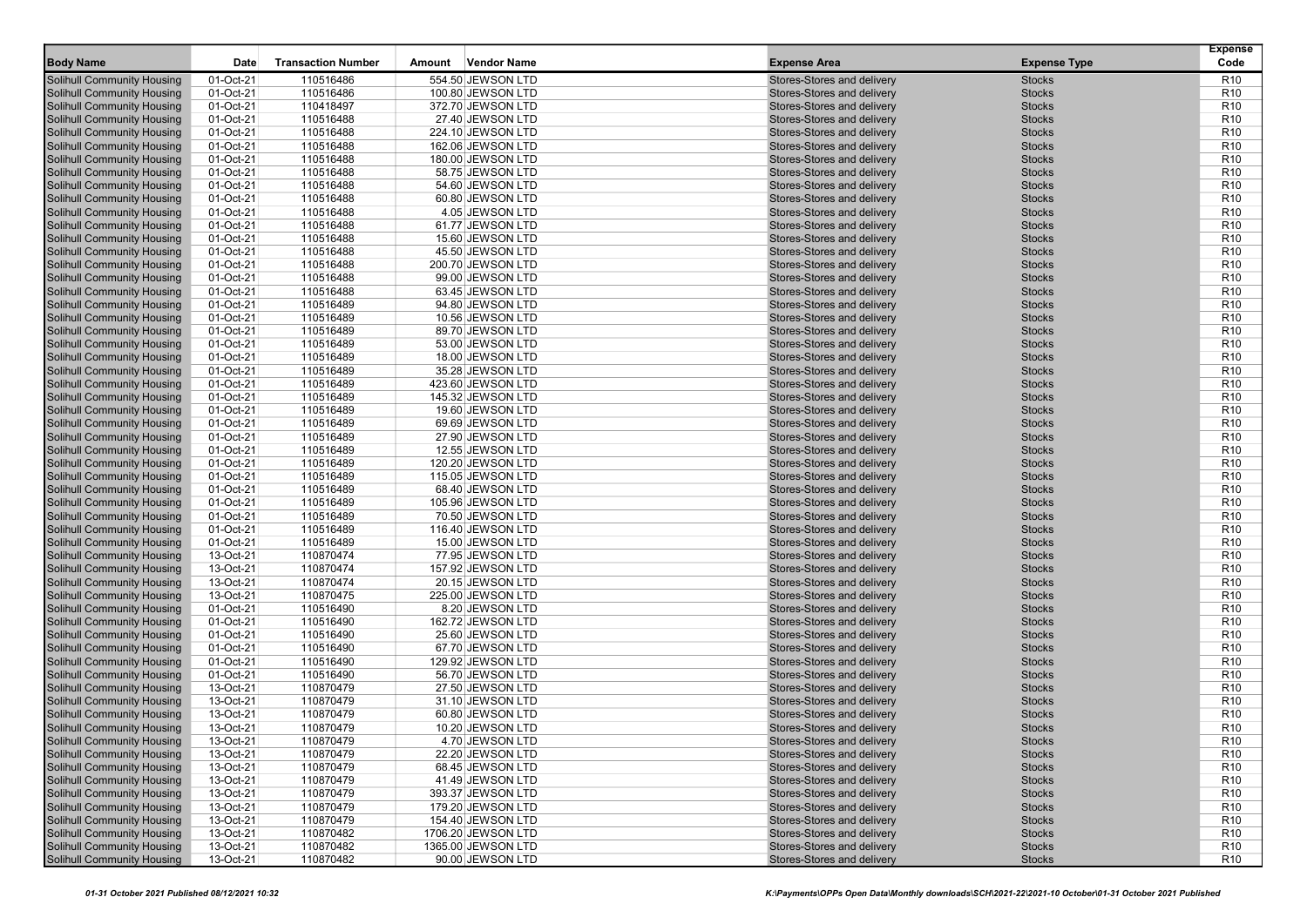| Body Name | Date | Transaction Number | Amount | Vendor Name | Expense Area | Expense Type | Expense Code |
|---|---|---|---|---|---|---|---|
| Solihull Community Housing | 01-Oct-21 | 110516486 | 554.50 | JEWSON LTD | Stores-Stores and delivery | Stocks | R10 |
| Solihull Community Housing | 01-Oct-21 | 110516486 | 100.80 | JEWSON LTD | Stores-Stores and delivery | Stocks | R10 |
| Solihull Community Housing | 01-Oct-21 | 110418497 | 372.70 | JEWSON LTD | Stores-Stores and delivery | Stocks | R10 |
| Solihull Community Housing | 01-Oct-21 | 110516488 | 27.40 | JEWSON LTD | Stores-Stores and delivery | Stocks | R10 |
| Solihull Community Housing | 01-Oct-21 | 110516488 | 224.10 | JEWSON LTD | Stores-Stores and delivery | Stocks | R10 |
| Solihull Community Housing | 01-Oct-21 | 110516488 | 162.06 | JEWSON LTD | Stores-Stores and delivery | Stocks | R10 |
| Solihull Community Housing | 01-Oct-21 | 110516488 | 180.00 | JEWSON LTD | Stores-Stores and delivery | Stocks | R10 |
| Solihull Community Housing | 01-Oct-21 | 110516488 | 58.75 | JEWSON LTD | Stores-Stores and delivery | Stocks | R10 |
| Solihull Community Housing | 01-Oct-21 | 110516488 | 54.60 | JEWSON LTD | Stores-Stores and delivery | Stocks | R10 |
| Solihull Community Housing | 01-Oct-21 | 110516488 | 60.80 | JEWSON LTD | Stores-Stores and delivery | Stocks | R10 |
| Solihull Community Housing | 01-Oct-21 | 110516488 | 4.05 | JEWSON LTD | Stores-Stores and delivery | Stocks | R10 |
| Solihull Community Housing | 01-Oct-21 | 110516488 | 61.77 | JEWSON LTD | Stores-Stores and delivery | Stocks | R10 |
| Solihull Community Housing | 01-Oct-21 | 110516488 | 15.60 | JEWSON LTD | Stores-Stores and delivery | Stocks | R10 |
| Solihull Community Housing | 01-Oct-21 | 110516488 | 45.50 | JEWSON LTD | Stores-Stores and delivery | Stocks | R10 |
| Solihull Community Housing | 01-Oct-21 | 110516488 | 200.70 | JEWSON LTD | Stores-Stores and delivery | Stocks | R10 |
| Solihull Community Housing | 01-Oct-21 | 110516488 | 99.00 | JEWSON LTD | Stores-Stores and delivery | Stocks | R10 |
| Solihull Community Housing | 01-Oct-21 | 110516488 | 63.45 | JEWSON LTD | Stores-Stores and delivery | Stocks | R10 |
| Solihull Community Housing | 01-Oct-21 | 110516489 | 94.80 | JEWSON LTD | Stores-Stores and delivery | Stocks | R10 |
| Solihull Community Housing | 01-Oct-21 | 110516489 | 10.56 | JEWSON LTD | Stores-Stores and delivery | Stocks | R10 |
| Solihull Community Housing | 01-Oct-21 | 110516489 | 89.70 | JEWSON LTD | Stores-Stores and delivery | Stocks | R10 |
| Solihull Community Housing | 01-Oct-21 | 110516489 | 53.00 | JEWSON LTD | Stores-Stores and delivery | Stocks | R10 |
| Solihull Community Housing | 01-Oct-21 | 110516489 | 18.00 | JEWSON LTD | Stores-Stores and delivery | Stocks | R10 |
| Solihull Community Housing | 01-Oct-21 | 110516489 | 35.28 | JEWSON LTD | Stores-Stores and delivery | Stocks | R10 |
| Solihull Community Housing | 01-Oct-21 | 110516489 | 423.60 | JEWSON LTD | Stores-Stores and delivery | Stocks | R10 |
| Solihull Community Housing | 01-Oct-21 | 110516489 | 145.32 | JEWSON LTD | Stores-Stores and delivery | Stocks | R10 |
| Solihull Community Housing | 01-Oct-21 | 110516489 | 19.60 | JEWSON LTD | Stores-Stores and delivery | Stocks | R10 |
| Solihull Community Housing | 01-Oct-21 | 110516489 | 69.69 | JEWSON LTD | Stores-Stores and delivery | Stocks | R10 |
| Solihull Community Housing | 01-Oct-21 | 110516489 | 27.90 | JEWSON LTD | Stores-Stores and delivery | Stocks | R10 |
| Solihull Community Housing | 01-Oct-21 | 110516489 | 12.55 | JEWSON LTD | Stores-Stores and delivery | Stocks | R10 |
| Solihull Community Housing | 01-Oct-21 | 110516489 | 120.20 | JEWSON LTD | Stores-Stores and delivery | Stocks | R10 |
| Solihull Community Housing | 01-Oct-21 | 110516489 | 115.05 | JEWSON LTD | Stores-Stores and delivery | Stocks | R10 |
| Solihull Community Housing | 01-Oct-21 | 110516489 | 68.40 | JEWSON LTD | Stores-Stores and delivery | Stocks | R10 |
| Solihull Community Housing | 01-Oct-21 | 110516489 | 105.96 | JEWSON LTD | Stores-Stores and delivery | Stocks | R10 |
| Solihull Community Housing | 01-Oct-21 | 110516489 | 70.50 | JEWSON LTD | Stores-Stores and delivery | Stocks | R10 |
| Solihull Community Housing | 01-Oct-21 | 110516489 | 116.40 | JEWSON LTD | Stores-Stores and delivery | Stocks | R10 |
| Solihull Community Housing | 01-Oct-21 | 110516489 | 15.00 | JEWSON LTD | Stores-Stores and delivery | Stocks | R10 |
| Solihull Community Housing | 13-Oct-21 | 110870474 | 77.95 | JEWSON LTD | Stores-Stores and delivery | Stocks | R10 |
| Solihull Community Housing | 13-Oct-21 | 110870474 | 157.92 | JEWSON LTD | Stores-Stores and delivery | Stocks | R10 |
| Solihull Community Housing | 13-Oct-21 | 110870474 | 20.15 | JEWSON LTD | Stores-Stores and delivery | Stocks | R10 |
| Solihull Community Housing | 13-Oct-21 | 110870475 | 225.00 | JEWSON LTD | Stores-Stores and delivery | Stocks | R10 |
| Solihull Community Housing | 01-Oct-21 | 110516490 | 8.20 | JEWSON LTD | Stores-Stores and delivery | Stocks | R10 |
| Solihull Community Housing | 01-Oct-21 | 110516490 | 162.72 | JEWSON LTD | Stores-Stores and delivery | Stocks | R10 |
| Solihull Community Housing | 01-Oct-21 | 110516490 | 25.60 | JEWSON LTD | Stores-Stores and delivery | Stocks | R10 |
| Solihull Community Housing | 01-Oct-21 | 110516490 | 67.70 | JEWSON LTD | Stores-Stores and delivery | Stocks | R10 |
| Solihull Community Housing | 01-Oct-21 | 110516490 | 129.92 | JEWSON LTD | Stores-Stores and delivery | Stocks | R10 |
| Solihull Community Housing | 01-Oct-21 | 110516490 | 56.70 | JEWSON LTD | Stores-Stores and delivery | Stocks | R10 |
| Solihull Community Housing | 13-Oct-21 | 110870479 | 27.50 | JEWSON LTD | Stores-Stores and delivery | Stocks | R10 |
| Solihull Community Housing | 13-Oct-21 | 110870479 | 31.10 | JEWSON LTD | Stores-Stores and delivery | Stocks | R10 |
| Solihull Community Housing | 13-Oct-21 | 110870479 | 60.80 | JEWSON LTD | Stores-Stores and delivery | Stocks | R10 |
| Solihull Community Housing | 13-Oct-21 | 110870479 | 10.20 | JEWSON LTD | Stores-Stores and delivery | Stocks | R10 |
| Solihull Community Housing | 13-Oct-21 | 110870479 | 4.70 | JEWSON LTD | Stores-Stores and delivery | Stocks | R10 |
| Solihull Community Housing | 13-Oct-21 | 110870479 | 22.20 | JEWSON LTD | Stores-Stores and delivery | Stocks | R10 |
| Solihull Community Housing | 13-Oct-21 | 110870479 | 68.45 | JEWSON LTD | Stores-Stores and delivery | Stocks | R10 |
| Solihull Community Housing | 13-Oct-21 | 110870479 | 41.49 | JEWSON LTD | Stores-Stores and delivery | Stocks | R10 |
| Solihull Community Housing | 13-Oct-21 | 110870479 | 393.37 | JEWSON LTD | Stores-Stores and delivery | Stocks | R10 |
| Solihull Community Housing | 13-Oct-21 | 110870479 | 179.20 | JEWSON LTD | Stores-Stores and delivery | Stocks | R10 |
| Solihull Community Housing | 13-Oct-21 | 110870479 | 154.40 | JEWSON LTD | Stores-Stores and delivery | Stocks | R10 |
| Solihull Community Housing | 13-Oct-21 | 110870482 | 1706.20 | JEWSON LTD | Stores-Stores and delivery | Stocks | R10 |
| Solihull Community Housing | 13-Oct-21 | 110870482 | 1365.00 | JEWSON LTD | Stores-Stores and delivery | Stocks | R10 |
| Solihull Community Housing | 13-Oct-21 | 110870482 | 90.00 | JEWSON LTD | Stores-Stores and delivery | Stocks | R10 |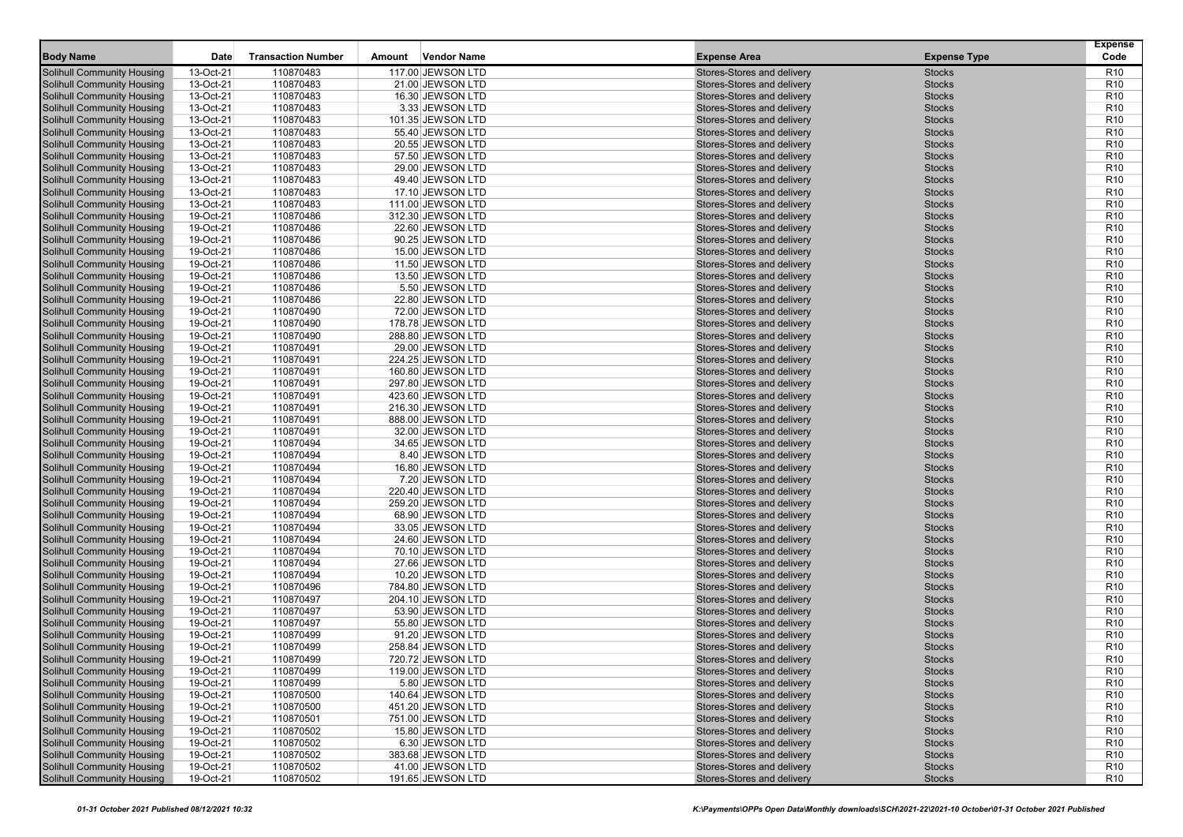| Body Name | Date | Transaction Number | Amount | Vendor Name | Expense Area | Expense Type | Expense Code |
|---|---|---|---|---|---|---|---|
| Solihull Community Housing | 13-Oct-21 | 110870483 | 117.00 | JEWSON LTD | Stores-Stores and delivery | Stocks | R10 |
| Solihull Community Housing | 13-Oct-21 | 110870483 | 21.00 | JEWSON LTD | Stores-Stores and delivery | Stocks | R10 |
| Solihull Community Housing | 13-Oct-21 | 110870483 | 16.30 | JEWSON LTD | Stores-Stores and delivery | Stocks | R10 |
| Solihull Community Housing | 13-Oct-21 | 110870483 | 3.33 | JEWSON LTD | Stores-Stores and delivery | Stocks | R10 |
| Solihull Community Housing | 13-Oct-21 | 110870483 | 101.35 | JEWSON LTD | Stores-Stores and delivery | Stocks | R10 |
| Solihull Community Housing | 13-Oct-21 | 110870483 | 55.40 | JEWSON LTD | Stores-Stores and delivery | Stocks | R10 |
| Solihull Community Housing | 13-Oct-21 | 110870483 | 20.55 | JEWSON LTD | Stores-Stores and delivery | Stocks | R10 |
| Solihull Community Housing | 13-Oct-21 | 110870483 | 57.50 | JEWSON LTD | Stores-Stores and delivery | Stocks | R10 |
| Solihull Community Housing | 13-Oct-21 | 110870483 | 29.00 | JEWSON LTD | Stores-Stores and delivery | Stocks | R10 |
| Solihull Community Housing | 13-Oct-21 | 110870483 | 49.40 | JEWSON LTD | Stores-Stores and delivery | Stocks | R10 |
| Solihull Community Housing | 13-Oct-21 | 110870483 | 17.10 | JEWSON LTD | Stores-Stores and delivery | Stocks | R10 |
| Solihull Community Housing | 13-Oct-21 | 110870483 | 111.00 | JEWSON LTD | Stores-Stores and delivery | Stocks | R10 |
| Solihull Community Housing | 19-Oct-21 | 110870486 | 312.30 | JEWSON LTD | Stores-Stores and delivery | Stocks | R10 |
| Solihull Community Housing | 19-Oct-21 | 110870486 | 22.60 | JEWSON LTD | Stores-Stores and delivery | Stocks | R10 |
| Solihull Community Housing | 19-Oct-21 | 110870486 | 90.25 | JEWSON LTD | Stores-Stores and delivery | Stocks | R10 |
| Solihull Community Housing | 19-Oct-21 | 110870486 | 15.00 | JEWSON LTD | Stores-Stores and delivery | Stocks | R10 |
| Solihull Community Housing | 19-Oct-21 | 110870486 | 11.50 | JEWSON LTD | Stores-Stores and delivery | Stocks | R10 |
| Solihull Community Housing | 19-Oct-21 | 110870486 | 13.50 | JEWSON LTD | Stores-Stores and delivery | Stocks | R10 |
| Solihull Community Housing | 19-Oct-21 | 110870486 | 5.50 | JEWSON LTD | Stores-Stores and delivery | Stocks | R10 |
| Solihull Community Housing | 19-Oct-21 | 110870486 | 22.80 | JEWSON LTD | Stores-Stores and delivery | Stocks | R10 |
| Solihull Community Housing | 19-Oct-21 | 110870490 | 72.00 | JEWSON LTD | Stores-Stores and delivery | Stocks | R10 |
| Solihull Community Housing | 19-Oct-21 | 110870490 | 178.78 | JEWSON LTD | Stores-Stores and delivery | Stocks | R10 |
| Solihull Community Housing | 19-Oct-21 | 110870490 | 288.80 | JEWSON LTD | Stores-Stores and delivery | Stocks | R10 |
| Solihull Community Housing | 19-Oct-21 | 110870491 | 29.00 | JEWSON LTD | Stores-Stores and delivery | Stocks | R10 |
| Solihull Community Housing | 19-Oct-21 | 110870491 | 224.25 | JEWSON LTD | Stores-Stores and delivery | Stocks | R10 |
| Solihull Community Housing | 19-Oct-21 | 110870491 | 160.80 | JEWSON LTD | Stores-Stores and delivery | Stocks | R10 |
| Solihull Community Housing | 19-Oct-21 | 110870491 | 297.80 | JEWSON LTD | Stores-Stores and delivery | Stocks | R10 |
| Solihull Community Housing | 19-Oct-21 | 110870491 | 423.60 | JEWSON LTD | Stores-Stores and delivery | Stocks | R10 |
| Solihull Community Housing | 19-Oct-21 | 110870491 | 216.30 | JEWSON LTD | Stores-Stores and delivery | Stocks | R10 |
| Solihull Community Housing | 19-Oct-21 | 110870491 | 888.00 | JEWSON LTD | Stores-Stores and delivery | Stocks | R10 |
| Solihull Community Housing | 19-Oct-21 | 110870491 | 32.00 | JEWSON LTD | Stores-Stores and delivery | Stocks | R10 |
| Solihull Community Housing | 19-Oct-21 | 110870494 | 34.65 | JEWSON LTD | Stores-Stores and delivery | Stocks | R10 |
| Solihull Community Housing | 19-Oct-21 | 110870494 | 8.40 | JEWSON LTD | Stores-Stores and delivery | Stocks | R10 |
| Solihull Community Housing | 19-Oct-21 | 110870494 | 16.80 | JEWSON LTD | Stores-Stores and delivery | Stocks | R10 |
| Solihull Community Housing | 19-Oct-21 | 110870494 | 7.20 | JEWSON LTD | Stores-Stores and delivery | Stocks | R10 |
| Solihull Community Housing | 19-Oct-21 | 110870494 | 220.40 | JEWSON LTD | Stores-Stores and delivery | Stocks | R10 |
| Solihull Community Housing | 19-Oct-21 | 110870494 | 259.20 | JEWSON LTD | Stores-Stores and delivery | Stocks | R10 |
| Solihull Community Housing | 19-Oct-21 | 110870494 | 68.90 | JEWSON LTD | Stores-Stores and delivery | Stocks | R10 |
| Solihull Community Housing | 19-Oct-21 | 110870494 | 33.05 | JEWSON LTD | Stores-Stores and delivery | Stocks | R10 |
| Solihull Community Housing | 19-Oct-21 | 110870494 | 24.60 | JEWSON LTD | Stores-Stores and delivery | Stocks | R10 |
| Solihull Community Housing | 19-Oct-21 | 110870494 | 70.10 | JEWSON LTD | Stores-Stores and delivery | Stocks | R10 |
| Solihull Community Housing | 19-Oct-21 | 110870494 | 27.66 | JEWSON LTD | Stores-Stores and delivery | Stocks | R10 |
| Solihull Community Housing | 19-Oct-21 | 110870494 | 10.20 | JEWSON LTD | Stores-Stores and delivery | Stocks | R10 |
| Solihull Community Housing | 19-Oct-21 | 110870496 | 784.80 | JEWSON LTD | Stores-Stores and delivery | Stocks | R10 |
| Solihull Community Housing | 19-Oct-21 | 110870497 | 204.10 | JEWSON LTD | Stores-Stores and delivery | Stocks | R10 |
| Solihull Community Housing | 19-Oct-21 | 110870497 | 53.90 | JEWSON LTD | Stores-Stores and delivery | Stocks | R10 |
| Solihull Community Housing | 19-Oct-21 | 110870497 | 55.80 | JEWSON LTD | Stores-Stores and delivery | Stocks | R10 |
| Solihull Community Housing | 19-Oct-21 | 110870499 | 91.20 | JEWSON LTD | Stores-Stores and delivery | Stocks | R10 |
| Solihull Community Housing | 19-Oct-21 | 110870499 | 258.84 | JEWSON LTD | Stores-Stores and delivery | Stocks | R10 |
| Solihull Community Housing | 19-Oct-21 | 110870499 | 720.72 | JEWSON LTD | Stores-Stores and delivery | Stocks | R10 |
| Solihull Community Housing | 19-Oct-21 | 110870499 | 119.00 | JEWSON LTD | Stores-Stores and delivery | Stocks | R10 |
| Solihull Community Housing | 19-Oct-21 | 110870499 | 5.80 | JEWSON LTD | Stores-Stores and delivery | Stocks | R10 |
| Solihull Community Housing | 19-Oct-21 | 110870500 | 140.64 | JEWSON LTD | Stores-Stores and delivery | Stocks | R10 |
| Solihull Community Housing | 19-Oct-21 | 110870500 | 451.20 | JEWSON LTD | Stores-Stores and delivery | Stocks | R10 |
| Solihull Community Housing | 19-Oct-21 | 110870501 | 751.00 | JEWSON LTD | Stores-Stores and delivery | Stocks | R10 |
| Solihull Community Housing | 19-Oct-21 | 110870502 | 15.80 | JEWSON LTD | Stores-Stores and delivery | Stocks | R10 |
| Solihull Community Housing | 19-Oct-21 | 110870502 | 6.30 | JEWSON LTD | Stores-Stores and delivery | Stocks | R10 |
| Solihull Community Housing | 19-Oct-21 | 110870502 | 383.68 | JEWSON LTD | Stores-Stores and delivery | Stocks | R10 |
| Solihull Community Housing | 19-Oct-21 | 110870502 | 41.00 | JEWSON LTD | Stores-Stores and delivery | Stocks | R10 |
| Solihull Community Housing | 19-Oct-21 | 110870502 | 191.65 | JEWSON LTD | Stores-Stores and delivery | Stocks | R10 |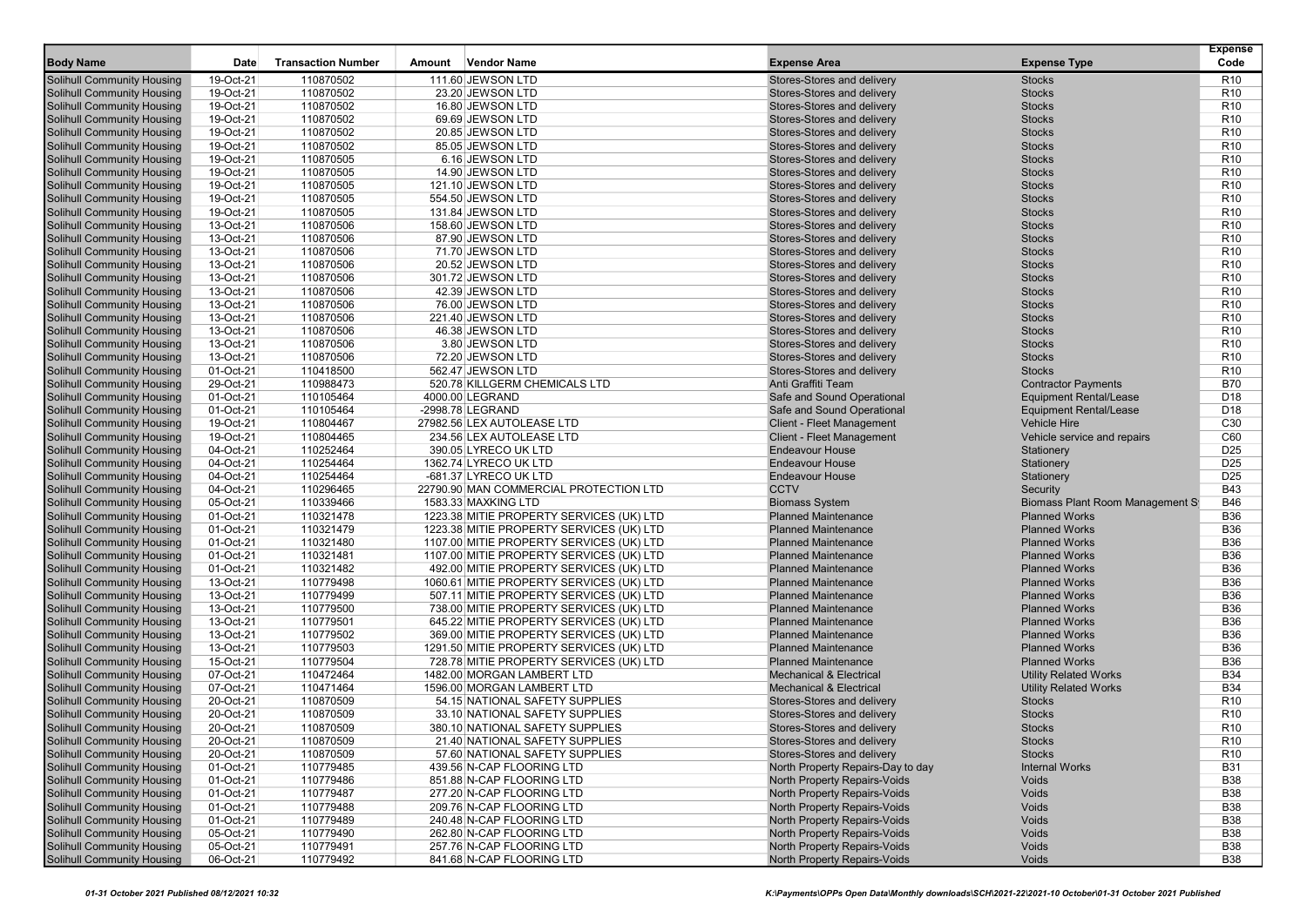| Body Name | Date | Transaction Number | Amount | Vendor Name | Expense Area | Expense Type | Expense Code |
|---|---|---|---|---|---|---|---|
| Solihull Community Housing | 19-Oct-21 | 110870502 | 111.60 | JEWSON LTD | Stores-Stores and delivery | Stocks | R10 |
| Solihull Community Housing | 19-Oct-21 | 110870502 | 23.20 | JEWSON LTD | Stores-Stores and delivery | Stocks | R10 |
| Solihull Community Housing | 19-Oct-21 | 110870502 | 16.80 | JEWSON LTD | Stores-Stores and delivery | Stocks | R10 |
| Solihull Community Housing | 19-Oct-21 | 110870502 | 69.69 | JEWSON LTD | Stores-Stores and delivery | Stocks | R10 |
| Solihull Community Housing | 19-Oct-21 | 110870502 | 20.85 | JEWSON LTD | Stores-Stores and delivery | Stocks | R10 |
| Solihull Community Housing | 19-Oct-21 | 110870502 | 85.05 | JEWSON LTD | Stores-Stores and delivery | Stocks | R10 |
| Solihull Community Housing | 19-Oct-21 | 110870505 | 6.16 | JEWSON LTD | Stores-Stores and delivery | Stocks | R10 |
| Solihull Community Housing | 19-Oct-21 | 110870505 | 14.90 | JEWSON LTD | Stores-Stores and delivery | Stocks | R10 |
| Solihull Community Housing | 19-Oct-21 | 110870505 | 121.10 | JEWSON LTD | Stores-Stores and delivery | Stocks | R10 |
| Solihull Community Housing | 19-Oct-21 | 110870505 | 554.50 | JEWSON LTD | Stores-Stores and delivery | Stocks | R10 |
| Solihull Community Housing | 19-Oct-21 | 110870505 | 131.84 | JEWSON LTD | Stores-Stores and delivery | Stocks | R10 |
| Solihull Community Housing | 13-Oct-21 | 110870506 | 158.60 | JEWSON LTD | Stores-Stores and delivery | Stocks | R10 |
| Solihull Community Housing | 13-Oct-21 | 110870506 | 87.90 | JEWSON LTD | Stores-Stores and delivery | Stocks | R10 |
| Solihull Community Housing | 13-Oct-21 | 110870506 | 71.70 | JEWSON LTD | Stores-Stores and delivery | Stocks | R10 |
| Solihull Community Housing | 13-Oct-21 | 110870506 | 20.52 | JEWSON LTD | Stores-Stores and delivery | Stocks | R10 |
| Solihull Community Housing | 13-Oct-21 | 110870506 | 301.72 | JEWSON LTD | Stores-Stores and delivery | Stocks | R10 |
| Solihull Community Housing | 13-Oct-21 | 110870506 | 42.39 | JEWSON LTD | Stores-Stores and delivery | Stocks | R10 |
| Solihull Community Housing | 13-Oct-21 | 110870506 | 76.00 | JEWSON LTD | Stores-Stores and delivery | Stocks | R10 |
| Solihull Community Housing | 13-Oct-21 | 110870506 | 221.40 | JEWSON LTD | Stores-Stores and delivery | Stocks | R10 |
| Solihull Community Housing | 13-Oct-21 | 110870506 | 46.38 | JEWSON LTD | Stores-Stores and delivery | Stocks | R10 |
| Solihull Community Housing | 13-Oct-21 | 110870506 | 3.80 | JEWSON LTD | Stores-Stores and delivery | Stocks | R10 |
| Solihull Community Housing | 13-Oct-21 | 110870506 | 72.20 | JEWSON LTD | Stores-Stores and delivery | Stocks | R10 |
| Solihull Community Housing | 01-Oct-21 | 110418500 | 562.47 | JEWSON LTD | Stores-Stores and delivery | Stocks | R10 |
| Solihull Community Housing | 29-Oct-21 | 110988473 | 520.78 | KILLGERM CHEMICALS LTD | Anti Graffiti Team | Contractor Payments | B70 |
| Solihull Community Housing | 01-Oct-21 | 110105464 | 4000.00 | LEGRAND | Safe and Sound Operational | Equipment Rental/Lease | D18 |
| Solihull Community Housing | 01-Oct-21 | 110105464 | -2998.78 | LEGRAND | Safe and Sound Operational | Equipment Rental/Lease | D18 |
| Solihull Community Housing | 19-Oct-21 | 110804467 | 27982.56 | LEX AUTOLEASE LTD | Client - Fleet Management | Vehicle Hire | C30 |
| Solihull Community Housing | 19-Oct-21 | 110804465 | 234.56 | LEX AUTOLEASE LTD | Client - Fleet Management | Vehicle service and repairs | C60 |
| Solihull Community Housing | 04-Oct-21 | 110252464 | 390.05 | LYRECO UK LTD | Endeavour House | Stationery | D25 |
| Solihull Community Housing | 04-Oct-21 | 110254464 | 1362.74 | LYRECO UK LTD | Endeavour House | Stationery | D25 |
| Solihull Community Housing | 04-Oct-21 | 110254464 | -681.37 | LYRECO UK LTD | Endeavour House | Stationery | D25 |
| Solihull Community Housing | 04-Oct-21 | 110296465 | 22790.90 | MAN COMMERCIAL PROTECTION LTD | CCTV | Security | B43 |
| Solihull Community Housing | 05-Oct-21 | 110339466 | 1583.33 | MAXKING LTD | Biomass System | Biomass Plant Room Management S | B46 |
| Solihull Community Housing | 01-Oct-21 | 110321478 | 1223.38 | MITIE PROPERTY SERVICES (UK) LTD | Planned Maintenance | Planned Works | B36 |
| Solihull Community Housing | 01-Oct-21 | 110321479 | 1223.38 | MITIE PROPERTY SERVICES (UK) LTD | Planned Maintenance | Planned Works | B36 |
| Solihull Community Housing | 01-Oct-21 | 110321480 | 1107.00 | MITIE PROPERTY SERVICES (UK) LTD | Planned Maintenance | Planned Works | B36 |
| Solihull Community Housing | 01-Oct-21 | 110321481 | 1107.00 | MITIE PROPERTY SERVICES (UK) LTD | Planned Maintenance | Planned Works | B36 |
| Solihull Community Housing | 01-Oct-21 | 110321482 | 492.00 | MITIE PROPERTY SERVICES (UK) LTD | Planned Maintenance | Planned Works | B36 |
| Solihull Community Housing | 13-Oct-21 | 110779498 | 1060.61 | MITIE PROPERTY SERVICES (UK) LTD | Planned Maintenance | Planned Works | B36 |
| Solihull Community Housing | 13-Oct-21 | 110779499 | 507.11 | MITIE PROPERTY SERVICES (UK) LTD | Planned Maintenance | Planned Works | B36 |
| Solihull Community Housing | 13-Oct-21 | 110779500 | 738.00 | MITIE PROPERTY SERVICES (UK) LTD | Planned Maintenance | Planned Works | B36 |
| Solihull Community Housing | 13-Oct-21 | 110779501 | 645.22 | MITIE PROPERTY SERVICES (UK) LTD | Planned Maintenance | Planned Works | B36 |
| Solihull Community Housing | 13-Oct-21 | 110779502 | 369.00 | MITIE PROPERTY SERVICES (UK) LTD | Planned Maintenance | Planned Works | B36 |
| Solihull Community Housing | 13-Oct-21 | 110779503 | 1291.50 | MITIE PROPERTY SERVICES (UK) LTD | Planned Maintenance | Planned Works | B36 |
| Solihull Community Housing | 15-Oct-21 | 110779504 | 728.78 | MITIE PROPERTY SERVICES (UK) LTD | Planned Maintenance | Planned Works | B36 |
| Solihull Community Housing | 07-Oct-21 | 110472464 | 1482.00 | MORGAN LAMBERT LTD | Mechanical & Electrical | Utility Related Works | B34 |
| Solihull Community Housing | 07-Oct-21 | 110471464 | 1596.00 | MORGAN LAMBERT LTD | Mechanical & Electrical | Utility Related Works | B34 |
| Solihull Community Housing | 20-Oct-21 | 110870509 | 54.15 | NATIONAL SAFETY SUPPLIES | Stores-Stores and delivery | Stocks | R10 |
| Solihull Community Housing | 20-Oct-21 | 110870509 | 33.10 | NATIONAL SAFETY SUPPLIES | Stores-Stores and delivery | Stocks | R10 |
| Solihull Community Housing | 20-Oct-21 | 110870509 | 380.10 | NATIONAL SAFETY SUPPLIES | Stores-Stores and delivery | Stocks | R10 |
| Solihull Community Housing | 20-Oct-21 | 110870509 | 21.40 | NATIONAL SAFETY SUPPLIES | Stores-Stores and delivery | Stocks | R10 |
| Solihull Community Housing | 20-Oct-21 | 110870509 | 57.60 | NATIONAL SAFETY SUPPLIES | Stores-Stores and delivery | Stocks | R10 |
| Solihull Community Housing | 01-Oct-21 | 110779485 | 439.56 | N-CAP FLOORING LTD | North Property Repairs-Day to day | Internal Works | B31 |
| Solihull Community Housing | 01-Oct-21 | 110779486 | 851.88 | N-CAP FLOORING LTD | North Property Repairs-Voids | Voids | B38 |
| Solihull Community Housing | 01-Oct-21 | 110779487 | 277.20 | N-CAP FLOORING LTD | North Property Repairs-Voids | Voids | B38 |
| Solihull Community Housing | 01-Oct-21 | 110779488 | 209.76 | N-CAP FLOORING LTD | North Property Repairs-Voids | Voids | B38 |
| Solihull Community Housing | 01-Oct-21 | 110779489 | 240.48 | N-CAP FLOORING LTD | North Property Repairs-Voids | Voids | B38 |
| Solihull Community Housing | 05-Oct-21 | 110779490 | 262.80 | N-CAP FLOORING LTD | North Property Repairs-Voids | Voids | B38 |
| Solihull Community Housing | 05-Oct-21 | 110779491 | 257.76 | N-CAP FLOORING LTD | North Property Repairs-Voids | Voids | B38 |
| Solihull Community Housing | 06-Oct-21 | 110779492 | 841.68 | N-CAP FLOORING LTD | North Property Repairs-Voids | Voids | B38 |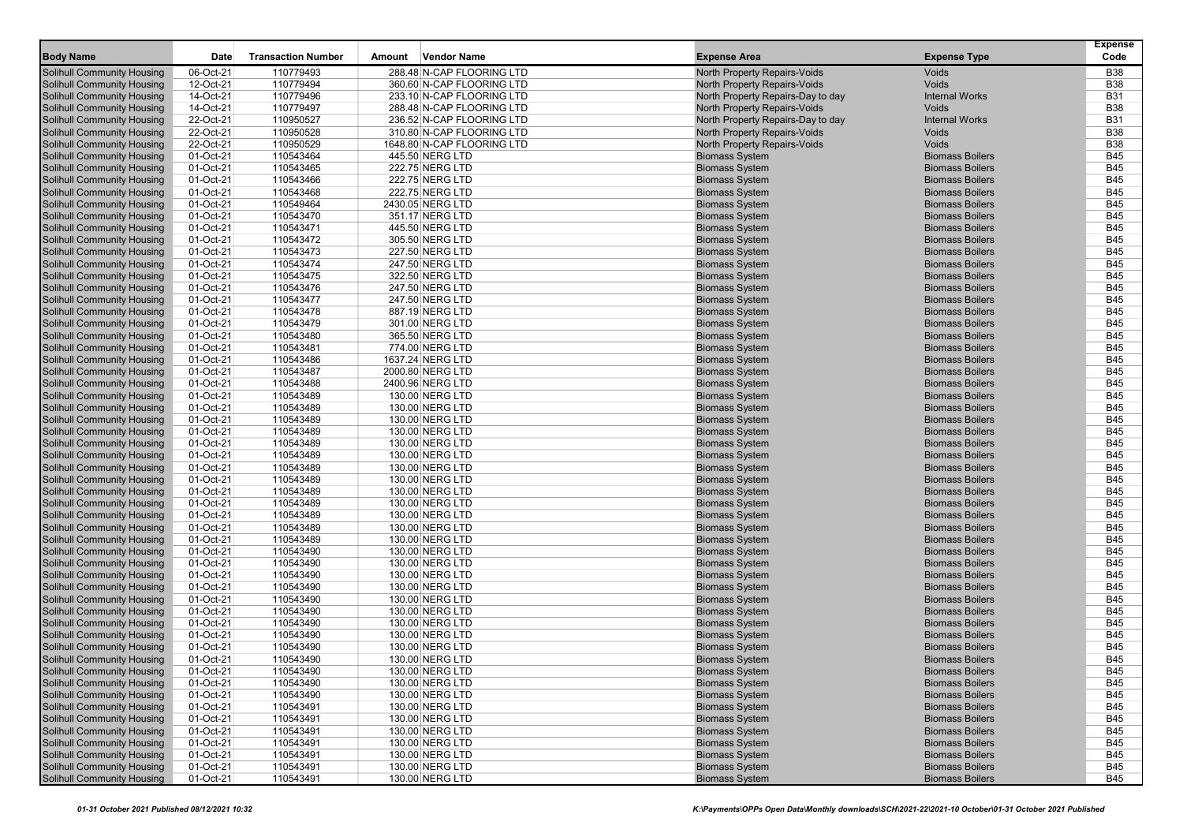| Body Name | Date | Transaction Number | Amount | Vendor Name | Expense Area | Expense Type | Expense Code |
|---|---|---|---|---|---|---|---|
| Solihull Community Housing | 06-Oct-21 | 110779493 | 288.48 | N-CAP FLOORING LTD | North Property Repairs-Voids | Voids | B38 |
| Solihull Community Housing | 12-Oct-21 | 110779494 | 360.60 | N-CAP FLOORING LTD | North Property Repairs-Voids | Voids | B38 |
| Solihull Community Housing | 14-Oct-21 | 110779496 | 233.10 | N-CAP FLOORING LTD | North Property Repairs-Day to day | Internal Works | B31 |
| Solihull Community Housing | 14-Oct-21 | 110779497 | 288.48 | N-CAP FLOORING LTD | North Property Repairs-Voids | Voids | B38 |
| Solihull Community Housing | 22-Oct-21 | 110950527 | 236.52 | N-CAP FLOORING LTD | North Property Repairs-Day to day | Internal Works | B31 |
| Solihull Community Housing | 22-Oct-21 | 110950528 | 310.80 | N-CAP FLOORING LTD | North Property Repairs-Voids | Voids | B38 |
| Solihull Community Housing | 22-Oct-21 | 110950529 | 1648.80 | N-CAP FLOORING LTD | North Property Repairs-Voids | Voids | B38 |
| Solihull Community Housing | 01-Oct-21 | 110543464 | 445.50 | NERG LTD | Biomass System | Biomass Boilers | B45 |
| Solihull Community Housing | 01-Oct-21 | 110543465 | 222.75 | NERG LTD | Biomass System | Biomass Boilers | B45 |
| Solihull Community Housing | 01-Oct-21 | 110543466 | 222.75 | NERG LTD | Biomass System | Biomass Boilers | B45 |
| Solihull Community Housing | 01-Oct-21 | 110543468 | 222.75 | NERG LTD | Biomass System | Biomass Boilers | B45 |
| Solihull Community Housing | 01-Oct-21 | 110549464 | 2430.05 | NERG LTD | Biomass System | Biomass Boilers | B45 |
| Solihull Community Housing | 01-Oct-21 | 110543470 | 351.17 | NERG LTD | Biomass System | Biomass Boilers | B45 |
| Solihull Community Housing | 01-Oct-21 | 110543471 | 445.50 | NERG LTD | Biomass System | Biomass Boilers | B45 |
| Solihull Community Housing | 01-Oct-21 | 110543472 | 305.50 | NERG LTD | Biomass System | Biomass Boilers | B45 |
| Solihull Community Housing | 01-Oct-21 | 110543473 | 227.50 | NERG LTD | Biomass System | Biomass Boilers | B45 |
| Solihull Community Housing | 01-Oct-21 | 110543474 | 247.50 | NERG LTD | Biomass System | Biomass Boilers | B45 |
| Solihull Community Housing | 01-Oct-21 | 110543475 | 322.50 | NERG LTD | Biomass System | Biomass Boilers | B45 |
| Solihull Community Housing | 01-Oct-21 | 110543476 | 247.50 | NERG LTD | Biomass System | Biomass Boilers | B45 |
| Solihull Community Housing | 01-Oct-21 | 110543477 | 247.50 | NERG LTD | Biomass System | Biomass Boilers | B45 |
| Solihull Community Housing | 01-Oct-21 | 110543478 | 887.19 | NERG LTD | Biomass System | Biomass Boilers | B45 |
| Solihull Community Housing | 01-Oct-21 | 110543479 | 301.00 | NERG LTD | Biomass System | Biomass Boilers | B45 |
| Solihull Community Housing | 01-Oct-21 | 110543480 | 365.50 | NERG LTD | Biomass System | Biomass Boilers | B45 |
| Solihull Community Housing | 01-Oct-21 | 110543481 | 774.00 | NERG LTD | Biomass System | Biomass Boilers | B45 |
| Solihull Community Housing | 01-Oct-21 | 110543486 | 1637.24 | NERG LTD | Biomass System | Biomass Boilers | B45 |
| Solihull Community Housing | 01-Oct-21 | 110543487 | 2000.80 | NERG LTD | Biomass System | Biomass Boilers | B45 |
| Solihull Community Housing | 01-Oct-21 | 110543488 | 2400.96 | NERG LTD | Biomass System | Biomass Boilers | B45 |
| Solihull Community Housing | 01-Oct-21 | 110543489 | 130.00 | NERG LTD | Biomass System | Biomass Boilers | B45 |
| Solihull Community Housing | 01-Oct-21 | 110543489 | 130.00 | NERG LTD | Biomass System | Biomass Boilers | B45 |
| Solihull Community Housing | 01-Oct-21 | 110543489 | 130.00 | NERG LTD | Biomass System | Biomass Boilers | B45 |
| Solihull Community Housing | 01-Oct-21 | 110543489 | 130.00 | NERG LTD | Biomass System | Biomass Boilers | B45 |
| Solihull Community Housing | 01-Oct-21 | 110543489 | 130.00 | NERG LTD | Biomass System | Biomass Boilers | B45 |
| Solihull Community Housing | 01-Oct-21 | 110543489 | 130.00 | NERG LTD | Biomass System | Biomass Boilers | B45 |
| Solihull Community Housing | 01-Oct-21 | 110543489 | 130.00 | NERG LTD | Biomass System | Biomass Boilers | B45 |
| Solihull Community Housing | 01-Oct-21 | 110543489 | 130.00 | NERG LTD | Biomass System | Biomass Boilers | B45 |
| Solihull Community Housing | 01-Oct-21 | 110543489 | 130.00 | NERG LTD | Biomass System | Biomass Boilers | B45 |
| Solihull Community Housing | 01-Oct-21 | 110543489 | 130.00 | NERG LTD | Biomass System | Biomass Boilers | B45 |
| Solihull Community Housing | 01-Oct-21 | 110543489 | 130.00 | NERG LTD | Biomass System | Biomass Boilers | B45 |
| Solihull Community Housing | 01-Oct-21 | 110543489 | 130.00 | NERG LTD | Biomass System | Biomass Boilers | B45 |
| Solihull Community Housing | 01-Oct-21 | 110543489 | 130.00 | NERG LTD | Biomass System | Biomass Boilers | B45 |
| Solihull Community Housing | 01-Oct-21 | 110543490 | 130.00 | NERG LTD | Biomass System | Biomass Boilers | B45 |
| Solihull Community Housing | 01-Oct-21 | 110543490 | 130.00 | NERG LTD | Biomass System | Biomass Boilers | B45 |
| Solihull Community Housing | 01-Oct-21 | 110543490 | 130.00 | NERG LTD | Biomass System | Biomass Boilers | B45 |
| Solihull Community Housing | 01-Oct-21 | 110543490 | 130.00 | NERG LTD | Biomass System | Biomass Boilers | B45 |
| Solihull Community Housing | 01-Oct-21 | 110543490 | 130.00 | NERG LTD | Biomass System | Biomass Boilers | B45 |
| Solihull Community Housing | 01-Oct-21 | 110543490 | 130.00 | NERG LTD | Biomass System | Biomass Boilers | B45 |
| Solihull Community Housing | 01-Oct-21 | 110543490 | 130.00 | NERG LTD | Biomass System | Biomass Boilers | B45 |
| Solihull Community Housing | 01-Oct-21 | 110543490 | 130.00 | NERG LTD | Biomass System | Biomass Boilers | B45 |
| Solihull Community Housing | 01-Oct-21 | 110543490 | 130.00 | NERG LTD | Biomass System | Biomass Boilers | B45 |
| Solihull Community Housing | 01-Oct-21 | 110543490 | 130.00 | NERG LTD | Biomass System | Biomass Boilers | B45 |
| Solihull Community Housing | 01-Oct-21 | 110543490 | 130.00 | NERG LTD | Biomass System | Biomass Boilers | B45 |
| Solihull Community Housing | 01-Oct-21 | 110543490 | 130.00 | NERG LTD | Biomass System | Biomass Boilers | B45 |
| Solihull Community Housing | 01-Oct-21 | 110543490 | 130.00 | NERG LTD | Biomass System | Biomass Boilers | B45 |
| Solihull Community Housing | 01-Oct-21 | 110543491 | 130.00 | NERG LTD | Biomass System | Biomass Boilers | B45 |
| Solihull Community Housing | 01-Oct-21 | 110543491 | 130.00 | NERG LTD | Biomass System | Biomass Boilers | B45 |
| Solihull Community Housing | 01-Oct-21 | 110543491 | 130.00 | NERG LTD | Biomass System | Biomass Boilers | B45 |
| Solihull Community Housing | 01-Oct-21 | 110543491 | 130.00 | NERG LTD | Biomass System | Biomass Boilers | B45 |
| Solihull Community Housing | 01-Oct-21 | 110543491 | 130.00 | NERG LTD | Biomass System | Biomass Boilers | B45 |
| Solihull Community Housing | 01-Oct-21 | 110543491 | 130.00 | NERG LTD | Biomass System | Biomass Boilers | B45 |
| Solihull Community Housing | 01-Oct-21 | 110543491 | 130.00 | NERG LTD | Biomass System | Biomass Boilers | B45 |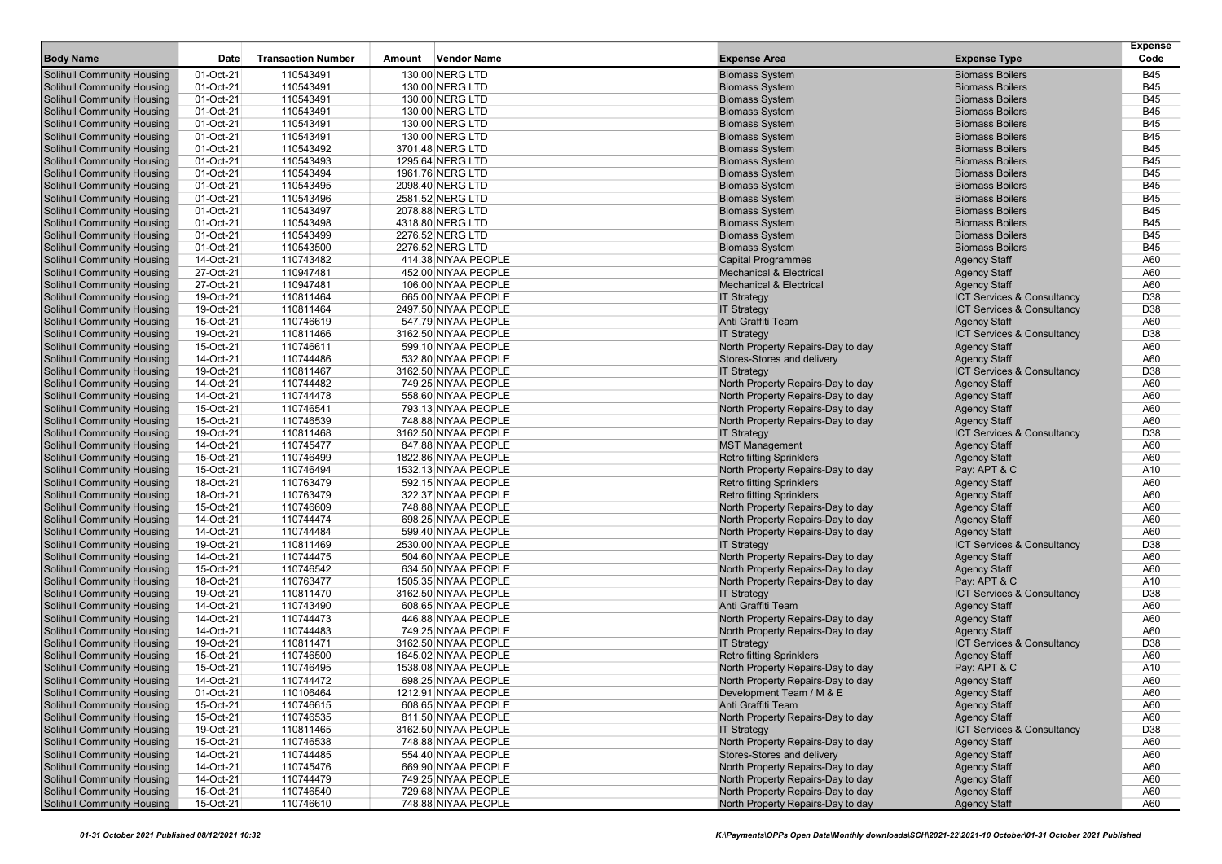| Body Name | Date | Transaction Number | Amount | Vendor Name | Expense Area | Expense Type | Expense Code |
|---|---|---|---|---|---|---|---|
| Solihull Community Housing | 01-Oct-21 | 110543491 | 130.00 | NERG LTD | Biomass System | Biomass Boilers | B45 |
| Solihull Community Housing | 01-Oct-21 | 110543491 | 130.00 | NERG LTD | Biomass System | Biomass Boilers | B45 |
| Solihull Community Housing | 01-Oct-21 | 110543491 | 130.00 | NERG LTD | Biomass System | Biomass Boilers | B45 |
| Solihull Community Housing | 01-Oct-21 | 110543491 | 130.00 | NERG LTD | Biomass System | Biomass Boilers | B45 |
| Solihull Community Housing | 01-Oct-21 | 110543491 | 130.00 | NERG LTD | Biomass System | Biomass Boilers | B45 |
| Solihull Community Housing | 01-Oct-21 | 110543491 | 130.00 | NERG LTD | Biomass System | Biomass Boilers | B45 |
| Solihull Community Housing | 01-Oct-21 | 110543492 | 3701.48 | NERG LTD | Biomass System | Biomass Boilers | B45 |
| Solihull Community Housing | 01-Oct-21 | 110543493 | 1295.64 | NERG LTD | Biomass System | Biomass Boilers | B45 |
| Solihull Community Housing | 01-Oct-21 | 110543494 | 1961.76 | NERG LTD | Biomass System | Biomass Boilers | B45 |
| Solihull Community Housing | 01-Oct-21 | 110543495 | 2098.40 | NERG LTD | Biomass System | Biomass Boilers | B45 |
| Solihull Community Housing | 01-Oct-21 | 110543496 | 2581.52 | NERG LTD | Biomass System | Biomass Boilers | B45 |
| Solihull Community Housing | 01-Oct-21 | 110543497 | 2078.88 | NERG LTD | Biomass System | Biomass Boilers | B45 |
| Solihull Community Housing | 01-Oct-21 | 110543498 | 4318.80 | NERG LTD | Biomass System | Biomass Boilers | B45 |
| Solihull Community Housing | 01-Oct-21 | 110543499 | 2276.52 | NERG LTD | Biomass System | Biomass Boilers | B45 |
| Solihull Community Housing | 01-Oct-21 | 110543500 | 2276.52 | NERG LTD | Biomass System | Biomass Boilers | B45 |
| Solihull Community Housing | 14-Oct-21 | 110743482 | 414.38 | NIYAA PEOPLE | Capital Programmes | Agency Staff | A60 |
| Solihull Community Housing | 27-Oct-21 | 110947481 | 452.00 | NIYAA PEOPLE | Mechanical & Electrical | Agency Staff | A60 |
| Solihull Community Housing | 27-Oct-21 | 110947481 | 106.00 | NIYAA PEOPLE | Mechanical & Electrical | Agency Staff | A60 |
| Solihull Community Housing | 19-Oct-21 | 110811464 | 665.00 | NIYAA PEOPLE | IT Strategy | ICT Services & Consultancy | D38 |
| Solihull Community Housing | 19-Oct-21 | 110811464 | 2497.50 | NIYAA PEOPLE | IT Strategy | ICT Services & Consultancy | D38 |
| Solihull Community Housing | 15-Oct-21 | 110746619 | 547.79 | NIYAA PEOPLE | Anti Graffiti Team | Agency Staff | A60 |
| Solihull Community Housing | 19-Oct-21 | 110811466 | 3162.50 | NIYAA PEOPLE | IT Strategy | ICT Services & Consultancy | D38 |
| Solihull Community Housing | 15-Oct-21 | 110746611 | 599.10 | NIYAA PEOPLE | North Property Repairs-Day to day | Agency Staff | A60 |
| Solihull Community Housing | 14-Oct-21 | 110744486 | 532.80 | NIYAA PEOPLE | Stores-Stores and delivery | Agency Staff | A60 |
| Solihull Community Housing | 19-Oct-21 | 110811467 | 3162.50 | NIYAA PEOPLE | IT Strategy | ICT Services & Consultancy | D38 |
| Solihull Community Housing | 14-Oct-21 | 110744482 | 749.25 | NIYAA PEOPLE | North Property Repairs-Day to day | Agency Staff | A60 |
| Solihull Community Housing | 14-Oct-21 | 110744478 | 558.60 | NIYAA PEOPLE | North Property Repairs-Day to day | Agency Staff | A60 |
| Solihull Community Housing | 15-Oct-21 | 110746541 | 793.13 | NIYAA PEOPLE | North Property Repairs-Day to day | Agency Staff | A60 |
| Solihull Community Housing | 15-Oct-21 | 110746539 | 748.88 | NIYAA PEOPLE | North Property Repairs-Day to day | Agency Staff | A60 |
| Solihull Community Housing | 19-Oct-21 | 110811468 | 3162.50 | NIYAA PEOPLE | IT Strategy | ICT Services & Consultancy | D38 |
| Solihull Community Housing | 14-Oct-21 | 110745477 | 847.88 | NIYAA PEOPLE | MST Management | Agency Staff | A60 |
| Solihull Community Housing | 15-Oct-21 | 110746499 | 1822.86 | NIYAA PEOPLE | Retro fitting Sprinklers | Agency Staff | A60 |
| Solihull Community Housing | 15-Oct-21 | 110746494 | 1532.13 | NIYAA PEOPLE | North Property Repairs-Day to day | Pay: APT & C | A10 |
| Solihull Community Housing | 18-Oct-21 | 110763479 | 592.15 | NIYAA PEOPLE | Retro fitting Sprinklers | Agency Staff | A60 |
| Solihull Community Housing | 18-Oct-21 | 110763479 | 322.37 | NIYAA PEOPLE | Retro fitting Sprinklers | Agency Staff | A60 |
| Solihull Community Housing | 15-Oct-21 | 110746609 | 748.88 | NIYAA PEOPLE | North Property Repairs-Day to day | Agency Staff | A60 |
| Solihull Community Housing | 14-Oct-21 | 110744474 | 698.25 | NIYAA PEOPLE | North Property Repairs-Day to day | Agency Staff | A60 |
| Solihull Community Housing | 14-Oct-21 | 110744484 | 599.40 | NIYAA PEOPLE | North Property Repairs-Day to day | Agency Staff | A60 |
| Solihull Community Housing | 19-Oct-21 | 110811469 | 2530.00 | NIYAA PEOPLE | IT Strategy | ICT Services & Consultancy | D38 |
| Solihull Community Housing | 14-Oct-21 | 110744475 | 504.60 | NIYAA PEOPLE | North Property Repairs-Day to day | Agency Staff | A60 |
| Solihull Community Housing | 15-Oct-21 | 110746542 | 634.50 | NIYAA PEOPLE | North Property Repairs-Day to day | Agency Staff | A60 |
| Solihull Community Housing | 18-Oct-21 | 110763477 | 1505.35 | NIYAA PEOPLE | North Property Repairs-Day to day | Pay: APT & C | A10 |
| Solihull Community Housing | 19-Oct-21 | 110811470 | 3162.50 | NIYAA PEOPLE | IT Strategy | ICT Services & Consultancy | D38 |
| Solihull Community Housing | 14-Oct-21 | 110743490 | 608.65 | NIYAA PEOPLE | Anti Graffiti Team | Agency Staff | A60 |
| Solihull Community Housing | 14-Oct-21 | 110744473 | 446.88 | NIYAA PEOPLE | North Property Repairs-Day to day | Agency Staff | A60 |
| Solihull Community Housing | 14-Oct-21 | 110744483 | 749.25 | NIYAA PEOPLE | North Property Repairs-Day to day | Agency Staff | A60 |
| Solihull Community Housing | 19-Oct-21 | 110811471 | 3162.50 | NIYAA PEOPLE | IT Strategy | ICT Services & Consultancy | D38 |
| Solihull Community Housing | 15-Oct-21 | 110746500 | 1645.02 | NIYAA PEOPLE | Retro fitting Sprinklers | Agency Staff | A60 |
| Solihull Community Housing | 15-Oct-21 | 110746495 | 1538.08 | NIYAA PEOPLE | North Property Repairs-Day to day | Pay: APT & C | A10 |
| Solihull Community Housing | 14-Oct-21 | 110744472 | 698.25 | NIYAA PEOPLE | North Property Repairs-Day to day | Agency Staff | A60 |
| Solihull Community Housing | 01-Oct-21 | 110106464 | 1212.91 | NIYAA PEOPLE | Development Team / M & E | Agency Staff | A60 |
| Solihull Community Housing | 15-Oct-21 | 110746615 | 608.65 | NIYAA PEOPLE | Anti Graffiti Team | Agency Staff | A60 |
| Solihull Community Housing | 15-Oct-21 | 110746535 | 811.50 | NIYAA PEOPLE | North Property Repairs-Day to day | Agency Staff | A60 |
| Solihull Community Housing | 19-Oct-21 | 110811465 | 3162.50 | NIYAA PEOPLE | IT Strategy | ICT Services & Consultancy | D38 |
| Solihull Community Housing | 15-Oct-21 | 110746538 | 748.88 | NIYAA PEOPLE | North Property Repairs-Day to day | Agency Staff | A60 |
| Solihull Community Housing | 14-Oct-21 | 110744485 | 554.40 | NIYAA PEOPLE | Stores-Stores and delivery | Agency Staff | A60 |
| Solihull Community Housing | 14-Oct-21 | 110745476 | 669.90 | NIYAA PEOPLE | North Property Repairs-Day to day | Agency Staff | A60 |
| Solihull Community Housing | 14-Oct-21 | 110744479 | 749.25 | NIYAA PEOPLE | North Property Repairs-Day to day | Agency Staff | A60 |
| Solihull Community Housing | 15-Oct-21 | 110746540 | 729.68 | NIYAA PEOPLE | North Property Repairs-Day to day | Agency Staff | A60 |
| Solihull Community Housing | 15-Oct-21 | 110746610 | 748.88 | NIYAA PEOPLE | North Property Repairs-Day to day | Agency Staff | A60 |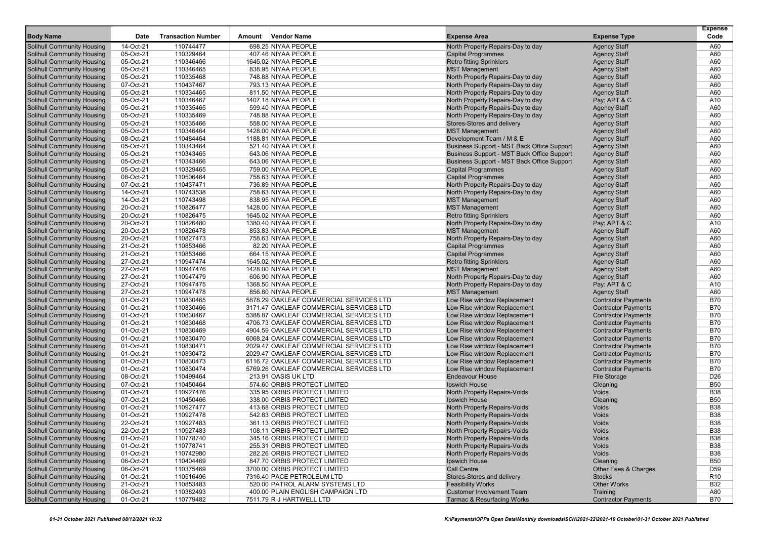| Body Name | Date | Transaction Number | Amount | Vendor Name | Expense Area | Expense Type | Expense Code |
|---|---|---|---|---|---|---|---|
| Solihull Community Housing | 14-Oct-21 | 110744477 | 698.25 | NIYAA PEOPLE | North Property Repairs-Day to day | Agency Staff | A60 |
| Solihull Community Housing | 05-Oct-21 | 110329464 | 407.46 | NIYAA PEOPLE | Capital Programmes | Agency Staff | A60 |
| Solihull Community Housing | 05-Oct-21 | 110346466 | 1645.02 | NIYAA PEOPLE | Retro fitting Sprinklers | Agency Staff | A60 |
| Solihull Community Housing | 05-Oct-21 | 110346465 | 838.95 | NIYAA PEOPLE | MST Management | Agency Staff | A60 |
| Solihull Community Housing | 05-Oct-21 | 110335468 | 748.88 | NIYAA PEOPLE | North Property Repairs-Day to day | Agency Staff | A60 |
| Solihull Community Housing | 07-Oct-21 | 110437467 | 793.13 | NIYAA PEOPLE | North Property Repairs-Day to day | Agency Staff | A60 |
| Solihull Community Housing | 05-Oct-21 | 110334465 | 811.50 | NIYAA PEOPLE | North Property Repairs-Day to day | Agency Staff | A60 |
| Solihull Community Housing | 05-Oct-21 | 110346467 | 1407.18 | NIYAA PEOPLE | North Property Repairs-Day to day | Pay: APT & C | A10 |
| Solihull Community Housing | 05-Oct-21 | 110335465 | 599.40 | NIYAA PEOPLE | North Property Repairs-Day to day | Agency Staff | A60 |
| Solihull Community Housing | 05-Oct-21 | 110335469 | 748.88 | NIYAA PEOPLE | North Property Repairs-Day to day | Agency Staff | A60 |
| Solihull Community Housing | 05-Oct-21 | 110335466 | 558.00 | NIYAA PEOPLE | Stores-Stores and delivery | Agency Staff | A60 |
| Solihull Community Housing | 05-Oct-21 | 110346464 | 1428.00 | NIYAA PEOPLE | MST Management | Agency Staff | A60 |
| Solihull Community Housing | 08-Oct-21 | 110484464 | 1188.81 | NIYAA PEOPLE | Development Team / M & E | Agency Staff | A60 |
| Solihull Community Housing | 05-Oct-21 | 110343464 | 521.40 | NIYAA PEOPLE | Business Support - MST Back Office Support | Agency Staff | A60 |
| Solihull Community Housing | 05-Oct-21 | 110343465 | 643.06 | NIYAA PEOPLE | Business Support - MST Back Office Support | Agency Staff | A60 |
| Solihull Community Housing | 05-Oct-21 | 110343466 | 643.06 | NIYAA PEOPLE | Business Support - MST Back Office Support | Agency Staff | A60 |
| Solihull Community Housing | 05-Oct-21 | 110329465 | 759.00 | NIYAA PEOPLE | Capital Programmes | Agency Staff | A60 |
| Solihull Community Housing | 08-Oct-21 | 110506464 | 758.63 | NIYAA PEOPLE | Capital Programmes | Agency Staff | A60 |
| Solihull Community Housing | 07-Oct-21 | 110437471 | 736.89 | NIYAA PEOPLE | North Property Repairs-Day to day | Agency Staff | A60 |
| Solihull Community Housing | 14-Oct-21 | 110743538 | 758.63 | NIYAA PEOPLE | North Property Repairs-Day to day | Agency Staff | A60 |
| Solihull Community Housing | 14-Oct-21 | 110743498 | 838.95 | NIYAA PEOPLE | MST Management | Agency Staff | A60 |
| Solihull Community Housing | 20-Oct-21 | 110826477 | 1428.00 | NIYAA PEOPLE | MST Management | Agency Staff | A60 |
| Solihull Community Housing | 20-Oct-21 | 110826475 | 1645.02 | NIYAA PEOPLE | Retro fitting Sprinklers | Agency Staff | A60 |
| Solihull Community Housing | 20-Oct-21 | 110826480 | 1380.40 | NIYAA PEOPLE | North Property Repairs-Day to day | Pay: APT & C | A10 |
| Solihull Community Housing | 20-Oct-21 | 110826478 | 853.83 | NIYAA PEOPLE | MST Management | Agency Staff | A60 |
| Solihull Community Housing | 20-Oct-21 | 110827473 | 758.63 | NIYAA PEOPLE | North Property Repairs-Day to day | Agency Staff | A60 |
| Solihull Community Housing | 21-Oct-21 | 110853466 | 82.20 | NIYAA PEOPLE | Capital Programmes | Agency Staff | A60 |
| Solihull Community Housing | 21-Oct-21 | 110853466 | 664.15 | NIYAA PEOPLE | Capital Programmes | Agency Staff | A60 |
| Solihull Community Housing | 27-Oct-21 | 110947474 | 1645.02 | NIYAA PEOPLE | Retro fitting Sprinklers | Agency Staff | A60 |
| Solihull Community Housing | 27-Oct-21 | 110947476 | 1428.00 | NIYAA PEOPLE | MST Management | Agency Staff | A60 |
| Solihull Community Housing | 27-Oct-21 | 110947479 | 606.90 | NIYAA PEOPLE | North Property Repairs-Day to day | Agency Staff | A60 |
| Solihull Community Housing | 27-Oct-21 | 110947475 | 1368.50 | NIYAA PEOPLE | North Property Repairs-Day to day | Pay: APT & C | A10 |
| Solihull Community Housing | 27-Oct-21 | 110947478 | 856.80 | NIYAA PEOPLE | MST Management | Agency Staff | A60 |
| Solihull Community Housing | 01-Oct-21 | 110830465 | 5878.29 | OAKLEAF COMMERCIAL SERVICES LTD | Low Rise window Replacement | Contractor Payments | B70 |
| Solihull Community Housing | 01-Oct-21 | 110830466 | 3171.47 | OAKLEAF COMMERCIAL SERVICES LTD | Low Rise window Replacement | Contractor Payments | B70 |
| Solihull Community Housing | 01-Oct-21 | 110830467 | 5388.87 | OAKLEAF COMMERCIAL SERVICES LTD | Low Rise window Replacement | Contractor Payments | B70 |
| Solihull Community Housing | 01-Oct-21 | 110830468 | 4706.73 | OAKLEAF COMMERCIAL SERVICES LTD | Low Rise window Replacement | Contractor Payments | B70 |
| Solihull Community Housing | 01-Oct-21 | 110830469 | 4904.59 | OAKLEAF COMMERCIAL SERVICES LTD | Low Rise window Replacement | Contractor Payments | B70 |
| Solihull Community Housing | 01-Oct-21 | 110830470 | 6068.24 | OAKLEAF COMMERCIAL SERVICES LTD | Low Rise window Replacement | Contractor Payments | B70 |
| Solihull Community Housing | 01-Oct-21 | 110830471 | 2029.47 | OAKLEAF COMMERCIAL SERVICES LTD | Low Rise window Replacement | Contractor Payments | B70 |
| Solihull Community Housing | 01-Oct-21 | 110830472 | 2029.47 | OAKLEAF COMMERCIAL SERVICES LTD | Low Rise window Replacement | Contractor Payments | B70 |
| Solihull Community Housing | 01-Oct-21 | 110830473 | 6116.72 | OAKLEAF COMMERCIAL SERVICES LTD | Low Rise window Replacement | Contractor Payments | B70 |
| Solihull Community Housing | 01-Oct-21 | 110830474 | 5769.26 | OAKLEAF COMMERCIAL SERVICES LTD | Low Rise window Replacement | Contractor Payments | B70 |
| Solihull Community Housing | 08-Oct-21 | 110499464 | 213.91 | OASIS UK LTD | Endeavour House | File Storage | D26 |
| Solihull Community Housing | 07-Oct-21 | 110450464 | 574.60 | ORBIS PROTECT LIMITED | Ipswich House | Cleaning | B50 |
| Solihull Community Housing | 01-Oct-21 | 110927476 | 335.95 | ORBIS PROTECT LIMITED | North Property Repairs-Voids | Voids | B38 |
| Solihull Community Housing | 07-Oct-21 | 110450466 | 338.00 | ORBIS PROTECT LIMITED | Ipswich House | Cleaning | B50 |
| Solihull Community Housing | 01-Oct-21 | 110927477 | 413.68 | ORBIS PROTECT LIMITED | North Property Repairs-Voids | Voids | B38 |
| Solihull Community Housing | 01-Oct-21 | 110927478 | 542.83 | ORBIS PROTECT LIMITED | North Property Repairs-Voids | Voids | B38 |
| Solihull Community Housing | 22-Oct-21 | 110927483 | 361.13 | ORBIS PROTECT LIMITED | North Property Repairs-Voids | Voids | B38 |
| Solihull Community Housing | 22-Oct-21 | 110927483 | 108.11 | ORBIS PROTECT LIMITED | North Property Repairs-Voids | Voids | B38 |
| Solihull Community Housing | 01-Oct-21 | 110778740 | 345.16 | ORBIS PROTECT LIMITED | North Property Repairs-Voids | Voids | B38 |
| Solihull Community Housing | 01-Oct-21 | 110778741 | 255.31 | ORBIS PROTECT LIMITED | North Property Repairs-Voids | Voids | B38 |
| Solihull Community Housing | 01-Oct-21 | 110742980 | 282.26 | ORBIS PROTECT LIMITED | North Property Repairs-Voids | Voids | B38 |
| Solihull Community Housing | 06-Oct-21 | 110404469 | 847.70 | ORBIS PROTECT LIMITED | Ipswich House | Cleaning | B50 |
| Solihull Community Housing | 06-Oct-21 | 110375469 | 3700.00 | ORBIS PROTECT LIMITED | Call Centre | Other Fees & Charges | D59 |
| Solihull Community Housing | 01-Oct-21 | 110516496 | 7316.40 | PACE PETROLEUM LTD | Stores-Stores and delivery | Stocks | R10 |
| Solihull Community Housing | 21-Oct-21 | 110853483 | 520.00 | PATROL ALARM SYSTEMS LTD | Feasibility Works | Other Works | B32 |
| Solihull Community Housing | 06-Oct-21 | 110382493 | 400.00 | PLAIN ENGLISH CAMPAIGN LTD | Customer Involvement Team | Training | A80 |
| Solihull Community Housing | 01-Oct-21 | 110779482 | 7511.79 | R J HARTWELL LTD | Tarmac & Resurfacing Works | Contractor Payments | B70 |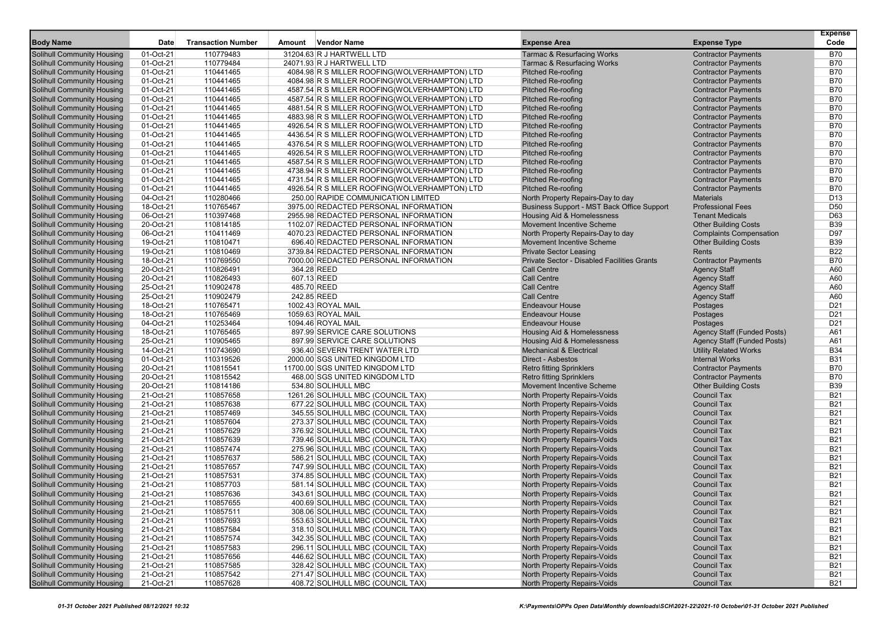| Body Name | Date | Transaction Number | Amount | Vendor Name | Expense Area | Expense Type | Expense Code |
|---|---|---|---|---|---|---|---|
| Solihull Community Housing | 01-Oct-21 | 110779483 | 31204.63 | R J HARTWELL LTD | Tarmac & Resurfacing Works | Contractor Payments | B70 |
| Solihull Community Housing | 01-Oct-21 | 110779484 | 24071.93 | R J HARTWELL LTD | Tarmac & Resurfacing Works | Contractor Payments | B70 |
| Solihull Community Housing | 01-Oct-21 | 110441465 | 4084.98 | R S MILLER ROOFING(WOLVERHAMPTON) LTD | Pitched Re-roofing | Contractor Payments | B70 |
| Solihull Community Housing | 01-Oct-21 | 110441465 | 4084.98 | R S MILLER ROOFING(WOLVERHAMPTON) LTD | Pitched Re-roofing | Contractor Payments | B70 |
| Solihull Community Housing | 01-Oct-21 | 110441465 | 4587.54 | R S MILLER ROOFING(WOLVERHAMPTON) LTD | Pitched Re-roofing | Contractor Payments | B70 |
| Solihull Community Housing | 01-Oct-21 | 110441465 | 4587.54 | R S MILLER ROOFING(WOLVERHAMPTON) LTD | Pitched Re-roofing | Contractor Payments | B70 |
| Solihull Community Housing | 01-Oct-21 | 110441465 | 4881.54 | R S MILLER ROOFING(WOLVERHAMPTON) LTD | Pitched Re-roofing | Contractor Payments | B70 |
| Solihull Community Housing | 01-Oct-21 | 110441465 | 4883.98 | R S MILLER ROOFING(WOLVERHAMPTON) LTD | Pitched Re-roofing | Contractor Payments | B70 |
| Solihull Community Housing | 01-Oct-21 | 110441465 | 4926.54 | R S MILLER ROOFING(WOLVERHAMPTON) LTD | Pitched Re-roofing | Contractor Payments | B70 |
| Solihull Community Housing | 01-Oct-21 | 110441465 | 4436.54 | R S MILLER ROOFING(WOLVERHAMPTON) LTD | Pitched Re-roofing | Contractor Payments | B70 |
| Solihull Community Housing | 01-Oct-21 | 110441465 | 4376.54 | R S MILLER ROOFING(WOLVERHAMPTON) LTD | Pitched Re-roofing | Contractor Payments | B70 |
| Solihull Community Housing | 01-Oct-21 | 110441465 | 4926.54 | R S MILLER ROOFING(WOLVERHAMPTON) LTD | Pitched Re-roofing | Contractor Payments | B70 |
| Solihull Community Housing | 01-Oct-21 | 110441465 | 4587.54 | R S MILLER ROOFING(WOLVERHAMPTON) LTD | Pitched Re-roofing | Contractor Payments | B70 |
| Solihull Community Housing | 01-Oct-21 | 110441465 | 4738.94 | R S MILLER ROOFING(WOLVERHAMPTON) LTD | Pitched Re-roofing | Contractor Payments | B70 |
| Solihull Community Housing | 01-Oct-21 | 110441465 | 4731.54 | R S MILLER ROOFING(WOLVERHAMPTON) LTD | Pitched Re-roofing | Contractor Payments | B70 |
| Solihull Community Housing | 01-Oct-21 | 110441465 | 4926.54 | R S MILLER ROOFING(WOLVERHAMPTON) LTD | Pitched Re-roofing | Contractor Payments | B70 |
| Solihull Community Housing | 04-Oct-21 | 110280466 | 250.00 | RAPIDE COMMUNICATION LIMITED | North Property Repairs-Day to day | Materials | D13 |
| Solihull Community Housing | 18-Oct-21 | 110765467 | 3975.00 | REDACTED PERSONAL INFORMATION | Business Support - MST Back Office Support | Professional Fees | D50 |
| Solihull Community Housing | 06-Oct-21 | 110397468 | 2955.98 | REDACTED PERSONAL INFORMATION | Housing Aid & Homelessness | Tenant Medicals | D63 |
| Solihull Community Housing | 20-Oct-21 | 110814185 | 1102.07 | REDACTED PERSONAL INFORMATION | Movement Incentive Scheme | Other Building Costs | B39 |
| Solihull Community Housing | 06-Oct-21 | 110411469 | 4070.23 | REDACTED PERSONAL INFORMATION | North Property Repairs-Day to day | Complaints Compensation | D97 |
| Solihull Community Housing | 19-Oct-21 | 110810471 | 696.40 | REDACTED PERSONAL INFORMATION | Movement Incentive Scheme | Other Building Costs | B39 |
| Solihull Community Housing | 19-Oct-21 | 110810469 | 3739.84 | REDACTED PERSONAL INFORMATION | Private Sector Leasing | Rents | B22 |
| Solihull Community Housing | 18-Oct-21 | 110769550 | 7000.00 | REDACTED PERSONAL INFORMATION | Private Sector - Disabled Facilities Grants | Contractor Payments | B70 |
| Solihull Community Housing | 20-Oct-21 | 110826491 | 364.28 | REED | Call Centre | Agency Staff | A60 |
| Solihull Community Housing | 20-Oct-21 | 110826493 | 607.13 | REED | Call Centre | Agency Staff | A60 |
| Solihull Community Housing | 25-Oct-21 | 110902478 | 485.70 | REED | Call Centre | Agency Staff | A60 |
| Solihull Community Housing | 25-Oct-21 | 110902479 | 242.85 | REED | Call Centre | Agency Staff | A60 |
| Solihull Community Housing | 18-Oct-21 | 110765471 | 1002.43 | ROYAL MAIL | Endeavour House | Postages | D21 |
| Solihull Community Housing | 18-Oct-21 | 110765469 | 1059.63 | ROYAL MAIL | Endeavour House | Postages | D21 |
| Solihull Community Housing | 04-Oct-21 | 110253464 | 1094.46 | ROYAL MAIL | Endeavour House | Postages | D21 |
| Solihull Community Housing | 18-Oct-21 | 110765465 | 897.99 | SERVICE CARE SOLUTIONS | Housing Aid & Homelessness | Agency Staff (Funded Posts) | A61 |
| Solihull Community Housing | 25-Oct-21 | 110905465 | 897.99 | SERVICE CARE SOLUTIONS | Housing Aid & Homelessness | Agency Staff (Funded Posts) | A61 |
| Solihull Community Housing | 14-Oct-21 | 110743690 | 936.40 | SEVERN TRENT WATER LTD | Mechanical & Electrical | Utility Related Works | B34 |
| Solihull Community Housing | 01-Oct-21 | 110319526 | 2000.00 | SGS UNITED KINGDOM LTD | Direct - Asbestos | Internal Works | B31 |
| Solihull Community Housing | 20-Oct-21 | 110815541 | 11700.00 | SGS UNITED KINGDOM LTD | Retro fitting Sprinklers | Contractor Payments | B70 |
| Solihull Community Housing | 20-Oct-21 | 110815542 | 468.00 | SGS UNITED KINGDOM LTD | Retro fitting Sprinklers | Contractor Payments | B70 |
| Solihull Community Housing | 20-Oct-21 | 110814186 | 534.80 | SOLIHULL MBC | Movement Incentive Scheme | Other Building Costs | B39 |
| Solihull Community Housing | 21-Oct-21 | 110857658 | 1261.26 | SOLIHULL MBC (COUNCIL TAX) | North Property Repairs-Voids | Council Tax | B21 |
| Solihull Community Housing | 21-Oct-21 | 110857638 | 677.22 | SOLIHULL MBC (COUNCIL TAX) | North Property Repairs-Voids | Council Tax | B21 |
| Solihull Community Housing | 21-Oct-21 | 110857469 | 345.55 | SOLIHULL MBC (COUNCIL TAX) | North Property Repairs-Voids | Council Tax | B21 |
| Solihull Community Housing | 21-Oct-21 | 110857604 | 273.37 | SOLIHULL MBC (COUNCIL TAX) | North Property Repairs-Voids | Council Tax | B21 |
| Solihull Community Housing | 21-Oct-21 | 110857629 | 376.92 | SOLIHULL MBC (COUNCIL TAX) | North Property Repairs-Voids | Council Tax | B21 |
| Solihull Community Housing | 21-Oct-21 | 110857639 | 739.46 | SOLIHULL MBC (COUNCIL TAX) | North Property Repairs-Voids | Council Tax | B21 |
| Solihull Community Housing | 21-Oct-21 | 110857474 | 275.96 | SOLIHULL MBC (COUNCIL TAX) | North Property Repairs-Voids | Council Tax | B21 |
| Solihull Community Housing | 21-Oct-21 | 110857637 | 586.21 | SOLIHULL MBC (COUNCIL TAX) | North Property Repairs-Voids | Council Tax | B21 |
| Solihull Community Housing | 21-Oct-21 | 110857657 | 747.99 | SOLIHULL MBC (COUNCIL TAX) | North Property Repairs-Voids | Council Tax | B21 |
| Solihull Community Housing | 21-Oct-21 | 110857531 | 374.85 | SOLIHULL MBC (COUNCIL TAX) | North Property Repairs-Voids | Council Tax | B21 |
| Solihull Community Housing | 21-Oct-21 | 110857703 | 581.14 | SOLIHULL MBC (COUNCIL TAX) | North Property Repairs-Voids | Council Tax | B21 |
| Solihull Community Housing | 21-Oct-21 | 110857636 | 343.61 | SOLIHULL MBC (COUNCIL TAX) | North Property Repairs-Voids | Council Tax | B21 |
| Solihull Community Housing | 21-Oct-21 | 110857655 | 400.69 | SOLIHULL MBC (COUNCIL TAX) | North Property Repairs-Voids | Council Tax | B21 |
| Solihull Community Housing | 21-Oct-21 | 110857511 | 308.06 | SOLIHULL MBC (COUNCIL TAX) | North Property Repairs-Voids | Council Tax | B21 |
| Solihull Community Housing | 21-Oct-21 | 110857693 | 553.63 | SOLIHULL MBC (COUNCIL TAX) | North Property Repairs-Voids | Council Tax | B21 |
| Solihull Community Housing | 21-Oct-21 | 110857584 | 318.10 | SOLIHULL MBC (COUNCIL TAX) | North Property Repairs-Voids | Council Tax | B21 |
| Solihull Community Housing | 21-Oct-21 | 110857574 | 342.35 | SOLIHULL MBC (COUNCIL TAX) | North Property Repairs-Voids | Council Tax | B21 |
| Solihull Community Housing | 21-Oct-21 | 110857583 | 296.11 | SOLIHULL MBC (COUNCIL TAX) | North Property Repairs-Voids | Council Tax | B21 |
| Solihull Community Housing | 21-Oct-21 | 110857656 | 446.62 | SOLIHULL MBC (COUNCIL TAX) | North Property Repairs-Voids | Council Tax | B21 |
| Solihull Community Housing | 21-Oct-21 | 110857585 | 328.42 | SOLIHULL MBC (COUNCIL TAX) | North Property Repairs-Voids | Council Tax | B21 |
| Solihull Community Housing | 21-Oct-21 | 110857542 | 271.47 | SOLIHULL MBC (COUNCIL TAX) | North Property Repairs-Voids | Council Tax | B21 |
| Solihull Community Housing | 21-Oct-21 | 110857628 | 408.72 | SOLIHULL MBC (COUNCIL TAX) | North Property Repairs-Voids | Council Tax | B21 |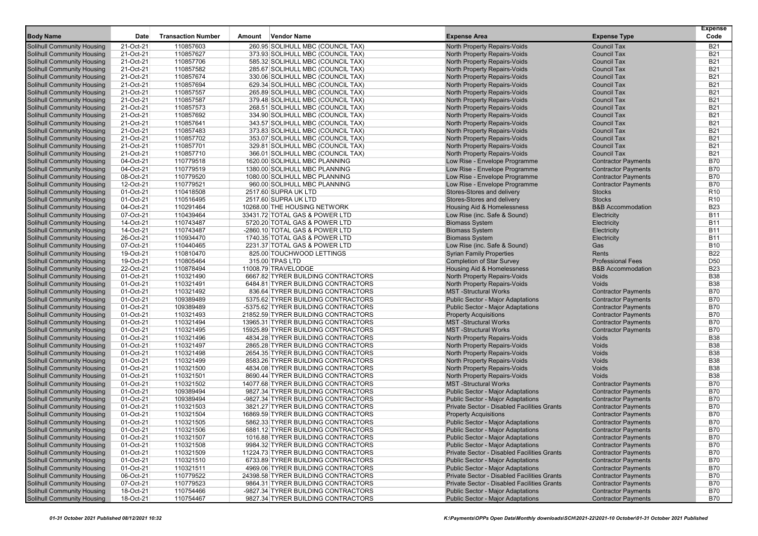| Body Name | Date | Transaction Number | Amount | Vendor Name | Expense Area | Expense Type | Expense Code |
|---|---|---|---|---|---|---|---|
| Solihull Community Housing | 21-Oct-21 | 110857603 | 260.95 | SOLIHULL MBC (COUNCIL TAX) | North Property Repairs-Voids | Council Tax | B21 |
| Solihull Community Housing | 21-Oct-21 | 110857627 | 373.93 | SOLIHULL MBC (COUNCIL TAX) | North Property Repairs-Voids | Council Tax | B21 |
| Solihull Community Housing | 21-Oct-21 | 110857706 | 585.32 | SOLIHULL MBC (COUNCIL TAX) | North Property Repairs-Voids | Council Tax | B21 |
| Solihull Community Housing | 21-Oct-21 | 110857582 | 285.67 | SOLIHULL MBC (COUNCIL TAX) | North Property Repairs-Voids | Council Tax | B21 |
| Solihull Community Housing | 21-Oct-21 | 110857674 | 330.06 | SOLIHULL MBC (COUNCIL TAX) | North Property Repairs-Voids | Council Tax | B21 |
| Solihull Community Housing | 21-Oct-21 | 110857694 | 629.34 | SOLIHULL MBC (COUNCIL TAX) | North Property Repairs-Voids | Council Tax | B21 |
| Solihull Community Housing | 21-Oct-21 | 110857557 | 265.89 | SOLIHULL MBC (COUNCIL TAX) | North Property Repairs-Voids | Council Tax | B21 |
| Solihull Community Housing | 21-Oct-21 | 110857587 | 379.48 | SOLIHULL MBC (COUNCIL TAX) | North Property Repairs-Voids | Council Tax | B21 |
| Solihull Community Housing | 21-Oct-21 | 110857573 | 268.51 | SOLIHULL MBC (COUNCIL TAX) | North Property Repairs-Voids | Council Tax | B21 |
| Solihull Community Housing | 21-Oct-21 | 110857692 | 334.90 | SOLIHULL MBC (COUNCIL TAX) | North Property Repairs-Voids | Council Tax | B21 |
| Solihull Community Housing | 21-Oct-21 | 110857641 | 343.57 | SOLIHULL MBC (COUNCIL TAX) | North Property Repairs-Voids | Council Tax | B21 |
| Solihull Community Housing | 21-Oct-21 | 110857483 | 373.83 | SOLIHULL MBC (COUNCIL TAX) | North Property Repairs-Voids | Council Tax | B21 |
| Solihull Community Housing | 21-Oct-21 | 110857702 | 353.07 | SOLIHULL MBC (COUNCIL TAX) | North Property Repairs-Voids | Council Tax | B21 |
| Solihull Community Housing | 21-Oct-21 | 110857701 | 329.81 | SOLIHULL MBC (COUNCIL TAX) | North Property Repairs-Voids | Council Tax | B21 |
| Solihull Community Housing | 21-Oct-21 | 110857710 | 366.01 | SOLIHULL MBC (COUNCIL TAX) | North Property Repairs-Voids | Council Tax | B21 |
| Solihull Community Housing | 04-Oct-21 | 110779518 | 1620.00 | SOLIHULL MBC PLANNING | Low Rise - Envelope Programme | Contractor Payments | B70 |
| Solihull Community Housing | 04-Oct-21 | 110779519 | 1380.00 | SOLIHULL MBC PLANNING | Low Rise - Envelope Programme | Contractor Payments | B70 |
| Solihull Community Housing | 08-Oct-21 | 110779520 | 1080.00 | SOLIHULL MBC PLANNING | Low Rise - Envelope Programme | Contractor Payments | B70 |
| Solihull Community Housing | 12-Oct-21 | 110779521 | 960.00 | SOLIHULL MBC PLANNING | Low Rise - Envelope Programme | Contractor Payments | B70 |
| Solihull Community Housing | 01-Oct-21 | 110418508 | 2517.60 | SUPRA UK LTD | Stores-Stores and delivery | Stocks | R10 |
| Solihull Community Housing | 01-Oct-21 | 110516495 | 2517.60 | SUPRA UK LTD | Stores-Stores and delivery | Stocks | R10 |
| Solihull Community Housing | 04-Oct-21 | 110291464 | 10268.00 | THE HOUSING NETWORK | Housing Aid & Homelessness | B&B Accommodation | B23 |
| Solihull Community Housing | 07-Oct-21 | 110439464 | 33431.72 | TOTAL GAS & POWER LTD | Low Rise (inc. Safe & Sound) | Electricity | B11 |
| Solihull Community Housing | 14-Oct-21 | 110743487 | 5720.20 | TOTAL GAS & POWER LTD | Biomass System | Electricity | B11 |
| Solihull Community Housing | 14-Oct-21 | 110743487 | -2860.10 | TOTAL GAS & POWER LTD | Biomass System | Electricity | B11 |
| Solihull Community Housing | 26-Oct-21 | 110934470 | 1740.35 | TOTAL GAS & POWER LTD | Biomass System | Electricity | B11 |
| Solihull Community Housing | 07-Oct-21 | 110440465 | 2231.37 | TOTAL GAS & POWER LTD | Low Rise (inc. Safe & Sound) | Gas | B10 |
| Solihull Community Housing | 19-Oct-21 | 110810470 | 825.00 | TOUCHWOOD LETTINGS | Syrian Family Properties | Rents | B22 |
| Solihull Community Housing | 19-Oct-21 | 110805464 | 315.00 | TPAS LTD | Completion of Star Survey | Professional Fees | D50 |
| Solihull Community Housing | 22-Oct-21 | 110878494 | 11008.79 | TRAVELODGE | Housing Aid & Homelessness | B&B Accommodation | B23 |
| Solihull Community Housing | 01-Oct-21 | 110321490 | 6667.82 | TYRER BUILDING CONTRACTORS | North Property Repairs-Voids | Voids | B38 |
| Solihull Community Housing | 01-Oct-21 | 110321491 | 6484.81 | TYRER BUILDING CONTRACTORS | North Property Repairs-Voids | Voids | B38 |
| Solihull Community Housing | 01-Oct-21 | 110321492 | 836.64 | TYRER BUILDING CONTRACTORS | MST -Structural Works | Contractor Payments | B70 |
| Solihull Community Housing | 01-Oct-21 | 109389489 | 5375.62 | TYRER BUILDING CONTRACTORS | Public Sector - Major Adaptations | Contractor Payments | B70 |
| Solihull Community Housing | 01-Oct-21 | 109389489 | -5375.62 | TYRER BUILDING CONTRACTORS | Public Sector - Major Adaptations | Contractor Payments | B70 |
| Solihull Community Housing | 01-Oct-21 | 110321493 | 21852.59 | TYRER BUILDING CONTRACTORS | Property Acquisitions | Contractor Payments | B70 |
| Solihull Community Housing | 01-Oct-21 | 110321494 | 13965.31 | TYRER BUILDING CONTRACTORS | MST -Structural Works | Contractor Payments | B70 |
| Solihull Community Housing | 01-Oct-21 | 110321495 | 15925.89 | TYRER BUILDING CONTRACTORS | MST -Structural Works | Contractor Payments | B70 |
| Solihull Community Housing | 01-Oct-21 | 110321496 | 4834.28 | TYRER BUILDING CONTRACTORS | North Property Repairs-Voids | Voids | B38 |
| Solihull Community Housing | 01-Oct-21 | 110321497 | 2865.28 | TYRER BUILDING CONTRACTORS | North Property Repairs-Voids | Voids | B38 |
| Solihull Community Housing | 01-Oct-21 | 110321498 | 2654.35 | TYRER BUILDING CONTRACTORS | North Property Repairs-Voids | Voids | B38 |
| Solihull Community Housing | 01-Oct-21 | 110321499 | 8583.26 | TYRER BUILDING CONTRACTORS | North Property Repairs-Voids | Voids | B38 |
| Solihull Community Housing | 01-Oct-21 | 110321500 | 4834.08 | TYRER BUILDING CONTRACTORS | North Property Repairs-Voids | Voids | B38 |
| Solihull Community Housing | 01-Oct-21 | 110321501 | 8690.44 | TYRER BUILDING CONTRACTORS | North Property Repairs-Voids | Voids | B38 |
| Solihull Community Housing | 01-Oct-21 | 110321502 | 14077.68 | TYRER BUILDING CONTRACTORS | MST -Structural Works | Contractor Payments | B70 |
| Solihull Community Housing | 01-Oct-21 | 109389494 | 9827.34 | TYRER BUILDING CONTRACTORS | Public Sector - Major Adaptations | Contractor Payments | B70 |
| Solihull Community Housing | 01-Oct-21 | 109389494 | -9827.34 | TYRER BUILDING CONTRACTORS | Public Sector - Major Adaptations | Contractor Payments | B70 |
| Solihull Community Housing | 01-Oct-21 | 110321503 | 3821.27 | TYRER BUILDING CONTRACTORS | Private Sector - Disabled Facilities Grants | Contractor Payments | B70 |
| Solihull Community Housing | 01-Oct-21 | 110321504 | 16869.59 | TYRER BUILDING CONTRACTORS | Property Acquisitions | Contractor Payments | B70 |
| Solihull Community Housing | 01-Oct-21 | 110321505 | 5862.33 | TYRER BUILDING CONTRACTORS | Public Sector - Major Adaptations | Contractor Payments | B70 |
| Solihull Community Housing | 01-Oct-21 | 110321506 | 6881.12 | TYRER BUILDING CONTRACTORS | Public Sector - Major Adaptations | Contractor Payments | B70 |
| Solihull Community Housing | 01-Oct-21 | 110321507 | 1016.88 | TYRER BUILDING CONTRACTORS | Public Sector - Major Adaptations | Contractor Payments | B70 |
| Solihull Community Housing | 01-Oct-21 | 110321508 | 9984.32 | TYRER BUILDING CONTRACTORS | Public Sector - Major Adaptations | Contractor Payments | B70 |
| Solihull Community Housing | 01-Oct-21 | 110321509 | 11224.73 | TYRER BUILDING CONTRACTORS | Private Sector - Disabled Facilities Grants | Contractor Payments | B70 |
| Solihull Community Housing | 01-Oct-21 | 110321510 | 6733.89 | TYRER BUILDING CONTRACTORS | Public Sector - Major Adaptations | Contractor Payments | B70 |
| Solihull Community Housing | 01-Oct-21 | 110321511 | 4969.06 | TYRER BUILDING CONTRACTORS | Public Sector - Major Adaptations | Contractor Payments | B70 |
| Solihull Community Housing | 06-Oct-21 | 110779522 | 24398.58 | TYRER BUILDING CONTRACTORS | Private Sector - Disabled Facilities Grants | Contractor Payments | B70 |
| Solihull Community Housing | 07-Oct-21 | 110779523 | 9864.31 | TYRER BUILDING CONTRACTORS | Private Sector - Disabled Facilities Grants | Contractor Payments | B70 |
| Solihull Community Housing | 18-Oct-21 | 110754466 | -9827.34 | TYRER BUILDING CONTRACTORS | Public Sector - Major Adaptations | Contractor Payments | B70 |
| Solihull Community Housing | 18-Oct-21 | 110754467 | 9827.34 | TYRER BUILDING CONTRACTORS | Public Sector - Major Adaptations | Contractor Payments | B70 |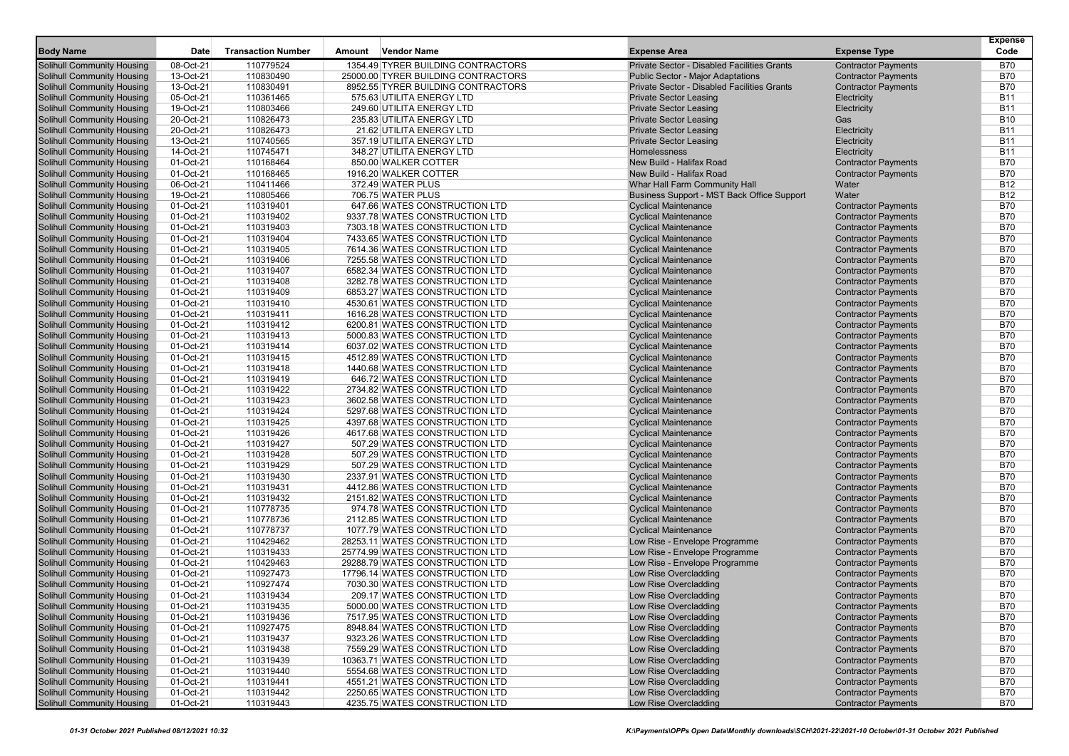| Body Name | Date | Transaction Number | Amount | Vendor Name | Expense Area | Expense Type | Expense Code |
|---|---|---|---|---|---|---|---|
| Solihull Community Housing | 08-Oct-21 | 110779524 | 1354.49 | TYRER BUILDING CONTRACTORS | Private Sector - Disabled Facilities Grants | Contractor Payments | B70 |
| Solihull Community Housing | 13-Oct-21 | 110830490 | 25000.00 | TYRER BUILDING CONTRACTORS | Public Sector - Major Adaptations | Contractor Payments | B70 |
| Solihull Community Housing | 13-Oct-21 | 110830491 | 8952.55 | TYRER BUILDING CONTRACTORS | Private Sector - Disabled Facilities Grants | Contractor Payments | B70 |
| Solihull Community Housing | 05-Oct-21 | 110361465 | 575.63 | UTILITA ENERGY LTD | Private Sector Leasing | Electricity | B11 |
| Solihull Community Housing | 19-Oct-21 | 110803466 | 249.60 | UTILITA ENERGY LTD | Private Sector Leasing | Electricity | B11 |
| Solihull Community Housing | 20-Oct-21 | 110826473 | 235.83 | UTILITA ENERGY LTD | Private Sector Leasing | Gas | B10 |
| Solihull Community Housing | 20-Oct-21 | 110826473 | 21.62 | UTILITA ENERGY LTD | Private Sector Leasing | Electricity | B11 |
| Solihull Community Housing | 13-Oct-21 | 110740565 | 357.19 | UTILITA ENERGY LTD | Private Sector Leasing | Electricity | B11 |
| Solihull Community Housing | 14-Oct-21 | 110745471 | 348.27 | UTILITA ENERGY LTD | Homelessness | Electricity | B11 |
| Solihull Community Housing | 01-Oct-21 | 110168464 | 850.00 | WALKER COTTER | New Build - Halifax Road | Contractor Payments | B70 |
| Solihull Community Housing | 01-Oct-21 | 110168465 | 1916.20 | WALKER COTTER | New Build - Halifax Road | Contractor Payments | B70 |
| Solihull Community Housing | 06-Oct-21 | 110411466 | 372.49 | WATER PLUS | Whar Hall Farm Community Hall | Water | B12 |
| Solihull Community Housing | 19-Oct-21 | 110805466 | 706.75 | WATER PLUS | Business Support - MST Back Office Support | Water | B12 |
| Solihull Community Housing | 01-Oct-21 | 110319401 | 647.66 | WATES CONSTRUCTION LTD | Cyclical Maintenance | Contractor Payments | B70 |
| Solihull Community Housing | 01-Oct-21 | 110319402 | 9337.78 | WATES CONSTRUCTION LTD | Cyclical Maintenance | Contractor Payments | B70 |
| Solihull Community Housing | 01-Oct-21 | 110319403 | 7303.18 | WATES CONSTRUCTION LTD | Cyclical Maintenance | Contractor Payments | B70 |
| Solihull Community Housing | 01-Oct-21 | 110319404 | 7433.65 | WATES CONSTRUCTION LTD | Cyclical Maintenance | Contractor Payments | B70 |
| Solihull Community Housing | 01-Oct-21 | 110319405 | 7614.36 | WATES CONSTRUCTION LTD | Cyclical Maintenance | Contractor Payments | B70 |
| Solihull Community Housing | 01-Oct-21 | 110319406 | 7255.58 | WATES CONSTRUCTION LTD | Cyclical Maintenance | Contractor Payments | B70 |
| Solihull Community Housing | 01-Oct-21 | 110319407 | 6582.34 | WATES CONSTRUCTION LTD | Cyclical Maintenance | Contractor Payments | B70 |
| Solihull Community Housing | 01-Oct-21 | 110319408 | 3282.78 | WATES CONSTRUCTION LTD | Cyclical Maintenance | Contractor Payments | B70 |
| Solihull Community Housing | 01-Oct-21 | 110319409 | 6853.27 | WATES CONSTRUCTION LTD | Cyclical Maintenance | Contractor Payments | B70 |
| Solihull Community Housing | 01-Oct-21 | 110319410 | 4530.61 | WATES CONSTRUCTION LTD | Cyclical Maintenance | Contractor Payments | B70 |
| Solihull Community Housing | 01-Oct-21 | 110319411 | 1616.28 | WATES CONSTRUCTION LTD | Cyclical Maintenance | Contractor Payments | B70 |
| Solihull Community Housing | 01-Oct-21 | 110319412 | 6200.81 | WATES CONSTRUCTION LTD | Cyclical Maintenance | Contractor Payments | B70 |
| Solihull Community Housing | 01-Oct-21 | 110319413 | 5000.83 | WATES CONSTRUCTION LTD | Cyclical Maintenance | Contractor Payments | B70 |
| Solihull Community Housing | 01-Oct-21 | 110319414 | 6037.02 | WATES CONSTRUCTION LTD | Cyclical Maintenance | Contractor Payments | B70 |
| Solihull Community Housing | 01-Oct-21 | 110319415 | 4512.89 | WATES CONSTRUCTION LTD | Cyclical Maintenance | Contractor Payments | B70 |
| Solihull Community Housing | 01-Oct-21 | 110319418 | 1440.68 | WATES CONSTRUCTION LTD | Cyclical Maintenance | Contractor Payments | B70 |
| Solihull Community Housing | 01-Oct-21 | 110319419 | 646.72 | WATES CONSTRUCTION LTD | Cyclical Maintenance | Contractor Payments | B70 |
| Solihull Community Housing | 01-Oct-21 | 110319422 | 2734.82 | WATES CONSTRUCTION LTD | Cyclical Maintenance | Contractor Payments | B70 |
| Solihull Community Housing | 01-Oct-21 | 110319423 | 3602.58 | WATES CONSTRUCTION LTD | Cyclical Maintenance | Contractor Payments | B70 |
| Solihull Community Housing | 01-Oct-21 | 110319424 | 5297.68 | WATES CONSTRUCTION LTD | Cyclical Maintenance | Contractor Payments | B70 |
| Solihull Community Housing | 01-Oct-21 | 110319425 | 4397.68 | WATES CONSTRUCTION LTD | Cyclical Maintenance | Contractor Payments | B70 |
| Solihull Community Housing | 01-Oct-21 | 110319426 | 4617.68 | WATES CONSTRUCTION LTD | Cyclical Maintenance | Contractor Payments | B70 |
| Solihull Community Housing | 01-Oct-21 | 110319427 | 507.29 | WATES CONSTRUCTION LTD | Cyclical Maintenance | Contractor Payments | B70 |
| Solihull Community Housing | 01-Oct-21 | 110319428 | 507.29 | WATES CONSTRUCTION LTD | Cyclical Maintenance | Contractor Payments | B70 |
| Solihull Community Housing | 01-Oct-21 | 110319429 | 507.29 | WATES CONSTRUCTION LTD | Cyclical Maintenance | Contractor Payments | B70 |
| Solihull Community Housing | 01-Oct-21 | 110319430 | 2337.91 | WATES CONSTRUCTION LTD | Cyclical Maintenance | Contractor Payments | B70 |
| Solihull Community Housing | 01-Oct-21 | 110319431 | 4412.86 | WATES CONSTRUCTION LTD | Cyclical Maintenance | Contractor Payments | B70 |
| Solihull Community Housing | 01-Oct-21 | 110319432 | 2151.82 | WATES CONSTRUCTION LTD | Cyclical Maintenance | Contractor Payments | B70 |
| Solihull Community Housing | 01-Oct-21 | 110778735 | 974.78 | WATES CONSTRUCTION LTD | Cyclical Maintenance | Contractor Payments | B70 |
| Solihull Community Housing | 01-Oct-21 | 110778736 | 2112.85 | WATES CONSTRUCTION LTD | Cyclical Maintenance | Contractor Payments | B70 |
| Solihull Community Housing | 01-Oct-21 | 110778737 | 1077.79 | WATES CONSTRUCTION LTD | Cyclical Maintenance | Contractor Payments | B70 |
| Solihull Community Housing | 01-Oct-21 | 110429462 | 28253.11 | WATES CONSTRUCTION LTD | Low Rise - Envelope Programme | Contractor Payments | B70 |
| Solihull Community Housing | 01-Oct-21 | 110319433 | 25774.99 | WATES CONSTRUCTION LTD | Low Rise - Envelope Programme | Contractor Payments | B70 |
| Solihull Community Housing | 01-Oct-21 | 110429463 | 29288.79 | WATES CONSTRUCTION LTD | Low Rise - Envelope Programme | Contractor Payments | B70 |
| Solihull Community Housing | 01-Oct-21 | 110927473 | 17796.14 | WATES CONSTRUCTION LTD | Low Rise Overcladding | Contractor Payments | B70 |
| Solihull Community Housing | 01-Oct-21 | 110927474 | 7030.30 | WATES CONSTRUCTION LTD | Low Rise Overcladding | Contractor Payments | B70 |
| Solihull Community Housing | 01-Oct-21 | 110319434 | 209.17 | WATES CONSTRUCTION LTD | Low Rise Overcladding | Contractor Payments | B70 |
| Solihull Community Housing | 01-Oct-21 | 110319435 | 5000.00 | WATES CONSTRUCTION LTD | Low Rise Overcladding | Contractor Payments | B70 |
| Solihull Community Housing | 01-Oct-21 | 110319436 | 7517.95 | WATES CONSTRUCTION LTD | Low Rise Overcladding | Contractor Payments | B70 |
| Solihull Community Housing | 01-Oct-21 | 110927475 | 8948.84 | WATES CONSTRUCTION LTD | Low Rise Overcladding | Contractor Payments | B70 |
| Solihull Community Housing | 01-Oct-21 | 110319437 | 9323.26 | WATES CONSTRUCTION LTD | Low Rise Overcladding | Contractor Payments | B70 |
| Solihull Community Housing | 01-Oct-21 | 110319438 | 7559.29 | WATES CONSTRUCTION LTD | Low Rise Overcladding | Contractor Payments | B70 |
| Solihull Community Housing | 01-Oct-21 | 110319439 | 10363.71 | WATES CONSTRUCTION LTD | Low Rise Overcladding | Contractor Payments | B70 |
| Solihull Community Housing | 01-Oct-21 | 110319440 | 5554.68 | WATES CONSTRUCTION LTD | Low Rise Overcladding | Contractor Payments | B70 |
| Solihull Community Housing | 01-Oct-21 | 110319441 | 4551.21 | WATES CONSTRUCTION LTD | Low Rise Overcladding | Contractor Payments | B70 |
| Solihull Community Housing | 01-Oct-21 | 110319442 | 2250.65 | WATES CONSTRUCTION LTD | Low Rise Overcladding | Contractor Payments | B70 |
| Solihull Community Housing | 01-Oct-21 | 110319443 | 4235.75 | WATES CONSTRUCTION LTD | Low Rise Overcladding | Contractor Payments | B70 |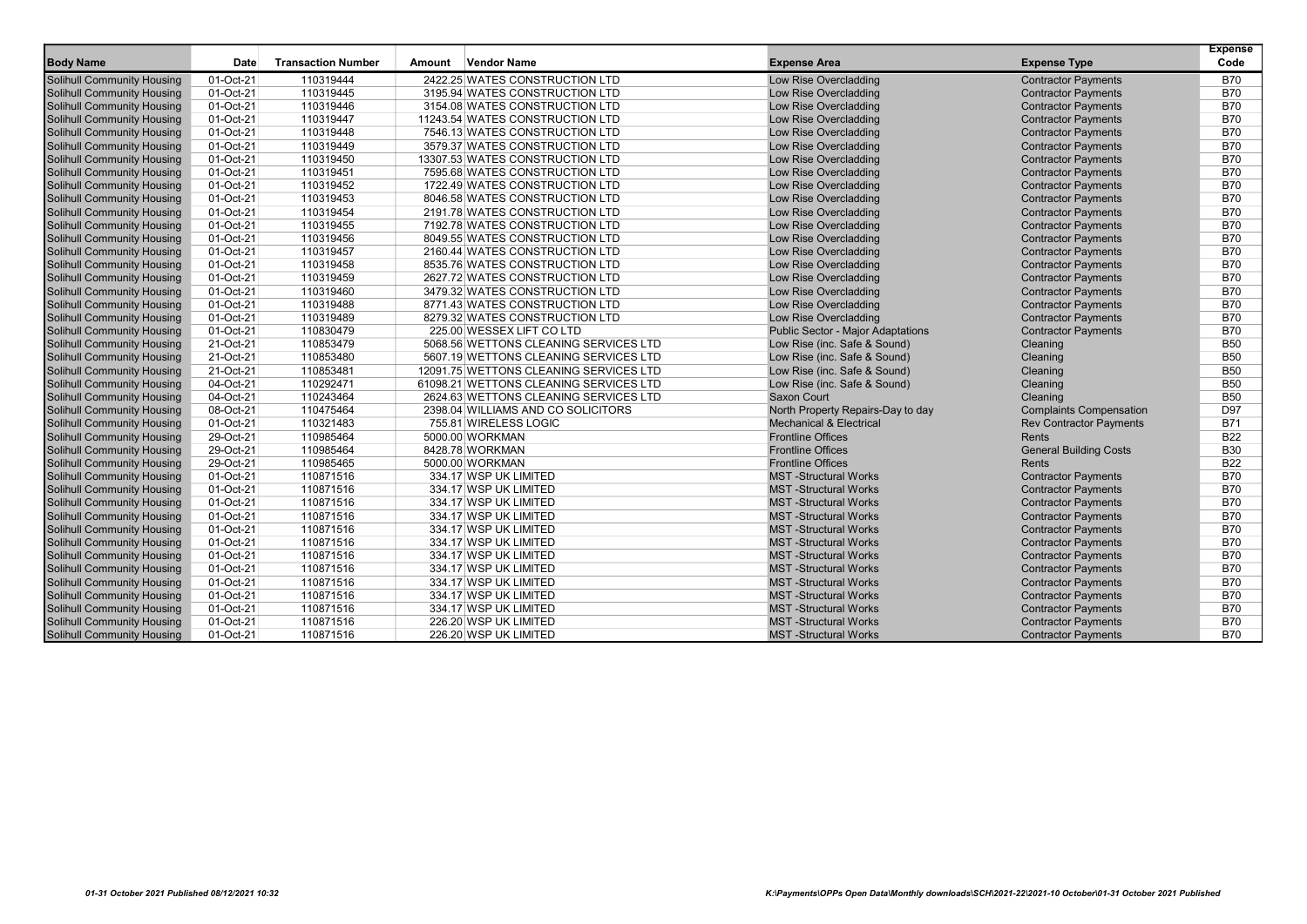| Body Name | Date | Transaction Number | Amount | Vendor Name | Expense Area | Expense Type | Expense Code |
|---|---|---|---|---|---|---|---|
| Solihull Community Housing | 01-Oct-21 | 110319444 | 2422.25 | WATES CONSTRUCTION LTD | Low Rise Overcladding | Contractor Payments | B70 |
| Solihull Community Housing | 01-Oct-21 | 110319445 | 3195.94 | WATES CONSTRUCTION LTD | Low Rise Overcladding | Contractor Payments | B70 |
| Solihull Community Housing | 01-Oct-21 | 110319446 | 3154.08 | WATES CONSTRUCTION LTD | Low Rise Overcladding | Contractor Payments | B70 |
| Solihull Community Housing | 01-Oct-21 | 110319447 | 11243.54 | WATES CONSTRUCTION LTD | Low Rise Overcladding | Contractor Payments | B70 |
| Solihull Community Housing | 01-Oct-21 | 110319448 | 7546.13 | WATES CONSTRUCTION LTD | Low Rise Overcladding | Contractor Payments | B70 |
| Solihull Community Housing | 01-Oct-21 | 110319449 | 3579.37 | WATES CONSTRUCTION LTD | Low Rise Overcladding | Contractor Payments | B70 |
| Solihull Community Housing | 01-Oct-21 | 110319450 | 13307.53 | WATES CONSTRUCTION LTD | Low Rise Overcladding | Contractor Payments | B70 |
| Solihull Community Housing | 01-Oct-21 | 110319451 | 7595.68 | WATES CONSTRUCTION LTD | Low Rise Overcladding | Contractor Payments | B70 |
| Solihull Community Housing | 01-Oct-21 | 110319452 | 1722.49 | WATES CONSTRUCTION LTD | Low Rise Overcladding | Contractor Payments | B70 |
| Solihull Community Housing | 01-Oct-21 | 110319453 | 8046.58 | WATES CONSTRUCTION LTD | Low Rise Overcladding | Contractor Payments | B70 |
| Solihull Community Housing | 01-Oct-21 | 110319454 | 2191.78 | WATES CONSTRUCTION LTD | Low Rise Overcladding | Contractor Payments | B70 |
| Solihull Community Housing | 01-Oct-21 | 110319455 | 7192.78 | WATES CONSTRUCTION LTD | Low Rise Overcladding | Contractor Payments | B70 |
| Solihull Community Housing | 01-Oct-21 | 110319456 | 8049.55 | WATES CONSTRUCTION LTD | Low Rise Overcladding | Contractor Payments | B70 |
| Solihull Community Housing | 01-Oct-21 | 110319457 | 2160.44 | WATES CONSTRUCTION LTD | Low Rise Overcladding | Contractor Payments | B70 |
| Solihull Community Housing | 01-Oct-21 | 110319458 | 8535.76 | WATES CONSTRUCTION LTD | Low Rise Overcladding | Contractor Payments | B70 |
| Solihull Community Housing | 01-Oct-21 | 110319459 | 2627.72 | WATES CONSTRUCTION LTD | Low Rise Overcladding | Contractor Payments | B70 |
| Solihull Community Housing | 01-Oct-21 | 110319460 | 3479.32 | WATES CONSTRUCTION LTD | Low Rise Overcladding | Contractor Payments | B70 |
| Solihull Community Housing | 01-Oct-21 | 110319488 | 8771.43 | WATES CONSTRUCTION LTD | Low Rise Overcladding | Contractor Payments | B70 |
| Solihull Community Housing | 01-Oct-21 | 110319489 | 8279.32 | WATES CONSTRUCTION LTD | Low Rise Overcladding | Contractor Payments | B70 |
| Solihull Community Housing | 01-Oct-21 | 110830479 | 225.00 | WESSEX LIFT CO LTD | Public Sector - Major Adaptations | Contractor Payments | B70 |
| Solihull Community Housing | 21-Oct-21 | 110853479 | 5068.56 | WETTONS CLEANING SERVICES LTD | Low Rise (inc. Safe & Sound) | Cleaning | B50 |
| Solihull Community Housing | 21-Oct-21 | 110853480 | 5607.19 | WETTONS CLEANING SERVICES LTD | Low Rise (inc. Safe & Sound) | Cleaning | B50 |
| Solihull Community Housing | 21-Oct-21 | 110853481 | 12091.75 | WETTONS CLEANING SERVICES LTD | Low Rise (inc. Safe & Sound) | Cleaning | B50 |
| Solihull Community Housing | 04-Oct-21 | 110292471 | 61098.21 | WETTONS CLEANING SERVICES LTD | Low Rise (inc. Safe & Sound) | Cleaning | B50 |
| Solihull Community Housing | 04-Oct-21 | 110243464 | 2624.63 | WETTONS CLEANING SERVICES LTD | Saxon Court | Cleaning | B50 |
| Solihull Community Housing | 08-Oct-21 | 110475464 | 2398.04 | WILLIAMS AND CO SOLICITORS | North Property Repairs-Day to day | Complaints Compensation | D97 |
| Solihull Community Housing | 01-Oct-21 | 110321483 | 755.81 | WIRELESS LOGIC | Mechanical & Electrical | Rev Contractor Payments | B71 |
| Solihull Community Housing | 29-Oct-21 | 110985464 | 5000.00 | WORKMAN | Frontline Offices | Rents | B22 |
| Solihull Community Housing | 29-Oct-21 | 110985464 | 8428.78 | WORKMAN | Frontline Offices | General Building Costs | B30 |
| Solihull Community Housing | 29-Oct-21 | 110985465 | 5000.00 | WORKMAN | Frontline Offices | Rents | B22 |
| Solihull Community Housing | 01-Oct-21 | 110871516 | 334.17 | WSP UK LIMITED | MST -Structural Works | Contractor Payments | B70 |
| Solihull Community Housing | 01-Oct-21 | 110871516 | 334.17 | WSP UK LIMITED | MST -Structural Works | Contractor Payments | B70 |
| Solihull Community Housing | 01-Oct-21 | 110871516 | 334.17 | WSP UK LIMITED | MST -Structural Works | Contractor Payments | B70 |
| Solihull Community Housing | 01-Oct-21 | 110871516 | 334.17 | WSP UK LIMITED | MST -Structural Works | Contractor Payments | B70 |
| Solihull Community Housing | 01-Oct-21 | 110871516 | 334.17 | WSP UK LIMITED | MST -Structural Works | Contractor Payments | B70 |
| Solihull Community Housing | 01-Oct-21 | 110871516 | 334.17 | WSP UK LIMITED | MST -Structural Works | Contractor Payments | B70 |
| Solihull Community Housing | 01-Oct-21 | 110871516 | 334.17 | WSP UK LIMITED | MST -Structural Works | Contractor Payments | B70 |
| Solihull Community Housing | 01-Oct-21 | 110871516 | 334.17 | WSP UK LIMITED | MST -Structural Works | Contractor Payments | B70 |
| Solihull Community Housing | 01-Oct-21 | 110871516 | 334.17 | WSP UK LIMITED | MST -Structural Works | Contractor Payments | B70 |
| Solihull Community Housing | 01-Oct-21 | 110871516 | 334.17 | WSP UK LIMITED | MST -Structural Works | Contractor Payments | B70 |
| Solihull Community Housing | 01-Oct-21 | 110871516 | 334.17 | WSP UK LIMITED | MST -Structural Works | Contractor Payments | B70 |
| Solihull Community Housing | 01-Oct-21 | 110871516 | 226.20 | WSP UK LIMITED | MST -Structural Works | Contractor Payments | B70 |
| Solihull Community Housing | 01-Oct-21 | 110871516 | 226.20 | WSP UK LIMITED | MST -Structural Works | Contractor Payments | B70 |